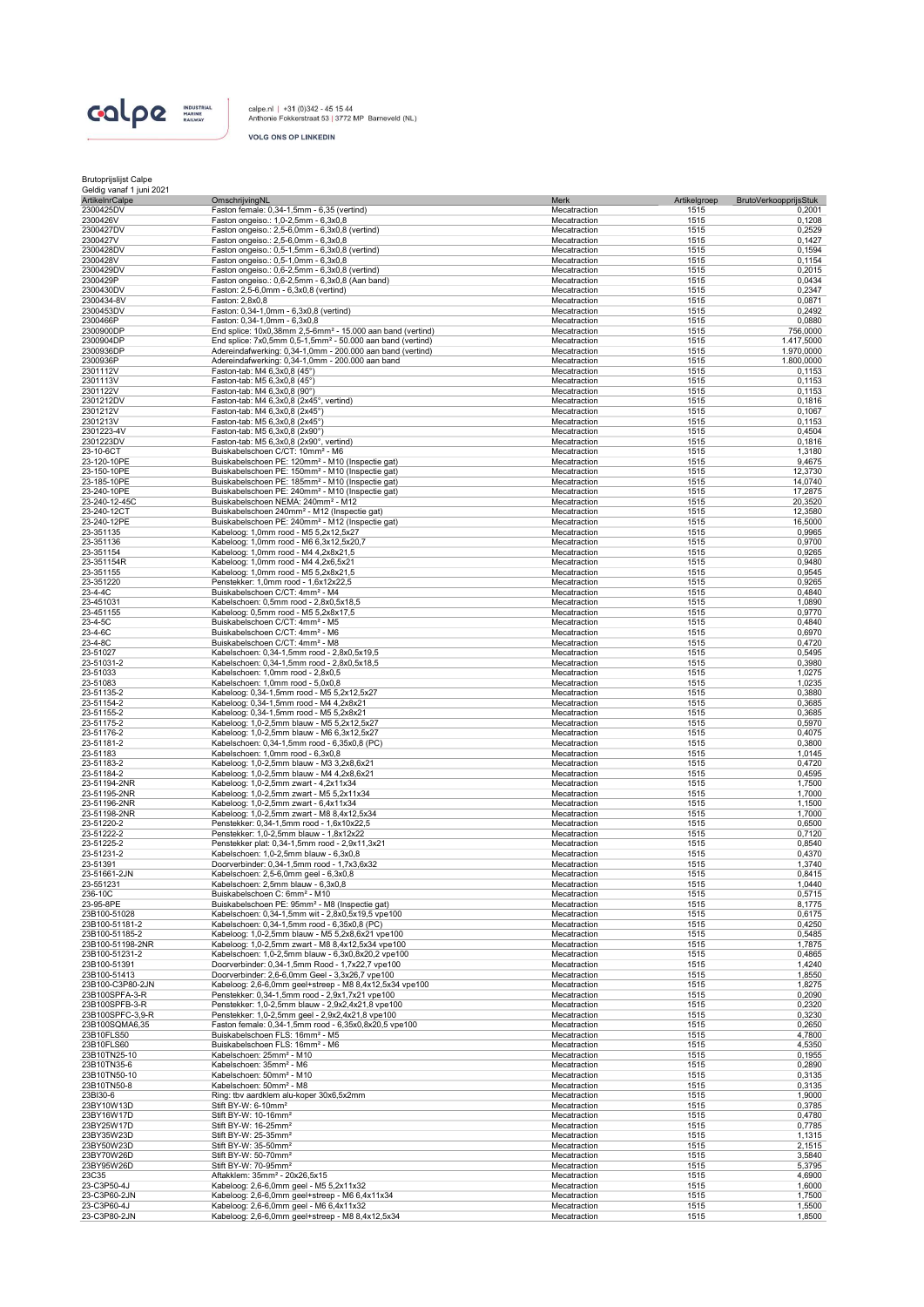calpe INDUSTRIAL MARINE RAILWAY

calpe.nl | +31 (0)342 - 45 15 44
Anthonie Fokkerstraat 53 | 3772 MP Barneveld (NL)

VOLG ONS OP LINKEDIN

Brutoprijslijst Calpe
Geldig vanaf 1 juni 2021

| ArtikelnrCalpe | OmschrijvingNL | Merk | Artikelgroep | BrutoVerkoopprijsStuk |
|---|---|---|---|---|
| 2300425DV | Faston female: 0,34-1,5mm - 6,35 (vertind) | Mecatraction | 1515 | 0,2001 |
| 2300426V | Faston ongeiso.: 1,0-2,5mm - 6,3x0,8 | Mecatraction | 1515 | 0,1208 |
| 2300427DV | Faston ongeiso.: 2,5-6,0mm - 6,3x0,8 (vertind) | Mecatraction | 1515 | 0,2529 |
| 2300427V | Faston ongeiso.: 2,5-6,0mm - 6,3x0,8 | Mecatraction | 1515 | 0,1427 |
| 2300428DV | Faston ongeiso.: 0,5-1,5mm - 6,3x0,8 (vertind) | Mecatraction | 1515 | 0,1594 |
| 2300428V | Faston ongeiso.: 0,5-1,0mm - 6,3x0,8 | Mecatraction | 1515 | 0,1154 |
| 2300429DV | Faston ongeiso.: 0,6-2,5mm - 6,3x0,8 (vertind) | Mecatraction | 1515 | 0,2015 |
| 2300429P | Faston ongeiso.: 0,6-2,5mm - 6,3x0,8 (Aan band) | Mecatraction | 1515 | 0,0434 |
| 2300430DV | Faston: 2,5-6,0mm - 6,3x0,8 (vertind) | Mecatraction | 1515 | 0,2347 |
| 2300434-8V | Faston: 2,8x0,8 | Mecatraction | 1515 | 0,0871 |
| 2300453DV | Faston: 0,34-1,0mm - 6,3x0,8 (vertind) | Mecatraction | 1515 | 0,2492 |
| 2300466P | Faston: 0,34-1,0mm - 6,3x0,8 | Mecatraction | 1515 | 0,0880 |
| 2300900DP | End splice: 10x0,38mm 2,5-6mm² - 15.000 aan band (vertind) | Mecatraction | 1515 | 756,0000 |
| 2300904DP | End splice: 7x0,5mm 0,5-1,5mm² - 50.000 aan band (vertind) | Mecatraction | 1515 | 1.417,5000 |
| 2300936DP | Addereindafwerking: 0,34-1,0mm - 200.000 aan band (vertind) | Mecatraction | 1515 | 1.970,0000 |
| 2300936P | Addereindafwerking: 0,34-1,0mm - 200.000 aan band | Mecatraction | 1515 | 1.800,0000 |
| 2301112V | Faston-tab: M4 6,3x0,8 (45°) | Mecatraction | 1515 | 0,1153 |
| 2301113V | Faston-tab: M5 6,3x0,8 (45°) | Mecatraction | 1515 | 0,1153 |
| 2301122V | Faston-tab: M4 6,3x0,8 (90°) | Mecatraction | 1515 | 0,1153 |
| 2301212DV | Faston-tab: M4 6,3x0,8 (2x45°, vertind) | Mecatraction | 1515 | 0,1816 |
| 2301212V | Faston-tab: M4 6,3x0,8 (2x45°) | Mecatraction | 1515 | 0,1067 |
| 2301213V | Faston-tab: M5 6,3x0,8 (2x45°) | Mecatraction | 1515 | 0,1153 |
| 2301223-4V | Faston-tab: M5 6,3x0,8 (2x90°) | Mecatraction | 1515 | 0,4504 |
| 2301223DV | Faston-tab: M5 6,3x0,8 (2x90°, vertind) | Mecatraction | 1515 | 0,1816 |
| 23-10-6CT | Buiskabelschoen C/CT: 10mm² - M6 | Mecatraction | 1515 | 1,3180 |
| 23-120-10PE | Buiskabelschoen PE: 120mm² - M10 (Inspectie gat) | Mecatraction | 1515 | 9,4675 |
| 23-150-10PE | Buiskabelschoen PE: 150mm² - M10 (Inspectie gat) | Mecatraction | 1515 | 12,3730 |
| 23-185-10PE | Buiskabelschoen PE: 185mm² - M10 (Inspectie gat) | Mecatraction | 1515 | 14,0740 |
| 23-240-10PE | Buiskabelschoen PE: 240mm² - M10 (Inspectie gat) | Mecatraction | 1515 | 17,2875 |
| 23-240-12-45C | Buiskabelschoen NEMA: 240mm² - M12 | Mecatraction | 1515 | 20,3520 |
| 23-240-12CT | Buiskabelschoen 240mm² - M12 (Inspectie gat) | Mecatraction | 1515 | 12,3580 |
| 23-240-12PE | Buiskabelschoen PE: 240mm² - M12 (Inspectie gat) | Mecatraction | 1515 | 16,5000 |
| 23-351135 | Kabeloog: 1,0mm rood - M5 5,2x12,5x27 | Mecatraction | 1515 | 0,9965 |
| 23-351136 | Kabeloog: 1,0mm rood - M6 6,3x12,5x20,7 | Mecatraction | 1515 | 0,9700 |
| 23-351154 | Kabeloog: 1,0mm rood - M4 4,2x8x21,5 | Mecatraction | 1515 | 0,9265 |
| 23-351154R | Kabeloog: 1,0mm rood - M4 4,2x6,5x21 | Mecatraction | 1515 | 0,9480 |
| 23-351155 | Kabeloog: 1,0mm rood - M5 5,2x8x21,5 | Mecatraction | 1515 | 0,9545 |
| 23-351220 | Penstekker: 1,0mm rood - 1,6x12x22,5 | Mecatraction | 1515 | 0,9265 |
| 23-4-4C | Buiskabelschoen C/CT: 4mm² - M4 | Mecatraction | 1515 | 0,4840 |
| 23-451031 | Kabelschoen: 0,5mm rood - 2,8x0,5x18,5 | Mecatraction | 1515 | 1,0890 |
| 23-451155 | Kabeloog: 0,5mm rood - M5 5,2x8x17,5 | Mecatraction | 1515 | 0,9770 |
| 23-4-5C | Buiskabelschoen C/CT: 4mm² - M5 | Mecatraction | 1515 | 0,4840 |
| 23-4-6C | Buiskabelschoen C/CT: 4mm² - M6 | Mecatraction | 1515 | 0,6970 |
| 23-4-8C | Buiskabelschoen C/CT: 4mm² - M8 | Mecatraction | 1515 | 0,4720 |
| 23-51027 | Kabelschoen: 0,34-1,5mm rood - 2,8x0,5x19,5 | Mecatraction | 1515 | 0,5495 |
| 23-51031-2 | Kabelschoen: 0,34-1,5mm rood - 2,8x0,5x18,5 | Mecatraction | 1515 | 0,3980 |
| 23-51033 | Kabelschoen: 1,0mm rood - 2,8x0,5 | Mecatraction | 1515 | 1,0275 |
| 23-51083 | Kabelschoen: 1,0mm rood - 5,0x0,8 | Mecatraction | 1515 | 1,0235 |
| 23-51135-2 | Kabeloog: 0,34-1,5mm rood - M5 5,2x12,5x27 | Mecatraction | 1515 | 0,3880 |
| 23-51154-2 | Kabeloog: 0,34-1,5mm rood - M4 4,2x8x21 | Mecatraction | 1515 | 0,3685 |
| 23-51155-2 | Kabeloog: 0,34-1,5mm rood - M5 5,2x8x21 | Mecatraction | 1515 | 0,3685 |
| 23-51175-2 | Kabeloog: 1,0-2,5mm blauw - M5 5,2x12,5x27 | Mecatraction | 1515 | 0,5970 |
| 23-51176-2 | Kabeloog: 1,0-2,5mm blauw - M6 6,3x12,5x27 | Mecatraction | 1515 | 0,4075 |
| 23-51181-2 | Kabelschoen: 0,34-1,5mm rood - 6,35x0,8 (PC) | Mecatraction | 1515 | 0,3800 |
| 23-51183 | Kabelschoen: 1,0mm rood - 6,3x0,8 | Mecatraction | 1515 | 1,0145 |
| 23-51183-2 | Kabeloog: 1,0-2,5mm blauw - M3 3,2x8,6x21 | Mecatraction | 1515 | 0,4720 |
| 23-51184-2 | Kabeloog: 1,0-2,5mm blauw - M4 4,2x8,6x21 | Mecatraction | 1515 | 0,4595 |
| 23-51194-2NR | Kabeloog: 1,0-2,5mm zwart - 4,2x11x34 | Mecatraction | 1515 | 1,7500 |
| 23-51195-2NR | Kabeloog: 1,0-2,5mm zwart - M5 5,2x11x34 | Mecatraction | 1515 | 1,7000 |
| 23-51196-2NR | Kabeloog: 1,0-2,5mm zwart - 6,4x11x34 | Mecatraction | 1515 | 1,1500 |
| 23-51198-2NR | Kabeloog: 1,0-2,5mm zwart - M8 8,4x12,5x34 | Mecatraction | 1515 | 1,7000 |
| 23-51220-2 | Penstekker: 0,34-1,5mm rood - 1,6x10x22,5 | Mecatraction | 1515 | 0,6500 |
| 23-51222-2 | Penstekker: 1,0-2,5mm blauw - 1,8x12x22 | Mecatraction | 1515 | 0,7120 |
| 23-51225-2 | Penstekker plat: 0,34-1,5mm rood - 2,9x11,3x21 | Mecatraction | 1515 | 0,8540 |
| 23-51231-2 | Kabelschoen: 1,0-2,5mm blauw - 6,3x0,8 | Mecatraction | 1515 | 0,4370 |
| 23-51391 | Doorverbinder: 0,34-1,5mm rood - 1,7x3,6x32 | Mecatraction | 1515 | 1,3740 |
| 23-51661-2JN | Kabelschoen: 2,5-6,0mm geel - 6,3x0,8 | Mecatraction | 1515 | 0,8415 |
| 23-551231 | Kabelschoen: 2,5mm blauw - 6,3x0,8 | Mecatraction | 1515 | 1,0440 |
| 236-10C | Buiskabelschoen C: 6mm² - M10 | Mecatraction | 1515 | 0,5715 |
| 23-95-8PE | Buiskabelschoen PE: 95mm² - M8 (Inspectie gat) | Mecatraction | 1515 | 8,1775 |
| 23B100-51028 | Kabelschoen: 0,34-1,5mm wit - 2,8x0,5x19,5 vpe100 | Mecatraction | 1515 | 0,6175 |
| 23B100-51181-2 | Kabelschoen: 0,34-1,5mm rood - 6,35x0,8 (PC) | Mecatraction | 1515 | 0,4250 |
| 23B100-51185-2 | Kabeloog: 1,0-2,5mm blauw - M5 5,2x8,6x21 vpe100 | Mecatraction | 1515 | 0,5485 |
| 23B100-51198-2NR | Kabeloog: 1,0-2,5mm zwart - M8 8,4x12,5x34 vpe100 | Mecatraction | 1515 | 1,7875 |
| 23B100-51231-2 | Kabelschoen: 1,0-2,5mm blauw - 6,3x0,8x20,2 vpe100 | Mecatraction | 1515 | 0,4865 |
| 23B100-51391 | Doorverbinder: 0,34-1,5mm Rood - 1,7x22,7 vpe100 | Mecatraction | 1515 | 1,4240 |
| 23B100-51413 | Doorverbinder: 2,6-6,0mm Geel - 3,3x26,7 vpe100 | Mecatraction | 1515 | 1,8550 |
| 23B100-C3P80-2JN | Kabeloog: 2,6-6,0mm geel+streep - M8 8,4x12,5x34 vpe100 | Mecatraction | 1515 | 1,8275 |
| 23B100SPFA-3-R | Penstekker: 0,34-1,5mm rood - 2,9x1,7x21 vpe100 | Mecatraction | 1515 | 0,2090 |
| 23B100SPFB-3-R | Penstekker: 1,0-2,5mm blauw - 2,9x2,4x21,8 vpe100 | Mecatraction | 1515 | 0,2320 |
| 23B100SPFC-3,9-R | Penstekker: 1,0-2,5mm geel - 2,9x2,4x21,8 vpe100 | Mecatraction | 1515 | 0,3230 |
| 23B100SQMA6,35 | Faston female: 0,34-1,5mm rood - 6,35x0,8x20,5 vpe100 | Mecatraction | 1515 | 0,2650 |
| 23B10FLS50 | Buiskabelschoen FLS: 16mm² - M5 | Mecatraction | 1515 | 4,7800 |
| 23B10FLS60 | Buiskabelschoen FLS: 16mm² - M6 | Mecatraction | 1515 | 4,5350 |
| 23B10TN25-10 | Kabelschoen: 25mm² - M10 | Mecatraction | 1515 | 0,1955 |
| 23B10TN35-6 | Kabelschoen: 35mm² - M6 | Mecatraction | 1515 | 0,2890 |
| 23B10TN50-10 | Kabelschoen: 50mm² - M10 | Mecatraction | 1515 | 0,3135 |
| 23B10TN50-8 | Kabelschoen: 50mm² - M8 | Mecatraction | 1515 | 0,3135 |
| 23BI30-6 | Ring: tbv aardklem alu-koper 30x6,5x2mm | Mecatraction | 1515 | 1,9000 |
| 23BY10W13D | Stift BY-W: 6-10mm² | Mecatraction | 1515 | 0,3785 |
| 23BY16W17D | Stift BY-W: 10-16mm² | Mecatraction | 1515 | 0,4780 |
| 23BY25W17D | Stift BY-W: 16-25mm² | Mecatraction | 1515 | 0,7785 |
| 23BY35W23D | Stift BY-W: 25-35mm² | Mecatraction | 1515 | 1,1315 |
| 23BY50W23D | Stift BY-W: 35-50mm² | Mecatraction | 1515 | 2,1515 |
| 23BY70W26D | Stift BY-W: 50-70mm² | Mecatraction | 1515 | 3,5840 |
| 23BY95W26D | Stift BY-W: 70-95mm² | Mecatraction | 1515 | 5,3795 |
| 23C35 | Aftakklem: 35mm² - 20x26,5x15 | Mecatraction | 1515 | 4,6900 |
| 23-C3P50-4J | Kabeloog: 2,6-6,0mm geel - M5 5,2x11x32 | Mecatraction | 1515 | 1,6000 |
| 23-C3P60-2JN | Kabeloog: 2,6-6,0mm geel+streep - M6 6,4x11x34 | Mecatraction | 1515 | 1,7500 |
| 23-C3P60-4J | Kabeloog: 2,6-6,0mm geel - M6 6,4x11x32 | Mecatraction | 1515 | 1,5500 |
| 23-C3P80-2JN | Kabeloog: 2,6-6,0mm geel+streep - M8 8,4x12,5x34 | Mecatraction | 1515 | 1,8500 |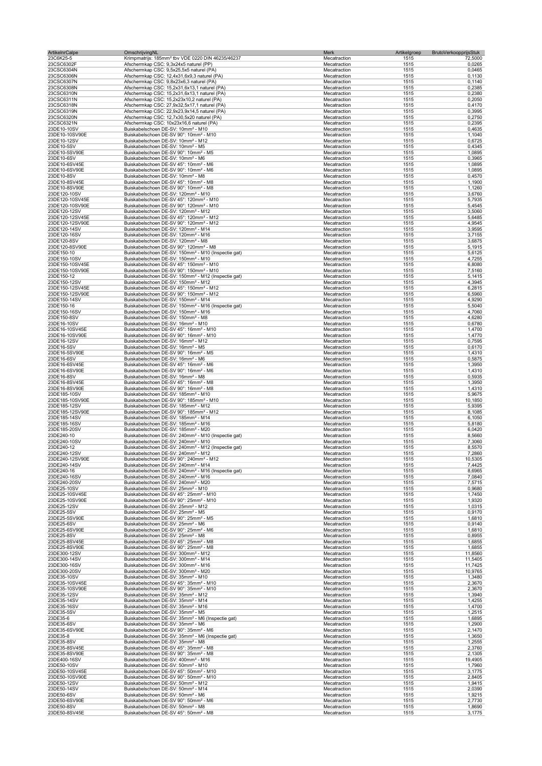| ArtikelnrCalpe | OmschrijvingNL | Merk | Artikelgroep | BrutoVerkoopprijsStuk |
|---|---|---|---|---|
| 23C6K25-5 | Krimpmatrijs: 185mm² tbv VDE 0220 DIN 46235/46237 | Mecatraction | 1515 | 72,5000 |
| 23CSC6302F | Afschermkap CSC: 9,3x24x5 naturel (PP) | Mecatraction | 1515 | 0,0265 |
| 23CSC6304N | Afschermkap CSC: 9,5x25,5x5 naturel (PA) | Mecatraction | 1515 | 0,0465 |
| 23CSC6306N | Afschermkap CSC: 12,4x31,6x9,3 naturel (PA) | Mecatraction | 1515 | 0,1130 |
| 23CSC6307N | Afschermkap CSC: 9,8x23x6,3 naturel (PA) | Mecatraction | 1515 | 0,1140 |
| 23CSC6308N | Afschermkap CSC: 15,2x31,6x13,1 naturel (PA) | Mecatraction | 1515 | 0,2385 |
| 23CSC6310N | Afschermkap CSC: 15,2x31,6x13,1 naturel (PA) | Mecatraction | 1515 | 0,2380 |
| 23CSC6311N | Afschermkap CSC: 15,2x23x10,2 naturel (PA) | Mecatraction | 1515 | 0,2050 |
| 23CSC6318N | Afschermkap CSC: 27,9x32,5x17,1 naturel (PA) | Mecatraction | 1515 | 0,4170 |
| 23CSC6319N | Afschermkap CSC: 22,9x23,9x14,5 naturel (PA) | Mecatraction | 1515 | 0,3995 |
| 23CSC6320N | Afschermkap CSC: 12,7x30,5x20 naturel (PA) | Mecatraction | 1515 | 0,2750 |
| 23CSC6321N | Afschermkap CSC: 10x23x16,6 naturel (PA) | Mecatraction | 1515 | 0,2395 |
| 23DE10-10SV | Buiskabelschoen DE-SV: 10mm² - M10 | Mecatraction | 1515 | 0,4635 |
| 23DE10-10SV90E | Buiskabelschoen DE-SV 90°: 10mm² - M10 | Mecatraction | 1515 | 1,1040 |
| 23DE10-12SV | Buiskabelschoen DE-SV: 10mm² - M12 | Mecatraction | 1515 | 0,6725 |
| 23DE10-5SV | Buiskabelschoen DE-SV: 10mm² - M5 | Mecatraction | 1515 | 0,4345 |
| 23DE10-5SV90E | Buiskabelschoen DE-SV 90°: 10mm² - M5 | Mecatraction | 1515 | 1,0895 |
| 23DE10-6SV | Buiskabelschoen DE-SV: 10mm² - M6 | Mecatraction | 1515 | 0,3965 |
| 23DE10-6SV45E | Buiskabelschoen DE-SV 45°: 10mm² - M6 | Mecatraction | 1515 | 1,0895 |
| 23DE10-6SV90E | Buiskabelschoen DE-SV 90°: 10mm² - M6 | Mecatraction | 1515 | 1,0895 |
| 23DE10-8SV | Buiskabelschoen DE-SV: 10mm² - M8 | Mecatraction | 1515 | 0,4570 |
| 23DE10-8SV45E | Buiskabelschoen DE-SV 45°: 10mm² - M8 | Mecatraction | 1515 | 1,1900 |
| 23DE10-8SV90E | Buiskabelschoen DE-SV 90°: 10mm² - M8 | Mecatraction | 1515 | 1,1260 |
| 23DE120-10SV | Buiskabelschoen DE-SV: 120mm² - M10 | Mecatraction | 1515 | 3,6760 |
| 23DE120-10SV45E | Buiskabelschoen DE-SV 45°: 120mm² - M10 | Mecatraction | 1515 | 5,7935 |
| 23DE120-10SV90E | Buiskabelschoen DE-SV 90°: 120mm² - M10 | Mecatraction | 1515 | 5,4545 |
| 23DE120-12SV | Buiskabelschoen DE-SV: 120mm² - M12 | Mecatraction | 1515 | 3,5060 |
| 23DE120-12SV45E | Buiskabelschoen DE-SV 45°: 120mm² - M12 | Mecatraction | 1515 | 5,6485 |
| 23DE120-12SV90E | Buiskabelschoen DE-SV 90°: 120mm² - M12 | Mecatraction | 1515 | 4,9545 |
| 23DE120-14SV | Buiskabelschoen DE-SV: 120mm² - M14 | Mecatraction | 1515 | 3,9595 |
| 23DE120-16SV | Buiskabelschoen DE-SV: 120mm² - M16 | Mecatraction | 1515 | 3,7155 |
| 23DE120-8SV | Buiskabelschoen DE-SV: 120mm² - M8 | Mecatraction | 1515 | 3,6875 |
| 23DE120-8SV90E | Buiskabelschoen DE-SV 90°: 120mm² - M8 | Mecatraction | 1515 | 5,1915 |
| 23DE150-10 | Buiskabelschoen DE-SV: 150mm² - M10 (Inspectie gat) | Mecatraction | 1515 | 5,6125 |
| 23DE150-10SV | Buiskabelschoen DE-SV: 150mm² - M10 | Mecatraction | 1515 | 4,7255 |
| 23DE150-10SV45E | Buiskabelschoen DE-SV 45°: 150mm² - M10 | Mecatraction | 1515 | 6,8080 |
| 23DE150-10SV90E | Buiskabelschoen DE-SV 90°: 150mm² - M10 | Mecatraction | 1515 | 7,5160 |
| 23DE150-12 | Buiskabelschoen DE-SV: 150mm² - M12 (Inspectie gat) | Mecatraction | 1515 | 5,1415 |
| 23DE150-12SV | Buiskabelschoen DE-SV: 150mm² - M12 | Mecatraction | 1515 | 4,3945 |
| 23DE150-12SV45E | Buiskabelschoen DE-SV 45°: 150mm² - M12 | Mecatraction | 1515 | 6,2815 |
| 23DE150-12SV90E | Buiskabelschoen DE-SV 90°: 150mm² - M12 | Mecatraction | 1515 | 6,5960 |
| 23DE150-14SV | Buiskabelschoen DE-SV: 150mm² - M14 | Mecatraction | 1515 | 4,9290 |
| 23DE150-16 | Buiskabelschoen DE-SV: 150mm² - M16 (Inspectie gat) | Mecatraction | 1515 | 5,5040 |
| 23DE150-16SV | Buiskabelschoen DE-SV: 150mm² - M16 | Mecatraction | 1515 | 4,7060 |
| 23DE150-8SV | Buiskabelschoen DE-SV: 150mm² - M8 | Mecatraction | 1515 | 4,6280 |
| 23DE16-10SV | Buiskabelschoen DE-SV: 16mm² - M10 | Mecatraction | 1515 | 0,6780 |
| 23DE16-10SV45E | Buiskabelschoen DE-SV 45°: 16mm² - M10 | Mecatraction | 1515 | 1,4700 |
| 23DE16-10SV90E | Buiskabelschoen DE-SV 90°: 16mm² - M10 | Mecatraction | 1515 | 1,4770 |
| 23DE16-12SV | Buiskabelschoen DE-SV: 16mm² - M12 | Mecatraction | 1515 | 0,7595 |
| 23DE16-5SV | Buiskabelschoen DE-SV: 16mm² - M5 | Mecatraction | 1515 | 0,6170 |
| 23DE16-5SV90E | Buiskabelschoen DE-SV 90°: 16mm² - M5 | Mecatraction | 1515 | 1,4310 |
| 23DE16-6SV | Buiskabelschoen DE-SV: 16mm² - M6 | Mecatraction | 1515 | 0,5875 |
| 23DE16-6SV45E | Buiskabelschoen DE-SV 45°: 16mm² - M6 | Mecatraction | 1515 | 1,3950 |
| 23DE16-6SV90E | Buiskabelschoen DE-SV 90°: 16mm² - M6 | Mecatraction | 1515 | 1,4310 |
| 23DE16-8SV | Buiskabelschoen DE-SV: 16mm² - M8 | Mecatraction | 1515 | 0,5935 |
| 23DE16-8SV45E | Buiskabelschoen DE-SV 45°: 16mm² - M8 | Mecatraction | 1515 | 1,3950 |
| 23DE16-8SV90E | Buiskabelschoen DE-SV 90°: 16mm² - M8 | Mecatraction | 1515 | 1,4310 |
| 23DE185-10SV | Buiskabelschoen DE-SV: 185mm² - M10 | Mecatraction | 1515 | 5,9675 |
| 23DE185-10SV90E | Buiskabelschoen DE-SV 90°: 185mm² - M10 | Mecatraction | 1515 | 10,1850 |
| 23DE185-12SV | Buiskabelschoen DE-SV: 185mm² - M12 | Mecatraction | 1515 | 5,9395 |
| 23DE185-12SV90E | Buiskabelschoen DE-SV 90°: 185mm² - M12 | Mecatraction | 1515 | 8,1085 |
| 23DE185-14SV | Buiskabelschoen DE-SV: 185mm² - M14 | Mecatraction | 1515 | 6,1050 |
| 23DE185-16SV | Buiskabelschoen DE-SV: 185mm² - M16 | Mecatraction | 1515 | 5,8180 |
| 23DE185-20SV | Buiskabelschoen DE-SV: 185mm² - M20 | Mecatraction | 1515 | 6,0420 |
| 23DE240-10 | Buiskabelschoen DE-SV: 240mm² - M10 (Inspectie gat) | Mecatraction | 1515 | 8,5660 |
| 23DE240-10SV | Buiskabelschoen DE-SV: 240mm² - M10 | Mecatraction | 1515 | 7,3060 |
| 23DE240-12 | Buiskabelschoen DE-SV: 240mm² - M12 (Inspectie gat) | Mecatraction | 1515 | 8,5570 |
| 23DE240-12SV | Buiskabelschoen DE-SV: 240mm² - M12 | Mecatraction | 1515 | 7,2860 |
| 23DE240-12SV90E | Buiskabelschoen DE-SV 90°: 240mm² - M12 | Mecatraction | 1515 | 10,5305 |
| 23DE240-14SV | Buiskabelschoen DE-SV: 240mm² - M14 | Mecatraction | 1515 | 7,4425 |
| 23DE240-16 | Buiskabelschoen DE-SV: 240mm² - M16 (Inspectie gat) | Mecatraction | 1515 | 8,6965 |
| 23DE240-16SV | Buiskabelschoen DE-SV: 240mm² - M16 | Mecatraction | 1515 | 7,0840 |
| 23DE240-20SV | Buiskabelschoen DE-SV: 240mm² - M20 | Mecatraction | 1515 | 7,5715 |
| 23DE25-10SV | Buiskabelschoen DE-SV: 25mm² - M10 | Mecatraction | 1515 | 0,9680 |
| 23DE25-10SV45E | Buiskabelschoen DE-SV 45°: 25mm² - M10 | Mecatraction | 1515 | 1,7450 |
| 23DE25-10SV90E | Buiskabelschoen DE-SV 90°: 25mm² - M10 | Mecatraction | 1515 | 1,9320 |
| 23DE25-12SV | Buiskabelschoen DE-SV: 25mm² - M12 | Mecatraction | 1515 | 1,0315 |
| 23DE25-5SV | Buiskabelschoen DE-SV: 25mm² - M5 | Mecatraction | 1515 | 0,9170 |
| 23DE25-5SV90E | Buiskabelschoen DE-SV 90°: 25mm² - M5 | Mecatraction | 1515 | 1,6810 |
| 23DE25-6SV | Buiskabelschoen DE-SV: 25mm² - M6 | Mecatraction | 1515 | 0,9140 |
| 23DE25-6SV90E | Buiskabelschoen DE-SV 90°: 25mm² - M6 | Mecatraction | 1515 | 1,6810 |
| 23DE25-8SV | Buiskabelschoen DE-SV: 25mm² - M8 | Mecatraction | 1515 | 0,8955 |
| 23DE25-8SV45E | Buiskabelschoen DE-SV 45°: 25mm² - M8 | Mecatraction | 1515 | 1,6855 |
| 23DE25-8SV90E | Buiskabelschoen DE-SV 90°: 25mm² - M8 | Mecatraction | 1515 | 1,6855 |
| 23DE300-12SV | Buiskabelschoen DE-SV: 300mm² - M12 | Mecatraction | 1515 | 11,8560 |
| 23DE300-14SV | Buiskabelschoen DE-SV: 300mm² - M14 | Mecatraction | 1515 | 11,5405 |
| 23DE300-16SV | Buiskabelschoen DE-SV: 300mm² - M16 | Mecatraction | 1515 | 11,7425 |
| 23DE300-20SV | Buiskabelschoen DE-SV: 300mm² - M20 | Mecatraction | 1515 | 10,9765 |
| 23DE35-10SV | Buiskabelschoen DE-SV: 35mm² - M10 | Mecatraction | 1515 | 1,3480 |
| 23DE35-10SV45E | Buiskabelschoen DE-SV 45°: 35mm² - M10 | Mecatraction | 1515 | 2,3670 |
| 23DE35-10SV90E | Buiskabelschoen DE-SV 90°: 35mm² - M10 | Mecatraction | 1515 | 2,3670 |
| 23DE35-12SV | Buiskabelschoen DE-SV: 35mm² - M12 | Mecatraction | 1515 | 1,3940 |
| 23DE35-14SV | Buiskabelschoen DE-SV: 35mm² - M14 | Mecatraction | 1515 | 1,4255 |
| 23DE35-16SV | Buiskabelschoen DE-SV: 35mm² - M16 | Mecatraction | 1515 | 1,4700 |
| 23DE35-5SV | Buiskabelschoen DE-SV: 35mm² - M5 | Mecatraction | 1515 | 1,2515 |
| 23DE35-6 | Buiskabelschoen DE-SV: 35mm² - M6 (Inspectie gat) | Mecatraction | 1515 | 1,6895 |
| 23DE35-6SV | Buiskabelschoen DE-SV: 35mm² - M6 | Mecatraction | 1515 | 1,2900 |
| 23DE35-6SV90E | Buiskabelschoen DE-SV 90°: 35mm² - M6 | Mecatraction | 1515 | 2,1470 |
| 23DE35-8 | Buiskabelschoen DE-SV: 35mm² - M8 (Inspectie gat) | Mecatraction | 1515 | 1,3650 |
| 23DE35-8SV | Buiskabelschoen DE-SV: 35mm² - M8 | Mecatraction | 1515 | 1,2555 |
| 23DE35-8SV45E | Buiskabelschoen DE-SV 45°: 35mm² - M8 | Mecatraction | 1515 | 2,3760 |
| 23DE35-8SV90E | Buiskabelschoen DE-SV 90°: 35mm² - M8 | Mecatraction | 1515 | 2,1305 |
| 23DE400-16SV | Buiskabelschoen DE-SV: 400mm² - M16 | Mecatraction | 1515 | 19,4905 |
| 23DE50-10SV | Buiskabelschoen DE-SV: 50mm² - M10 | Mecatraction | 1515 | 1,7960 |
| 23DE50-10SV45E | Buiskabelschoen DE-SV 45°: 50mm² - M10 | Mecatraction | 1515 | 3,1775 |
| 23DE50-10SV90E | Buiskabelschoen DE-SV 90°: 50mm² - M10 | Mecatraction | 1515 | 2,8405 |
| 23DE50-12SV | Buiskabelschoen DE-SV: 50mm² - M12 | Mecatraction | 1515 | 1,9415 |
| 23DE50-14SV | Buiskabelschoen DE-SV: 50mm² - M14 | Mecatraction | 1515 | 2,0390 |
| 23DE50-6SV | Buiskabelschoen DE-SV: 50mm² - M6 | Mecatraction | 1515 | 1,9215 |
| 23DE50-6SV90E | Buiskabelschoen DE-SV 90°: 50mm² - M6 | Mecatraction | 1515 | 2,7730 |
| 23DE50-8SV | Buiskabelschoen DE-SV: 50mm² - M8 | Mecatraction | 1515 | 1,8690 |
| 23DE50-8SV45E | Buiskabelschoen DE-SV 45°: 50mm² - M8 | Mecatraction | 1515 | 3,1775 |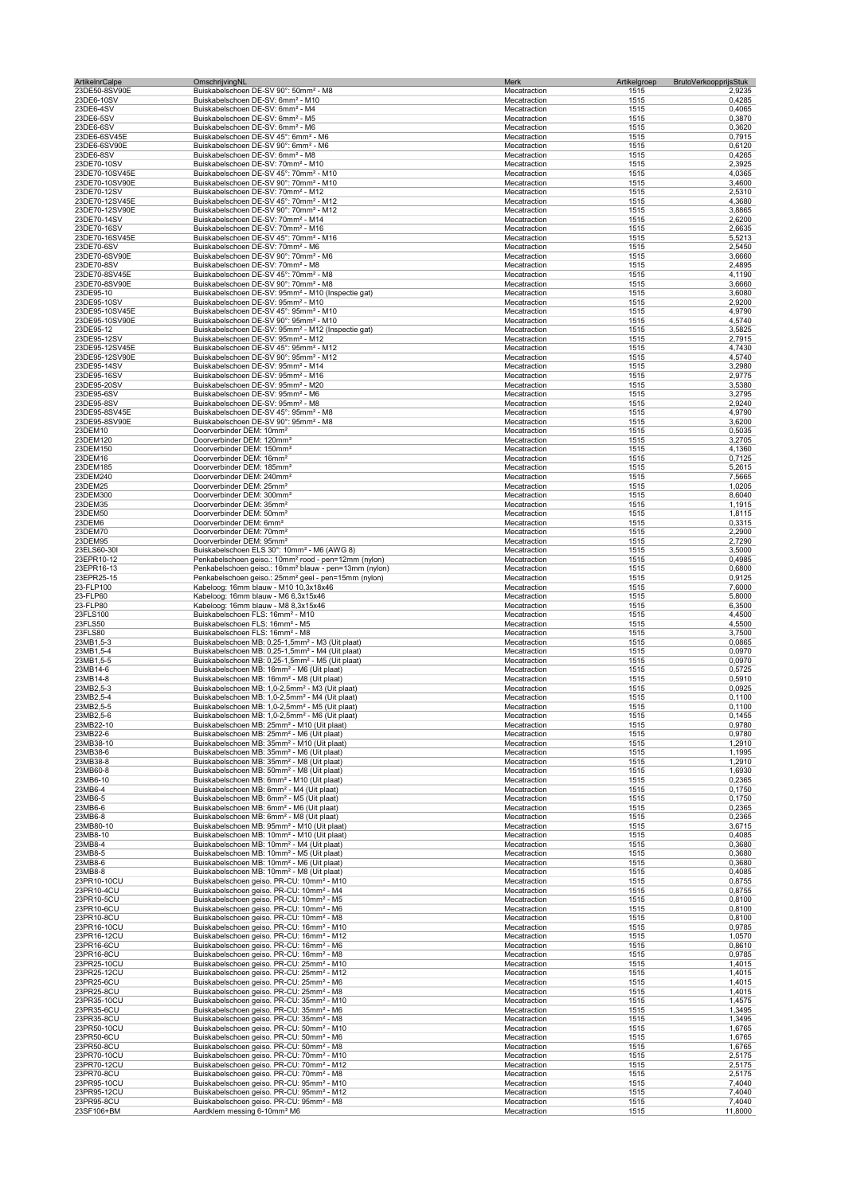| ArtikelnrCalpe | OmschrijvingNL | Merk | Artikelgroep | BrutoVerkoopprijsStuk |
|---|---|---|---|---|
| 23DE50-8SV90E | Buiskabelschoen DE-SV 90°: 50mm² - M8 | Mecatraction | 1515 | 2,9235 |
| 23DE6-10SV | Buiskabelschoen DE-SV: 6mm² - M10 | Mecatraction | 1515 | 0,4285 |
| 23DE6-4SV | Buiskabelschoen DE-SV: 6mm² - M4 | Mecatraction | 1515 | 0,4065 |
| 23DE6-5SV | Buiskabelschoen DE-SV: 6mm² - M5 | Mecatraction | 1515 | 0,3870 |
| 23DE6-6SV | Buiskabelschoen DE-SV: 6mm² - M6 | Mecatraction | 1515 | 0,3620 |
| 23DE6-6SV45E | Buiskabelschoen DE-SV 45°: 6mm² - M6 | Mecatraction | 1515 | 0,7915 |
| 23DE6-6SV90E | Buiskabelschoen DE-SV 90°: 6mm² - M6 | Mecatraction | 1515 | 0,6120 |
| 23DE6-8SV | Buiskabelschoen DE-SV: 6mm² - M8 | Mecatraction | 1515 | 0,4265 |
| 23DE70-10SV | Buiskabelschoen DE-SV: 70mm² - M10 | Mecatraction | 1515 | 2,3925 |
| 23DE70-10SV45E | Buiskabelschoen DE-SV 45°: 70mm² - M10 | Mecatraction | 1515 | 4,0365 |
| 23DE70-10SV90E | Buiskabelschoen DE-SV 90°: 70mm² - M10 | Mecatraction | 1515 | 3,4600 |
| 23DE70-12SV | Buiskabelschoen DE-SV: 70mm² - M12 | Mecatraction | 1515 | 2,5310 |
| 23DE70-12SV45E | Buiskabelschoen DE-SV 45°: 70mm² - M12 | Mecatraction | 1515 | 4,3680 |
| 23DE70-12SV90E | Buiskabelschoen DE-SV 90°: 70mm² - M12 | Mecatraction | 1515 | 3,8865 |
| 23DE70-14SV | Buiskabelschoen DE-SV: 70mm² - M14 | Mecatraction | 1515 | 2,6200 |
| 23DE70-16SV | Buiskabelschoen DE-SV: 70mm² - M16 | Mecatraction | 1515 | 2,6635 |
| 23DE70-16SV45E | Buiskabelschoen DE-SV 45°: 70mm² - M16 | Mecatraction | 1515 | 5,5213 |
| 23DE70-6SV | Buiskabelschoen DE-SV: 70mm² - M6 | Mecatraction | 1515 | 2,5450 |
| 23DE70-6SV90E | Buiskabelschoen DE-SV 90°: 70mm² - M6 | Mecatraction | 1515 | 3,6660 |
| 23DE70-8SV | Buiskabelschoen DE-SV: 70mm² - M8 | Mecatraction | 1515 | 2,4895 |
| 23DE70-8SV45E | Buiskabelschoen DE-SV 45°: 70mm² - M8 | Mecatraction | 1515 | 4,1190 |
| 23DE70-8SV90E | Buiskabelschoen DE-SV 90°: 70mm² - M8 | Mecatraction | 1515 | 3,6660 |
| 23DE95-10 | Buiskabelschoen DE-SV: 95mm² - M10 (Inspectie gat) | Mecatraction | 1515 | 3,6080 |
| 23DE95-10SV | Buiskabelschoen DE-SV: 95mm² - M10 | Mecatraction | 1515 | 2,9200 |
| 23DE95-10SV45E | Buiskabelschoen DE-SV 45°: 95mm² - M10 | Mecatraction | 1515 | 4,9790 |
| 23DE95-10SV90E | Buiskabelschoen DE-SV 90°: 95mm² - M10 | Mecatraction | 1515 | 4,5740 |
| 23DE95-12 | Buiskabelschoen DE-SV: 95mm² - M12 (Inspectie gat) | Mecatraction | 1515 | 3,5825 |
| 23DE95-12SV | Buiskabelschoen DE-SV: 95mm² - M12 | Mecatraction | 1515 | 2,7915 |
| 23DE95-12SV45E | Buiskabelschoen DE-SV 45°: 95mm² - M12 | Mecatraction | 1515 | 4,7430 |
| 23DE95-12SV90E | Buiskabelschoen DE-SV 90°: 95mm² - M12 | Mecatraction | 1515 | 4,5740 |
| 23DE95-14SV | Buiskabelschoen DE-SV: 95mm² - M14 | Mecatraction | 1515 | 3,2980 |
| 23DE95-16SV | Buiskabelschoen DE-SV: 95mm² - M16 | Mecatraction | 1515 | 2,9775 |
| 23DE95-20SV | Buiskabelschoen DE-SV: 95mm² - M20 | Mecatraction | 1515 | 3,5380 |
| 23DE95-6SV | Buiskabelschoen DE-SV: 95mm² - M6 | Mecatraction | 1515 | 3,2795 |
| 23DE95-8SV | Buiskabelschoen DE-SV: 95mm² - M8 | Mecatraction | 1515 | 2,9240 |
| 23DE95-8SV45E | Buiskabelschoen DE-SV 45°: 95mm² - M8 | Mecatraction | 1515 | 4,9790 |
| 23DE95-8SV90E | Buiskabelschoen DE-SV 90°: 95mm² - M8 | Mecatraction | 1515 | 3,6200 |
| 23DEM10 | Doorverbinder DEM: 10mm² | Mecatraction | 1515 | 0,5035 |
| 23DEM120 | Doorverbinder DEM: 120mm² | Mecatraction | 1515 | 3,2705 |
| 23DEM150 | Doorverbinder DEM: 150mm² | Mecatraction | 1515 | 4,1360 |
| 23DEM16 | Doorverbinder DEM: 16mm² | Mecatraction | 1515 | 0,7125 |
| 23DEM185 | Doorverbinder DEM: 185mm² | Mecatraction | 1515 | 5,2615 |
| 23DEM240 | Doorverbinder DEM: 240mm² | Mecatraction | 1515 | 7,5665 |
| 23DEM25 | Doorverbinder DEM: 25mm² | Mecatraction | 1515 | 1,0205 |
| 23DEM300 | Doorverbinder DEM: 300mm² | Mecatraction | 1515 | 8,6040 |
| 23DEM35 | Doorverbinder DEM: 35mm² | Mecatraction | 1515 | 1,1915 |
| 23DEM50 | Doorverbinder DEM: 50mm² | Mecatraction | 1515 | 1,8115 |
| 23DEM6 | Doorverbinder DEM: 6mm² | Mecatraction | 1515 | 0,3315 |
| 23DEM70 | Doorverbinder DEM: 70mm² | Mecatraction | 1515 | 2,2900 |
| 23DEM95 | Doorverbinder DEM: 95mm² | Mecatraction | 1515 | 2,7290 |
| 23ELS60-30I | Buiskabelschoen ELS 30°: 10mm² - M6 (AWG 8) | Mecatraction | 1515 | 3,5000 |
| 23EPR10-12 | Penkabelschoen geiso.: 10mm² rood - pen=12mm (nylon) | Mecatraction | 1515 | 0,4985 |
| 23EPR16-13 | Penkabelschoen geiso.: 16mm² blauw - pen=13mm (nylon) | Mecatraction | 1515 | 0,6800 |
| 23EPR25-15 | Penkabelschoen geiso.: 25mm² geel - pen=15mm (nylon) | Mecatraction | 1515 | 0,9125 |
| 23-FLP100 | Kabeloog: 16mm blauw - M10 10,3x18x46 | Mecatraction | 1515 | 7,6000 |
| 23-FLP60 | Kabeloog: 16mm blauw - M6 6,3x15x46 | Mecatraction | 1515 | 5,8000 |
| 23-FLP80 | Kabeloog: 16mm blauw - M8 8,3x15x46 | Mecatraction | 1515 | 6,3500 |
| 23FLS100 | Buiskabelschoen FLS: 16mm² - M10 | Mecatraction | 1515 | 4,4500 |
| 23FLS50 | Buiskabelschoen FLS: 16mm² - M5 | Mecatraction | 1515 | 4,5500 |
| 23FLS80 | Buiskabelschoen FLS: 16mm² - M8 | Mecatraction | 1515 | 3,7500 |
| 23MB1,5-3 | Buiskabelschoen MB: 0,25-1,5mm² - M3 (Uit plaat) | Mecatraction | 1515 | 0,0865 |
| 23MB1,5-4 | Buiskabelschoen MB: 0,25-1,5mm² - M4 (Uit plaat) | Mecatraction | 1515 | 0,0970 |
| 23MB1,5-5 | Buiskabelschoen MB: 0,25-1,5mm² - M5 (Uit plaat) | Mecatraction | 1515 | 0,0970 |
| 23MB14-6 | Buiskabelschoen MB: 16mm² - M6 (Uit plaat) | Mecatraction | 1515 | 0,5725 |
| 23MB14-8 | Buiskabelschoen MB: 16mm² - M8 (Uit plaat) | Mecatraction | 1515 | 0,5910 |
| 23MB2,5-3 | Buiskabelschoen MB: 1,0-2,5mm² - M3 (Uit plaat) | Mecatraction | 1515 | 0,0925 |
| 23MB2,5-4 | Buiskabelschoen MB: 1,0-2,5mm² - M4 (Uit plaat) | Mecatraction | 1515 | 0,1100 |
| 23MB2,5-5 | Buiskabelschoen MB: 1,0-2,5mm² - M5 (Uit plaat) | Mecatraction | 1515 | 0,1100 |
| 23MB2,5-6 | Buiskabelschoen MB: 1,0-2,5mm² - M6 (Uit plaat) | Mecatraction | 1515 | 0,1455 |
| 23MB22-10 | Buiskabelschoen MB: 25mm² - M10 (Uit plaat) | Mecatraction | 1515 | 0,9780 |
| 23MB22-6 | Buiskabelschoen MB: 25mm² - M6 (Uit plaat) | Mecatraction | 1515 | 0,9780 |
| 23MB38-10 | Buiskabelschoen MB: 35mm² - M10 (Uit plaat) | Mecatraction | 1515 | 1,2910 |
| 23MB38-6 | Buiskabelschoen MB: 35mm² - M6 (Uit plaat) | Mecatraction | 1515 | 1,1995 |
| 23MB38-8 | Buiskabelschoen MB: 35mm² - M8 (Uit plaat) | Mecatraction | 1515 | 1,2910 |
| 23MB60-8 | Buiskabelschoen MB: 50mm² - M8 (Uit plaat) | Mecatraction | 1515 | 1,6930 |
| 23MB6-10 | Buiskabelschoen MB: 6mm² - M10 (Uit plaat) | Mecatraction | 1515 | 0,2365 |
| 23MB6-4 | Buiskabelschoen MB: 6mm² - M4 (Uit plaat) | Mecatraction | 1515 | 0,1750 |
| 23MB6-5 | Buiskabelschoen MB: 6mm² - M5 (Uit plaat) | Mecatraction | 1515 | 0,1750 |
| 23MB6-6 | Buiskabelschoen MB: 6mm² - M6 (Uit plaat) | Mecatraction | 1515 | 0,2365 |
| 23MB6-8 | Buiskabelschoen MB: 6mm² - M8 (Uit plaat) | Mecatraction | 1515 | 0,2365 |
| 23MB80-10 | Buiskabelschoen MB: 95mm² - M10 (Uit plaat) | Mecatraction | 1515 | 3,6715 |
| 23MB8-10 | Buiskabelschoen MB: 10mm² - M10 (Uit plaat) | Mecatraction | 1515 | 0,4085 |
| 23MB8-4 | Buiskabelschoen MB: 10mm² - M4 (Uit plaat) | Mecatraction | 1515 | 0,3680 |
| 23MB8-5 | Buiskabelschoen MB: 10mm² - M5 (Uit plaat) | Mecatraction | 1515 | 0,3680 |
| 23MB8-6 | Buiskabelschoen MB: 10mm² - M6 (Uit plaat) | Mecatraction | 1515 | 0,3680 |
| 23MB8-8 | Buiskabelschoen MB: 10mm² - M8 (Uit plaat) | Mecatraction | 1515 | 0,4085 |
| 23PR10-10CU | Buiskabelschoen geiso. PR-CU: 10mm² - M10 | Mecatraction | 1515 | 0,8755 |
| 23PR10-4CU | Buiskabelschoen geiso. PR-CU: 10mm² - M4 | Mecatraction | 1515 | 0,8755 |
| 23PR10-5CU | Buiskabelschoen geiso. PR-CU: 10mm² - M5 | Mecatraction | 1515 | 0,8100 |
| 23PR10-6CU | Buiskabelschoen geiso. PR-CU: 10mm² - M6 | Mecatraction | 1515 | 0,8100 |
| 23PR10-8CU | Buiskabelschoen geiso. PR-CU: 10mm² - M8 | Mecatraction | 1515 | 0,8100 |
| 23PR16-10CU | Buiskabelschoen geiso. PR-CU: 16mm² - M10 | Mecatraction | 1515 | 0,9785 |
| 23PR16-12CU | Buiskabelschoen geiso. PR-CU: 16mm² - M12 | Mecatraction | 1515 | 1,0570 |
| 23PR16-6CU | Buiskabelschoen geiso. PR-CU: 16mm² - M6 | Mecatraction | 1515 | 0,8610 |
| 23PR16-8CU | Buiskabelschoen geiso. PR-CU: 16mm² - M8 | Mecatraction | 1515 | 0,9785 |
| 23PR25-10CU | Buiskabelschoen geiso. PR-CU: 25mm² - M10 | Mecatraction | 1515 | 1,4015 |
| 23PR25-12CU | Buiskabelschoen geiso. PR-CU: 25mm² - M12 | Mecatraction | 1515 | 1,4015 |
| 23PR25-6CU | Buiskabelschoen geiso. PR-CU: 25mm² - M6 | Mecatraction | 1515 | 1,4015 |
| 23PR25-8CU | Buiskabelschoen geiso. PR-CU: 25mm² - M8 | Mecatraction | 1515 | 1,4015 |
| 23PR35-10CU | Buiskabelschoen geiso. PR-CU: 35mm² - M10 | Mecatraction | 1515 | 1,4575 |
| 23PR35-6CU | Buiskabelschoen geiso. PR-CU: 35mm² - M6 | Mecatraction | 1515 | 1,3495 |
| 23PR35-8CU | Buiskabelschoen geiso. PR-CU: 35mm² - M8 | Mecatraction | 1515 | 1,3495 |
| 23PR50-10CU | Buiskabelschoen geiso. PR-CU: 50mm² - M10 | Mecatraction | 1515 | 1,6765 |
| 23PR50-6CU | Buiskabelschoen geiso. PR-CU: 50mm² - M6 | Mecatraction | 1515 | 1,6765 |
| 23PR50-8CU | Buiskabelschoen geiso. PR-CU: 50mm² - M8 | Mecatraction | 1515 | 1,6765 |
| 23PR70-10CU | Buiskabelschoen geiso. PR-CU: 70mm² - M10 | Mecatraction | 1515 | 2,5175 |
| 23PR70-12CU | Buiskabelschoen geiso. PR-CU: 70mm² - M12 | Mecatraction | 1515 | 2,5175 |
| 23PR70-8CU | Buiskabelschoen geiso. PR-CU: 70mm² - M8 | Mecatraction | 1515 | 2,5175 |
| 23PR95-10CU | Buiskabelschoen geiso. PR-CU: 95mm² - M10 | Mecatraction | 1515 | 7,4040 |
| 23PR95-12CU | Buiskabelschoen geiso. PR-CU: 95mm² - M12 | Mecatraction | 1515 | 7,4040 |
| 23PR95-8CU | Buiskabelschoen geiso. PR-CU: 95mm² - M8 | Mecatraction | 1515 | 7,4040 |
| 23SF106+BM | Aardklem messing 6-10mm² M6 | Mecatraction | 1515 | 11,8000 |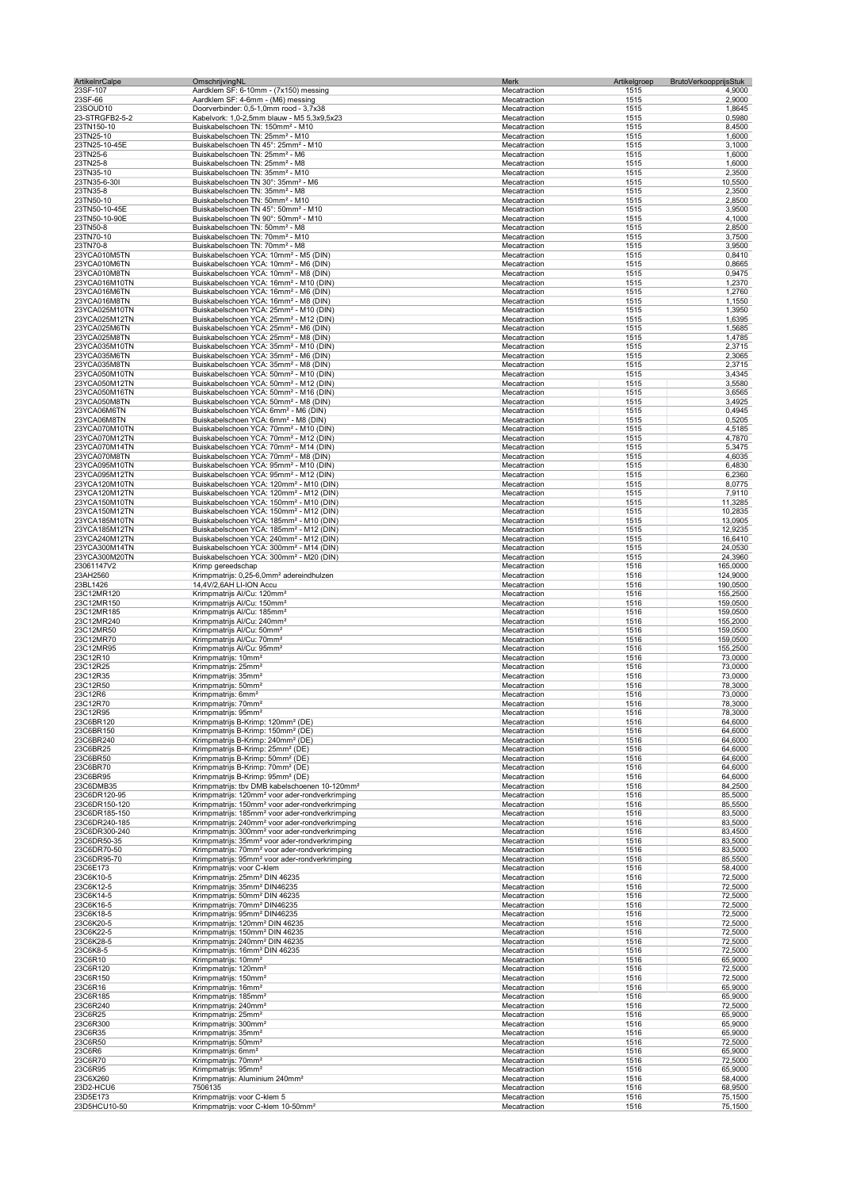| ArtikelnrCalpe | OmschrijvingNL | Merk | Artikelgroep | BrutoVerkoopprijsStuk |
|---|---|---|---|---|
| 23SF-107 | Aardklem SF: 6-10mm - (7x150) messing | Mecatraction | 1515 | 4,9000 |
| 23SF-66 | Aardklem SF: 4-6mm - (M6) messing | Mecatraction | 1515 | 2,9000 |
| 23SOUD10 | Doorverbinder: 0,5-1,0mm rood - 3,7x38 | Mecatraction | 1515 | 1,8645 |
| 23-STRGFB2-5-2 | Kabelvork: 1,0-2,5mm blauw - M5 5,3x9,5x23 | Mecatraction | 1515 | 0,5980 |
| 23TN150-10 | Buiskabelschoen TN: 150mm² - M10 | Mecatraction | 1515 | 8,4500 |
| 23TN25-10 | Buiskabelschoen TN: 25mm² - M10 | Mecatraction | 1515 | 1,6000 |
| 23TN25-10-45E | Buiskabelschoen TN 45°: 25mm² - M10 | Mecatraction | 1515 | 3,1000 |
| 23TN25-6 | Buiskabelschoen TN: 25mm² - M6 | Mecatraction | 1515 | 1,6000 |
| 23TN25-8 | Buiskabelschoen TN: 25mm² - M8 | Mecatraction | 1515 | 1,6000 |
| 23TN35-10 | Buiskabelschoen TN: 35mm² - M10 | Mecatraction | 1515 | 2,3500 |
| 23TN35-6-30I | Buiskabelschoen TN 30°: 35mm² - M6 | Mecatraction | 1515 | 10,5500 |
| 23TN35-8 | Buiskabelschoen TN: 35mm² - M8 | Mecatraction | 1515 | 2,3500 |
| 23TN50-10 | Buiskabelschoen TN: 50mm² - M10 | Mecatraction | 1515 | 2,8500 |
| 23TN50-10-45E | Buiskabelschoen TN 45°: 50mm² - M10 | Mecatraction | 1515 | 3,9500 |
| 23TN50-10-90E | Buiskabelschoen TN 90°: 50mm² - M10 | Mecatraction | 1515 | 4,1000 |
| 23TN50-8 | Buiskabelschoen TN: 50mm² - M8 | Mecatraction | 1515 | 2,8500 |
| 23TN70-10 | Buiskabelschoen TN: 70mm² - M10 | Mecatraction | 1515 | 3,7500 |
| 23TN70-8 | Buiskabelschoen TN: 70mm² - M8 | Mecatraction | 1515 | 3,9500 |
| 23YCA010M5TN | Buiskabelschoen YCA: 10mm² - M5 (DIN) | Mecatraction | 1515 | 0,8410 |
| 23YCA010M6TN | Buiskabelschoen YCA: 10mm² - M6 (DIN) | Mecatraction | 1515 | 0,8665 |
| 23YCA010M8TN | Buiskabelschoen YCA: 10mm² - M8 (DIN) | Mecatraction | 1515 | 0,9475 |
| 23YCA016M10TN | Buiskabelschoen YCA: 16mm² - M10 (DIN) | Mecatraction | 1515 | 1,2370 |
| 23YCA016M6TN | Buiskabelschoen YCA: 16mm² - M6 (DIN) | Mecatraction | 1515 | 1,2760 |
| 23YCA016M8TN | Buiskabelschoen YCA: 16mm² - M8 (DIN) | Mecatraction | 1515 | 1,1550 |
| 23YCA025M10TN | Buiskabelschoen YCA: 25mm² - M10 (DIN) | Mecatraction | 1515 | 1,3950 |
| 23YCA025M12TN | Buiskabelschoen YCA: 25mm² - M12 (DIN) | Mecatraction | 1515 | 1,6395 |
| 23YCA025M6TN | Buiskabelschoen YCA: 25mm² - M6 (DIN) | Mecatraction | 1515 | 1,5685 |
| 23YCA025M8TN | Buiskabelschoen YCA: 25mm² - M8 (DIN) | Mecatraction | 1515 | 1,4785 |
| 23YCA035M10TN | Buiskabelschoen YCA: 35mm² - M10 (DIN) | Mecatraction | 1515 | 2,3715 |
| 23YCA035M6TN | Buiskabelschoen YCA: 35mm² - M6 (DIN) | Mecatraction | 1515 | 2,3065 |
| 23YCA035M8TN | Buiskabelschoen YCA: 35mm² - M8 (DIN) | Mecatraction | 1515 | 2,3715 |
| 23YCA050M10TN | Buiskabelschoen YCA: 50mm² - M10 (DIN) | Mecatraction | 1515 | 3,4345 |
| 23YCA050M12TN | Buiskabelschoen YCA: 50mm² - M12 (DIN) | Mecatraction | 1515 | 3,5580 |
| 23YCA050M16TN | Buiskabelschoen YCA: 50mm² - M16 (DIN) | Mecatraction | 1515 | 3,6565 |
| 23YCA050M8TN | Buiskabelschoen YCA: 50mm² - M8 (DIN) | Mecatraction | 1515 | 3,4925 |
| 23YCA06M6TN | Buiskabelschoen YCA: 6mm² - M6 (DIN) | Mecatraction | 1515 | 0,4945 |
| 23YCA06M8TN | Buiskabelschoen YCA: 6mm² - M8 (DIN) | Mecatraction | 1515 | 0,5205 |
| 23YCA070M10TN | Buiskabelschoen YCA: 70mm² - M10 (DIN) | Mecatraction | 1515 | 4,5185 |
| 23YCA070M12TN | Buiskabelschoen YCA: 70mm² - M12 (DIN) | Mecatraction | 1515 | 4,7870 |
| 23YCA070M14TN | Buiskabelschoen YCA: 70mm² - M14 (DIN) | Mecatraction | 1515 | 5,3475 |
| 23YCA070M8TN | Buiskabelschoen YCA: 70mm² - M8 (DIN) | Mecatraction | 1515 | 4,6035 |
| 23YCA095M10TN | Buiskabelschoen YCA: 95mm² - M10 (DIN) | Mecatraction | 1515 | 6,4830 |
| 23YCA095M12TN | Buiskabelschoen YCA: 95mm² - M12 (DIN) | Mecatraction | 1515 | 6,2360 |
| 23YCA120M10TN | Buiskabelschoen YCA: 120mm² - M10 (DIN) | Mecatraction | 1515 | 8,0775 |
| 23YCA120M12TN | Buiskabelschoen YCA: 120mm² - M12 (DIN) | Mecatraction | 1515 | 7,9110 |
| 23YCA150M10TN | Buiskabelschoen YCA: 150mm² - M10 (DIN) | Mecatraction | 1515 | 11,3285 |
| 23YCA150M12TN | Buiskabelschoen YCA: 150mm² - M12 (DIN) | Mecatraction | 1515 | 10,2835 |
| 23YCA185M10TN | Buiskabelschoen YCA: 185mm² - M10 (DIN) | Mecatraction | 1515 | 13,0905 |
| 23YCA185M12TN | Buiskabelschoen YCA: 185mm² - M12 (DIN) | Mecatraction | 1515 | 12,9235 |
| 23YCA240M12TN | Buiskabelschoen YCA: 240mm² - M12 (DIN) | Mecatraction | 1515 | 16,6410 |
| 23YCA300M14TN | Buiskabelschoen YCA: 300mm² - M14 (DIN) | Mecatraction | 1515 | 24,0530 |
| 23YCA300M20TN | Buiskabelschoen YCA: 300mm² - M20 (DIN) | Mecatraction | 1515 | 24,3960 |
| 23061147V2 | Krimp gereedschap | Mecatraction | 1516 | 165,0000 |
| 23AH2560 | Krimpmatrijs: 0,25-6,0mm² adereindhulzen | Mecatraction | 1516 | 124,9000 |
| 23BL1426 | 14,4V/2,6AH LI-ION Accu | Mecatraction | 1516 | 190,0500 |
| 23C12MR120 | Krimpmatrijs Al/Cu: 120mm² | Mecatraction | 1516 | 155,2500 |
| 23C12MR150 | Krimpmatrijs Al/Cu: 150mm² | Mecatraction | 1516 | 159,0500 |
| 23C12MR185 | Krimpmatrijs Al/Cu: 185mm² | Mecatraction | 1516 | 159,0500 |
| 23C12MR240 | Krimpmatrijs Al/Cu: 240mm² | Mecatraction | 1516 | 155,2000 |
| 23C12MR50 | Krimpmatrijs Al/Cu: 50mm² | Mecatraction | 1516 | 159,0500 |
| 23C12MR70 | Krimpmatrijs Al/Cu: 70mm² | Mecatraction | 1516 | 159,0500 |
| 23C12MR95 | Krimpmatrijs Al/Cu: 95mm² | Mecatraction | 1516 | 155,2500 |
| 23C12R10 | Krimpmatrijs: 10mm² | Mecatraction | 1516 | 73,0000 |
| 23C12R25 | Krimpmatrijs: 25mm² | Mecatraction | 1516 | 73,0000 |
| 23C12R35 | Krimpmatrijs: 35mm² | Mecatraction | 1516 | 73,0000 |
| 23C12R50 | Krimpmatrijs: 50mm² | Mecatraction | 1516 | 78,3000 |
| 23C12R6 | Krimpmatrijs: 6mm² | Mecatraction | 1516 | 73,0000 |
| 23C12R70 | Krimpmatrijs: 70mm² | Mecatraction | 1516 | 78,3000 |
| 23C12R95 | Krimpmatrijs: 95mm² | Mecatraction | 1516 | 78,3000 |
| 23C6BR120 | Krimpmatrijs B-Krimp: 120mm² (DE) | Mecatraction | 1516 | 64,6000 |
| 23C6BR150 | Krimpmatrijs B-Krimp: 150mm² (DE) | Mecatraction | 1516 | 64,6000 |
| 23C6BR240 | Krimpmatrijs B-Krimp: 240mm² (DE) | Mecatraction | 1516 | 64,6000 |
| 23C6BR25 | Krimpmatrijs B-Krimp: 25mm² (DE) | Mecatraction | 1516 | 64,6000 |
| 23C6BR50 | Krimpmatrijs B-Krimp: 50mm² (DE) | Mecatraction | 1516 | 64,6000 |
| 23C6BR70 | Krimpmatrijs B-Krimp: 70mm² (DE) | Mecatraction | 1516 | 64,6000 |
| 23C6BR95 | Krimpmatrijs B-Krimp: 95mm² (DE) | Mecatraction | 1516 | 64,6000 |
| 23C6DMB35 | Krimpmatrijs: tbv DMB kabelschoenen 10-120mm² | Mecatraction | 1516 | 84,2500 |
| 23C6DR120-95 | Krimpmatrijs: 120mm² voor ader-rondverkrimping | Mecatraction | 1516 | 85,5000 |
| 23C6DR150-120 | Krimpmatrijs: 150mm² voor ader-rondverkrimping | Mecatraction | 1516 | 85,5500 |
| 23C6DR185-150 | Krimpmatrijs: 185mm² voor ader-rondverkrimping | Mecatraction | 1516 | 83,5000 |
| 23C6DR240-185 | Krimpmatrijs: 240mm² voor ader-rondverkrimping | Mecatraction | 1516 | 83,5000 |
| 23C6DR300-240 | Krimpmatrijs: 300mm² voor ader-rondverkrimping | Mecatraction | 1516 | 83,4500 |
| 23C6DR50-35 | Krimpmatrijs: 35mm² voor ader-rondverkrimping | Mecatraction | 1516 | 83,5000 |
| 23C6DR70-50 | Krimpmatrijs: 70mm² voor ader-rondverkrimping | Mecatraction | 1516 | 83,5000 |
| 23C6DR95-70 | Krimpmatrijs: 95mm² voor ader-rondverkrimping | Mecatraction | 1516 | 85,5500 |
| 23C6E173 | Krimpmatrijs: voor C-klem | Mecatraction | 1516 | 58,4000 |
| 23C6K10-5 | Krimpmatrijs: 25mm² DIN 46235 | Mecatraction | 1516 | 72,5000 |
| 23C6K12-5 | Krimpmatrijs: 35mm² DIN46235 | Mecatraction | 1516 | 72,5000 |
| 23C6K14-5 | Krimpmatrijs: 50mm² DIN 46235 | Mecatraction | 1516 | 72,5000 |
| 23C6K16-5 | Krimpmatrijs: 70mm² DIN46235 | Mecatraction | 1516 | 72,5000 |
| 23C6K18-5 | Krimpmatrijs: 95mm² DIN46235 | Mecatraction | 1516 | 72,5000 |
| 23C6K20-5 | Krimpmatrijs: 120mm² DIN 46235 | Mecatraction | 1516 | 72,5000 |
| 23C6K22-5 | Krimpmatrijs: 150mm² DIN 46235 | Mecatraction | 1516 | 72,5000 |
| 23C6K28-5 | Krimpmatrijs: 240mm² DIN 46235 | Mecatraction | 1516 | 72,5000 |
| 23C6K8-5 | Krimpmatrijs: 16mm² DIN 46235 | Mecatraction | 1516 | 72,5000 |
| 23C6R10 | Krimpmatrijs: 10mm² | Mecatraction | 1516 | 65,9000 |
| 23C6R120 | Krimpmatrijs: 120mm² | Mecatraction | 1516 | 72,5000 |
| 23C6R150 | Krimpmatrijs: 150mm² | Mecatraction | 1516 | 72,5000 |
| 23C6R16 | Krimpmatrijs: 16mm² | Mecatraction | 1516 | 65,9000 |
| 23C6R185 | Krimpmatrijs: 185mm² | Mecatraction | 1516 | 65,9000 |
| 23C6R240 | Krimpmatrijs: 240mm² | Mecatraction | 1516 | 72,5000 |
| 23C6R25 | Krimpmatrijs: 25mm² | Mecatraction | 1516 | 65,9000 |
| 23C6R300 | Krimpmatrijs: 300mm² | Mecatraction | 1516 | 65,9000 |
| 23C6R35 | Krimpmatrijs: 35mm² | Mecatraction | 1516 | 65,9000 |
| 23C6R50 | Krimpmatrijs: 50mm² | Mecatraction | 1516 | 72,5000 |
| 23C6R6 | Krimpmatrijs: 6mm² | Mecatraction | 1516 | 65,9000 |
| 23C6R70 | Krimpmatrijs: 70mm² | Mecatraction | 1516 | 72,5000 |
| 23C6R95 | Krimpmatrijs: 95mm² | Mecatraction | 1516 | 65,9000 |
| 23C6X260 | Krimpmatrijs: Aluminium 240mm² | Mecatraction | 1516 | 58,4000 |
| 23D2-HCU6 | 7506135 | Mecatraction | 1516 | 68,9500 |
| 23D5E173 | Krimpmatrijs: voor C-klem 5 | Mecatraction | 1516 | 75,1500 |
| 23D5HCU10-50 | Krimpmatrijs: voor C-klem 10-50mm² | Mecatraction | 1516 | 75,1500 |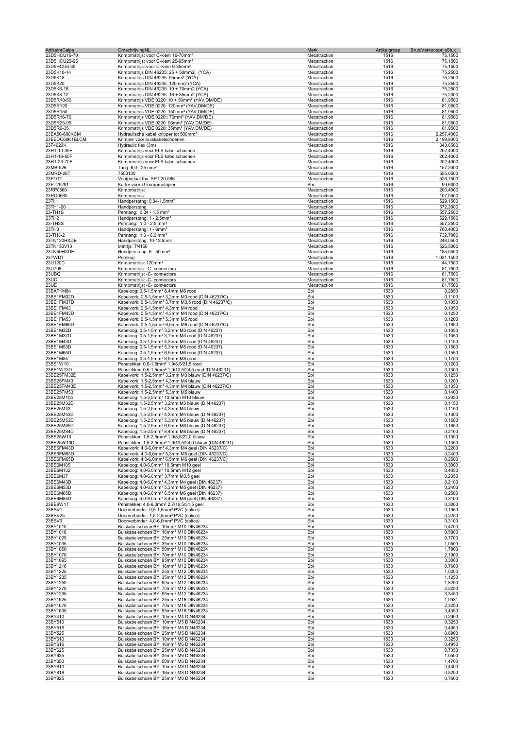| ArtikelnrCalpe | OmschrijvingNL | Merk | Artikelgroep | BrutoVerkoopprijsStuk |
|---|---|---|---|---|
| 23D5HCU16-70 | Krimpmatrijs: voor C-klem 16-70mm² | Mecatraction | 1516 | 75,1500 |
| 23D5HCU25-95 | Krimpmatrijs: voor C-klem 25-95mm² | Mecatraction | 1516 | 75,1500 |
| 23D5HCU6-35 | Krimpmatrijs: voor C-klem 6-35mm² | Mecatraction | 1516 | 75,1500 |
| 23D5K10-14 | Krimpmatrijs DIN 46235: 25 + 50mm2, (YCA) | Mecatraction | 1516 | 75,2500 |
| 23D5K18 | Krimpmatrijs DIN 46235: 95mm2 (YCA) | Mecatraction | 1516 | 75,2500 |
| 23D5K20 | Krimpmatrijs DIN 46235: 120mm2 (YCA) | Mecatraction | 1516 | 75,2500 |
| 23D5K6-16 | Krimpmatrijs DIN 46235: 10 + 70mm2 (YCA) | Mecatraction | 1516 | 75,2500 |
| 23D5K8-12 | Krimpmatrijs DIN 46235: 16 + 35mm2 (YCA) | Mecatraction | 1516 | 75,2000 |
| 23D5R10-50 | Krimpmatrijs VDE 0220: 10 + 50mm² (YAV,DM/DE) | Mecatraction | 1516 | 81,9500 |
| 23D5R120 | Krimpmatrijs VDE 0220: 120mm² (YAV,DM/DE) | Mecatraction | 1516 | 81,9500 |
| 23D5R150 | Krimpmatrijs VDE 0220: 150mm² (YAV,DM/DE) | Mecatraction | 1516 | 81,9500 |
| 23D5R16-70 | Krimpmatrijs VDE 0220:: 70mm² (YAV,DM/DE) | Mecatraction | 1516 | 81,9500 |
| 23D5R25-95 | Krimpmatrijs VDE 0220: 95mm² (YAV,DM/DE) | Mecatraction | 1516 | 81,9500 |
| 23D5R6-35 | Krimpmatrijs VDE 0220: 35mm² (YAV,DM/DE) | Mecatraction | 1516 | 81,9500 |
| 23EA50-600KCM | Hydraulische kabel knipper tot 500mm² | Mecatraction | 1516 | 2.257,4000 |
| 23ESDC60K1BLCM | Krimper voor buiskabelschoenen | Mecatraction | 1516 | 2.199,8000 |
| 23F4623K | Hydraulic flex (3m) | Mecatraction | 1516 | 343,6500 |
| 23H1-10-35F | Krimpmatrijs voor FLS kabelschoenen | Mecatraction | 1516 | 202,4000 |
| 23H1-16-50F | Krimpmatrijs voor FLS kabelschoenen | Mecatraction | 1516 | 202,4000 |
| 23H1-25-70F | Krimpmatrijs voor FLS kabelschoenen | Mecatraction | 1516 | 202,4000 |
| 23MB-526 | Tang: 6,0 - 25 mm² | Mecatraction | 1516 | 157,2000 |
| 23MRD-26T | 7506130 | Mecatraction | 1516 | 555,0500 |
| 23PDT1 | Voetpedaal tbv. SPT 20-586 | Mecatraction | 1516 | 526,7500 |
| 23PT29291 | Koffer voor U-krimpmatrijzen | Sbi | 1516 | 99,6000 |
| 23RP0560 | Krimpmatrijs: | Mecatraction | 1516 | 200,4000 |
| 23RQ0560 | Krimpmatrijs: | Mecatraction | 1516 | 107,0000 |
| 23TH1 | Handperstang: 0,34-1,5mm² | Mecatraction | 1516 | 529,1500 |
| 23TH1-90 | Handperstang | Mecatraction | 1516 | 572,2000 |
| 23-TH1S | Perstang: 0,34 - 1,5 mm² | Mecatraction | 1516 | 557,2500 |
| 23TH2 | Handperstang: 1 - 2,5mm² | Mecatraction | 1516 | 529,1500 |
| 23-TH2S | Perstang: 1,0 - 2,5 mm² | Mecatraction | 1516 | 557,2500 |
| 23TH3 | Handperstang: 1 - 6mm² | Mecatraction | 1516 | 700,4000 |
| 23-TH3-2 | Perstang: 1,0 - 6,0 mm² | Mecatraction | 1516 | 732,7000 |
| 23TN120HXDE | Handperstang: 10-120mm² | Mecatraction | 1516 | 248,0500 |
| 23TN150V13 | Matrijs: TN150 | Mecatraction | 1516 | 526,5000 |
| 23TN50HXDE | Handperstang: 6 - 50mm² | Mecatraction | 1516 | 185,0500 |
| 23TWDT | Perskop | Mecatraction | 1516 | 1.031,1500 |
| 23U120C | Krimpmatrijs: 120mm² | Mecatraction | 1516 | 44,7500 |
| 23U708 | Krimpmatrijs: -C- connectors | Mecatraction | 1516 | 81,7500 |
| 23UBG | Krimpmatrijs: -C- connectors | Mecatraction | 1516 | 81,7500 |
| 23UC | Krimpmatrijs: -C- connectors | Mecatraction | 1516 | 81,7500 |
| 23UE | Krimpmatrijs: -C- connectors | Mecatraction | 1516 | 81,7500 |
| 23BAP1M84 | Kabeloog: 0,5-1,5mm² 8,4mm M8 rood | Sbi | 1530 | 0,2850 |
| 23BE1FM32D | Kabelvork: 0,5-1,5mm² 3,2mm M3 rood (DIN 46237/C) | Sbi | 1530 | 0,1100 |
| 23BE1FM37D | Kabelvork: 0,5-1,5mm² 3,7mm M3,5 rood (DIN 46237/C) | Sbi | 1530 | 0,1050 |
| 23BE1FM43 | Kabelvork: 0,5-1,5mm² 4,3mm M4 rood | Sbi | 1530 | 0,1050 |
| 23BE1FM43D | Kabelvork: 0,5-1,5mm² 4,3mm M4 rood (DIN 46237/C) | Sbi | 1530 | 0,1250 |
| 23BE1FM53 | Kabelvork: 0,5-1,5mm² 5,3mm M5 rood | Sbi | 1530 | 0,1200 |
| 23BE1FM65D | Kabelvork: 0,5-1,5mm² 6,5mm M6 rood (DIN 46237/C) | Sbi | 1530 | 0,1650 |
| 23BE1M32D | Kabeloog: 0,5-1,5mm² 3,2mm M3 rood (DIN 46237) | Sbi | 1530 | 0,1050 |
| 23BE1M37D | Kabeloog: 0,5-1,5mm² 3,7mm M3 rood (DIN 46237) | Sbi | 1530 | 0,1050 |
| 23BE1M43D | Kabeloog: 0,5-1,5mm² 4,3mm M4 rood (DIN 46237) | Sbi | 1530 | 0,1150 |
| 23BE1M53D | Kabeloog: 0,5-1,5mm² 5,3mm M5 rood (DIN 46237) | Sbi | 1530 | 0,1500 |
| 23BE1M65D | Kabeloog: 0,5-1,5mm² 6,5mm M6 rood (DIN 46237) | Sbi | 1530 | 0,1550 |
| 23BE1M84 | Kabeloog: 0,5-1,5mm² 8,5mm M8 rood | Sbi | 1530 | 0,1750 |
| 23BE1W10 | Penstekker: 0,5-1,5mm² 1,9/8,5/21,5 rood | Sbi | 1530 | 0,1200 |
| 23BE1W13D | Penstekker: 0,5-1,5mm² 1,9/10,5/24,5 rood (DIN 46231) | Sbi | 1530 | 0,1300 |
| 23BE25FM32D | Kabelvork: 1,5-2,5mm² 3,2mm M3 blauw (DIN 46237/C) | Sbi | 1530 | 0,1250 |
| 23BE25FM43 | Kabelvork: 1,5-2,5mm² 4,3mm M4 blauw | Sbi | 1530 | 0,1200 |
| 23BE25FM43D | Kabelvork: 1,5-2,5mm² 4,3mm M4 blauw (DIN 46237/C) | Sbi | 1530 | 0,1350 |
| 23BE25FM53 | Kabelvork: 1,5-2,5mm² 5,3mm M5 blauw | Sbi | 1530 | 0,1400 |
| 23BE25M105 | Kabeloog: 1,5-2,5mm² 10,5mm M10 blauw | Sbi | 1530 | 0,2050 |
| 23BE25M32D | Kabeloog: 1,5-2,5mm² 3,2mm M3 blauw (DIN 46237) | Sbi | 1530 | 0,1150 |
| 23BE25M43 | Kabeloog: 1,5-2,5mm² 4,3mm M4 blauw | Sbi | 1530 | 0,1150 |
| 23BE25M43D | Kabeloog: 1,5-2,5mm² 4,3mm M4 blauw (DIN 46237) | Sbi | 1530 | 0,1300 |
| 23BE25M53D | Kabeloog: 1,5-2,5mm² 5,3mm M5 blauw (DIN 46237) | Sbi | 1530 | 0,1500 |
| 23BE25M65D | Kabeloog: 1,5-2,5mm² 6,5mm M6 blauw (DIN 46237) | Sbi | 1530 | 0,1650 |
| 23BE25M84D | Kabeloog: 1,5-2,5mm² 8,4mm M8 blauw (DIN 46237) | Sbi | 1530 | 0,2100 |
| 23BE25W10 | Penstekker: 1,5-2,5mm² 1,9/8,5/22,0 blauw | Sbi | 1530 | 0,1300 |
| 23BE25W13D | Penstekker: 1,5-2,5mm² 1,9/10,5/24,0 blauw (DIN 46231) | Sbi | 1530 | 0,1350 |
| 23BE6FM43D | Kabelvork: 4,0-6,0mm² 4,3mm M4 geel (DIN 46237/C) | Sbi | 1530 | 0,2200 |
| 23BE6FM53D | Kabelvork: 4,0-6,0mm² 5,3mm M5 geel (DIN 46237/C) | Sbi | 1530 | 0,2400 |
| 23BE6FM65D | Kabelvork: 4,0-6,0mm² 6,5mm M6 geel (DIN 46237/C) | Sbi | 1530 | 0,2500 |
| 23BE6M105 | Kabeloog: 4,0-6,0mm² 10,5mm M10 geel | Sbi | 1530 | 0,3000 |
| 23BE6M132 | Kabeloog: 4,0-6,0mm² 10,5mm M12 geel | Sbi | 1530 | 0,4050 |
| 23BE6M37 | Kabeloog: 4,0-6,0mm² 3,7mm M3,5 geel | Sbi | 1530 | 0,2350 |
| 23BE6M43D | Kabeloog: 4,0-6,0mm² 4,3mm M4 geel (DIN 46237) | Sbi | 1530 | 0,2100 |
| 23BE6M53D | Kabeloog: 4,0-6,0mm² 5,3mm M5 geel (DIN 46237) | Sbi | 1530 | 0,2400 |
| 23BE6M65D | Kabeloog: 4,0-6,0mm² 6,5mm M6 geel (DIN 46237) | Sbi | 1530 | 0,2500 |
| 23BE6M84D | Kabeloog: 4,0-6,0mm² 8,4mm M8 geel (DIN 46237) | Sbi | 1530 | 0,3100 |
| 23BE6W17 | Penstekker: 4,0-6,0mm² 2,7/16,5/31,5 geel | Sbi | 1530 | 0,3000 |
| 23BSV1 | Doorverbinder: 0,5-1,5mm² PVC (splice) | Sbi | 1530 | 0,1950 |
| 23BSV25 | Doorverbinder: 1,5-2,5mm² PVC (splice) | Sbi | 1530 | 0,2250 |
| 23BSV6 | Doorverbinder: 4,0-6,0mm² PVC (splice) | Sbi | 1530 | 0,3100 |
| 23BY1010 | Buiskabelschoen BY: 10mm² M10 DIN46234 | Sbi | 1530 | 0,4700 |
| 23BY1016 | Buiskabelschoen BY: 16mm² M10 DIN46234 | Sbi | 1530 | 0,5800 |
| 23BY1025 | Buiskabelschoen BY: 25mm² M10 DIN46234 | Sbi | 1530 | 0,7700 |
| 23BY1035 | Buiskabelschoen BY: 35mm² M10 DIN46234 | Sbi | 1530 | 1,0500 |
| 23BY1050 | Buiskabelschoen BY: 50mm² M10 DIN46234 | Sbi | 1530 | 1,7900 |
| 23BY1070 | Buiskabelschoen BY: 70mm² M10 DIN46234 | Sbi | 1530 | 2,1900 |
| 23BY1095 | Buiskabelschoen BY: 95mm² M10 DIN46234 | Sbi | 1530 | 3,3000 |
| 23BY1216 | Buiskabelschoen BY: 16mm² M12 DIN46234 | Sbi | 1530 | 0,7600 |
| 23BY1225 | Buiskabelschoen BY: 25mm² M12 DIN46234 | Sbi | 1530 | 1,0200 |
| 23BY1235 | Buiskabelschoen BY: 35mm² M12 DIN46234 | Sbi | 1530 | 1,1250 |
| 23BY1250 | Buiskabelschoen BY: 50mm² M12 DIN46234 | Sbi | 1530 | 1,8250 |
| 23BY1270 | Buiskabelschoen BY: 70mm² M12 DIN46234 | Sbi | 1530 | 2,2250 |
| 23BY1295 | Buiskabelschoen BY: 95mm² M12 DIN46234 | Sbi | 1530 | 3,3450 |
| 23BY1625 | Buiskabelschoen BY: 25mm² M16 DIN46234 | Sbi | 1530 | 1,0981 |
| 23BY1670 | Buiskabelschoen BY: 70mm² M16 DIN46234 | Sbi | 1530 | 2,3250 |
| 23BY1695 | Buiskabelschoen BY: 95mm² M16 DIN46234 | Sbi | 1530 | 3,4350 |
| 23BY410 | Buiskabelschoen BY: 10mm² M4 DIN46234 | Sbi | 1530 | 0,2900 |
| 23BY510 | Buiskabelschoen BY: 10mm² M5 DIN46234 | Sbi | 1530 | 0,3250 |
| 23BY516 | Buiskabelschoen BY: 16mm² M5 DIN46234 | Sbi | 1530 | 0,4950 |
| 23BY525 | Buiskabelschoen BY: 25mm² M5 DIN46234 | Sbi | 1530 | 0,6900 |
| 23BY610 | Buiskabelschoen BY: 10mm² M6 DIN46234 | Sbi | 1530 | 0,3250 |
| 23BY616 | Buiskabelschoen BY: 16mm² M6 DIN46234 | Sbi | 1530 | 0,4950 |
| 23BY625 | Buiskabelschoen BY: 25mm² M6 DIN46234 | Sbi | 1530 | 0,7350 |
| 23BY635 | Buiskabelschoen BY: 35mm² M6 DIN46234 | Sbi | 1530 | 1,0500 |
| 23BY650 | Buiskabelschoen BY: 50mm² M6 DIN46234 | Sbi | 1530 | 1,4700 |
| 23BY810 | Buiskabelschoen BY: 10mm² M8 DIN46234 | Sbi | 1530 | 0,4300 |
| 23BY816 | Buiskabelschoen BY: 16mm² M8 DIN46234 | Sbi | 1530 | 0,5200 |
| 23BY825 | Buiskabelschoen BY: 25mm² M8 DIN46234 | Sbi | 1530 | 0,7600 |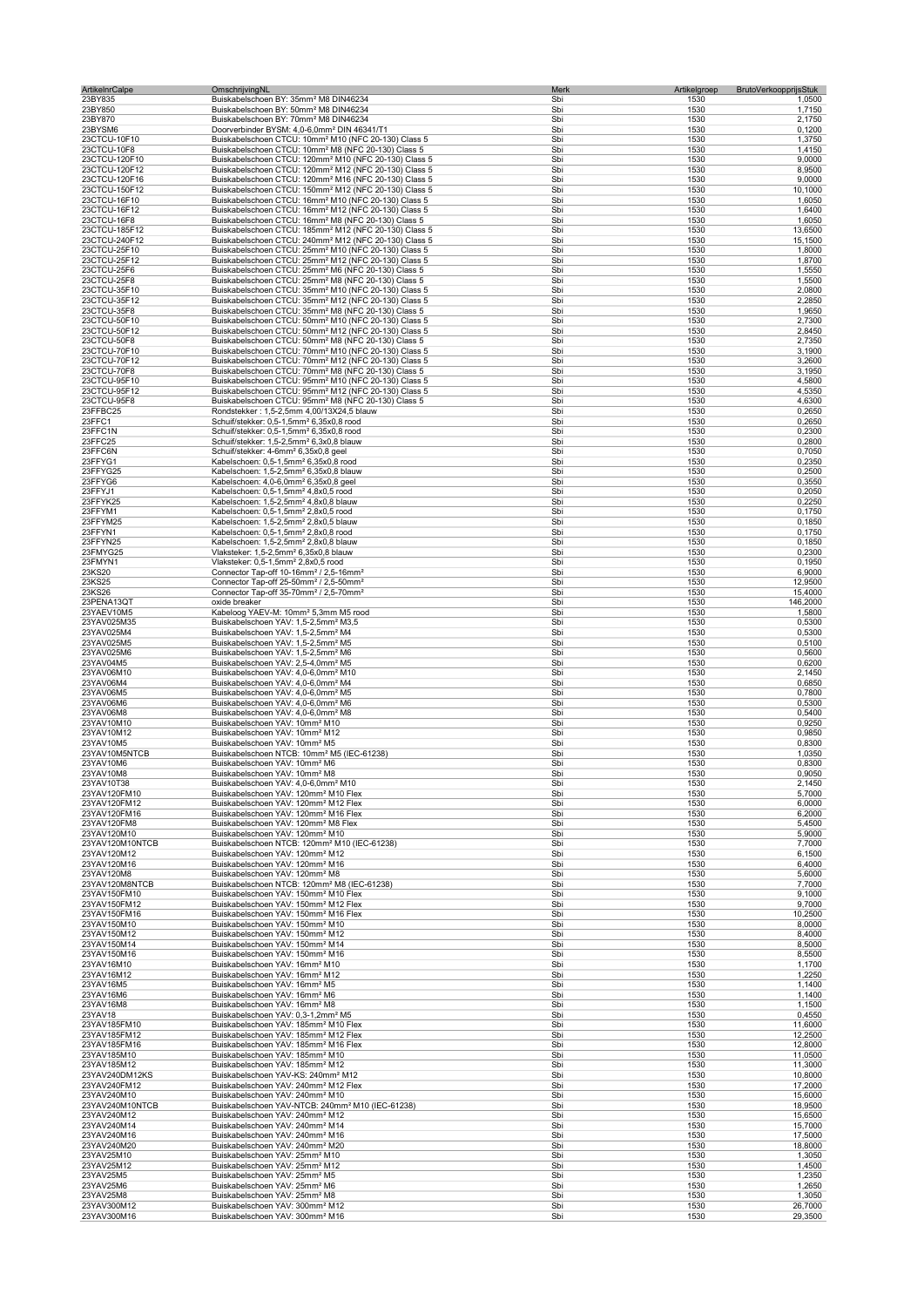| ArtikelnrCalpe | OmschrijvingNL | Merk | Artikelgroep | BrutoVerkoopprijsStuk |
|---|---|---|---|---|
| 23BY835 | Buiskabelschoen BY: 35mm² M8 DIN46234 | Sbi | 1530 | 1,0500 |
| 23BY850 | Buiskabelschoen BY: 50mm² M8 DIN46234 | Sbi | 1530 | 1,7150 |
| 23BY870 | Buiskabelschoen BY: 70mm² M8 DIN46234 | Sbi | 1530 | 2,1750 |
| 23BYSM6 | Doorverbinder BYSM: 4,0-6,0mm² DIN 46341/T1 | Sbi | 1530 | 0,1200 |
| 23CTCU-10F10 | Buiskabelschoen CTCU: 10mm² M10 (NFC 20-130) Class 5 | Sbi | 1530 | 1,3750 |
| 23CTCU-10F8 | Buiskabelschoen CTCU: 10mm² M8 (NFC 20-130) Class 5 | Sbi | 1530 | 1,4150 |
| 23CTCU-120F10 | Buiskabelschoen CTCU: 120mm² M10 (NFC 20-130) Class 5 | Sbi | 1530 | 9,0000 |
| 23CTCU-120F12 | Buiskabelschoen CTCU: 120mm² M12 (NFC 20-130) Class 5 | Sbi | 1530 | 8,9500 |
| 23CTCU-120F16 | Buiskabelschoen CTCU: 120mm² M16 (NFC 20-130) Class 5 | Sbi | 1530 | 9,0000 |
| 23CTCU-150F12 | Buiskabelschoen CTCU: 150mm² M12 (NFC 20-130) Class 5 | Sbi | 1530 | 10,1000 |
| 23CTCU-16F10 | Buiskabelschoen CTCU: 16mm² M10 (NFC 20-130) Class 5 | Sbi | 1530 | 1,6050 |
| 23CTCU-16F12 | Buiskabelschoen CTCU: 16mm² M12 (NFC 20-130) Class 5 | Sbi | 1530 | 1,6400 |
| 23CTCU-16F8 | Buiskabelschoen CTCU: 16mm² M8 (NFC 20-130) Class 5 | Sbi | 1530 | 1,6050 |
| 23CTCU-185F12 | Buiskabelschoen CTCU: 185mm² M12 (NFC 20-130) Class 5 | Sbi | 1530 | 13,6500 |
| 23CTCU-240F12 | Buiskabelschoen CTCU: 240mm² M12 (NFC 20-130) Class 5 | Sbi | 1530 | 15,1500 |
| 23CTCU-25F10 | Buiskabelschoen CTCU: 25mm² M10 (NFC 20-130) Class 5 | Sbi | 1530 | 1,8000 |
| 23CTCU-25F12 | Buiskabelschoen CTCU: 25mm² M12 (NFC 20-130) Class 5 | Sbi | 1530 | 1,8700 |
| 23CTCU-25F6 | Buiskabelschoen CTCU: 25mm² M6 (NFC 20-130) Class 5 | Sbi | 1530 | 1,5550 |
| 23CTCU-25F8 | Buiskabelschoen CTCU: 25mm² M8 (NFC 20-130) Class 5 | Sbi | 1530 | 1,5500 |
| 23CTCU-35F10 | Buiskabelschoen CTCU: 35mm² M10 (NFC 20-130) Class 5 | Sbi | 1530 | 2,0800 |
| 23CTCU-35F12 | Buiskabelschoen CTCU: 35mm² M12 (NFC 20-130) Class 5 | Sbi | 1530 | 2,2850 |
| 23CTCU-35F8 | Buiskabelschoen CTCU: 35mm² M8 (NFC 20-130) Class 5 | Sbi | 1530 | 1,9650 |
| 23CTCU-50F10 | Buiskabelschoen CTCU: 50mm² M10 (NFC 20-130) Class 5 | Sbi | 1530 | 2,7300 |
| 23CTCU-50F12 | Buiskabelschoen CTCU: 50mm² M12 (NFC 20-130) Class 5 | Sbi | 1530 | 2,8450 |
| 23CTCU-50F8 | Buiskabelschoen CTCU: 50mm² M8 (NFC 20-130) Class 5 | Sbi | 1530 | 2,7350 |
| 23CTCU-70F10 | Buiskabelschoen CTCU: 70mm² M10 (NFC 20-130) Class 5 | Sbi | 1530 | 3,1900 |
| 23CTCU-70F12 | Buiskabelschoen CTCU: 70mm² M12 (NFC 20-130) Class 5 | Sbi | 1530 | 3,2600 |
| 23CTCU-70F8 | Buiskabelschoen CTCU: 70mm² M8 (NFC 20-130) Class 5 | Sbi | 1530 | 3,1950 |
| 23CTCU-95F10 | Buiskabelschoen CTCU: 95mm² M10 (NFC 20-130) Class 5 | Sbi | 1530 | 4,5800 |
| 23CTCU-95F12 | Buiskabelschoen CTCU: 95mm² M12 (NFC 20-130) Class 5 | Sbi | 1530 | 4,5350 |
| 23CTCU-95F8 | Buiskabelschoen CTCU: 95mm² M8 (NFC 20-130) Class 5 | Sbi | 1530 | 4,6300 |
| 23FFBC25 | Rondstekker : 1,5-2,5mm 4,00/13X24,5 blauw | Sbi | 1530 | 0,2650 |
| 23FFC1 | Schuif/stekker: 0,5-1,5mm² 6,35x0,8 rood | Sbi | 1530 | 0,2650 |
| 23FFC1N | Schuif/stekker: 0,5-1,5mm² 6,35x0,8 rood | Sbi | 1530 | 0,2300 |
| 23FFC25 | Schuif/stekker: 1,5-2,5mm² 6,3x0,8 blauw | Sbi | 1530 | 0,2800 |
| 23FFC6N | Schuif/stekker: 4-6mm² 6,35x0,8 geel | Sbi | 1530 | 0,7050 |
| 23FFYG1 | Kabelschoen: 0,5-1,5mm² 6,35x0,8 rood | Sbi | 1530 | 0,2350 |
| 23FFYG25 | Kabelschoen: 1,5-2,5mm² 6,35x0,8 blauw | Sbi | 1530 | 0,2500 |
| 23FFYG6 | Kabelschoen: 4,0-6,0mm² 6,35x0,8 geel | Sbi | 1530 | 0,3550 |
| 23FFYJ1 | Kabelschoen: 0,5-1,5mm² 4,8x0,5 rood | Sbi | 1530 | 0,2050 |
| 23FFYK25 | Kabelschoen: 1,5-2,5mm² 4,8x0,8 blauw | Sbi | 1530 | 0,2250 |
| 23FFYM1 | Kabelschoen: 0,5-1,5mm² 2,8x0,5 rood | Sbi | 1530 | 0,1750 |
| 23FFYM25 | Kabelschoen: 1,5-2,5mm² 2,8x0,5 blauw | Sbi | 1530 | 0,1850 |
| 23FFYN1 | Kabelschoen: 0,5-1,5mm² 2,8x0,8 rood | Sbi | 1530 | 0,1750 |
| 23FFYN25 | Kabelschoen: 1,5-2,5mm² 2,8x0,8 blauw | Sbi | 1530 | 0,1850 |
| 23FMYG25 | Vlaksteker: 1,5-2,5mm² 6,35x0,8 blauw | Sbi | 1530 | 0,2300 |
| 23FMYN1 | Vlaksteker: 0,5-1,5mm² 2,8x0,5 rood | Sbi | 1530 | 0,1950 |
| 23KS20 | Connector Tap-off 10-16mm² / 2,5-16mm² | Sbi | 1530 | 6,9000 |
| 23KS25 | Connector Tap-off 25-50mm² / 2,5-50mm² | Sbi | 1530 | 12,9500 |
| 23KS26 | Connector Tap-off 35-70mm² / 2,5-70mm² | Sbi | 1530 | 15,4000 |
| 23PENA13QT | oxide breaker | Sbi | 1530 | 146,2000 |
| 23YAEV10M5 | Kabeloog YAEV-M: 10mm² 5,3mm M5 rood | Sbi | 1530 | 1,5800 |
| 23YAV025M35 | Buiskabelschoen YAV: 1,5-2,5mm² M3,5 | Sbi | 1530 | 0,5300 |
| 23YAV025M4 | Buiskabelschoen YAV: 1,5-2,5mm² M4 | Sbi | 1530 | 0,5300 |
| 23YAV025M5 | Buiskabelschoen YAV: 1,5-2,5mm² M5 | Sbi | 1530 | 0,5100 |
| 23YAV025M6 | Buiskabelschoen YAV: 1,5-2,5mm² M6 | Sbi | 1530 | 0,5600 |
| 23YAV04M5 | Buiskabelschoen YAV: 2,5-4,0mm² M5 | Sbi | 1530 | 0,6200 |
| 23YAV06M10 | Buiskabelschoen YAV: 4,0-6,0mm² M10 | Sbi | 1530 | 2,1450 |
| 23YAV06M4 | Buiskabelschoen YAV: 4,0-6,0mm² M4 | Sbi | 1530 | 0,6850 |
| 23YAV06M5 | Buiskabelschoen YAV: 4,0-6,0mm² M5 | Sbi | 1530 | 0,7800 |
| 23YAV06M6 | Buiskabelschoen YAV: 4,0-6,0mm² M6 | Sbi | 1530 | 0,5300 |
| 23YAV06M8 | Buiskabelschoen YAV: 4,0-6,0mm² M8 | Sbi | 1530 | 0,5400 |
| 23YAV10M10 | Buiskabelschoen YAV: 10mm² M10 | Sbi | 1530 | 0,9250 |
| 23YAV10M12 | Buiskabelschoen YAV: 10mm² M12 | Sbi | 1530 | 0,9850 |
| 23YAV10M5 | Buiskabelschoen YAV: 10mm² M5 | Sbi | 1530 | 0,8300 |
| 23YAV10M5NTCB | Buiskabelschoen NTCB: 10mm² M5 (IEC-61238) | Sbi | 1530 | 1,0350 |
| 23YAV10M6 | Buiskabelschoen YAV: 10mm² M6 | Sbi | 1530 | 0,8300 |
| 23YAV10M8 | Buiskabelschoen YAV: 10mm² M8 | Sbi | 1530 | 0,9050 |
| 23YAV10T38 | Buiskabelschoen YAV: 4,0-6,0mm² M10 | Sbi | 1530 | 2,1450 |
| 23YAV120FM10 | Buiskabelschoen YAV: 120mm² M10 Flex | Sbi | 1530 | 5,7000 |
| 23YAV120FM12 | Buiskabelschoen YAV: 120mm² M12 Flex | Sbi | 1530 | 6,0000 |
| 23YAV120FM16 | Buiskabelschoen YAV: 120mm² M16 Flex | Sbi | 1530 | 6,2000 |
| 23YAV120FM8 | Buiskabelschoen YAV: 120mm² M8 Flex | Sbi | 1530 | 5,4500 |
| 23YAV120M10 | Buiskabelschoen YAV: 120mm² M10 | Sbi | 1530 | 5,9000 |
| 23YAV120M10NTCB | Buiskabelschoen NTCB: 120mm² M10 (IEC-61238) | Sbi | 1530 | 7,7000 |
| 23YAV120M12 | Buiskabelschoen YAV: 120mm² M12 | Sbi | 1530 | 6,1500 |
| 23YAV120M16 | Buiskabelschoen YAV: 120mm² M16 | Sbi | 1530 | 6,4000 |
| 23YAV120M8 | Buiskabelschoen YAV: 120mm² M8 | Sbi | 1530 | 5,6000 |
| 23YAV120M8NTCB | Buiskabelschoen NTCB: 120mm² M8 (IEC-61238) | Sbi | 1530 | 7,7000 |
| 23YAV150FM10 | Buiskabelschoen YAV: 150mm² M10 Flex | Sbi | 1530 | 9,1000 |
| 23YAV150FM12 | Buiskabelschoen YAV: 150mm² M12 Flex | Sbi | 1530 | 9,7000 |
| 23YAV150FM16 | Buiskabelschoen YAV: 150mm² M16 Flex | Sbi | 1530 | 10,2500 |
| 23YAV150M10 | Buiskabelschoen YAV: 150mm² M10 | Sbi | 1530 | 8,0000 |
| 23YAV150M12 | Buiskabelschoen YAV: 150mm² M12 | Sbi | 1530 | 8,4000 |
| 23YAV150M14 | Buiskabelschoen YAV: 150mm² M14 | Sbi | 1530 | 8,5000 |
| 23YAV150M16 | Buiskabelschoen YAV: 150mm² M16 | Sbi | 1530 | 8,5500 |
| 23YAV16M10 | Buiskabelschoen YAV: 16mm² M10 | Sbi | 1530 | 1,1700 |
| 23YAV16M12 | Buiskabelschoen YAV: 16mm² M12 | Sbi | 1530 | 1,2250 |
| 23YAV16M5 | Buiskabelschoen YAV: 16mm² M5 | Sbi | 1530 | 1,1400 |
| 23YAV16M6 | Buiskabelschoen YAV: 16mm² M6 | Sbi | 1530 | 1,1400 |
| 23YAV16M8 | Buiskabelschoen YAV: 16mm² M8 | Sbi | 1530 | 1,1500 |
| 23YAV18 | Buiskabelschoen YAV: 0,3-1,2mm² M5 | Sbi | 1530 | 0,4550 |
| 23YAV185FM10 | Buiskabelschoen YAV: 185mm² M10 Flex | Sbi | 1530 | 11,6000 |
| 23YAV185FM12 | Buiskabelschoen YAV: 185mm² M12 Flex | Sbi | 1530 | 12,2500 |
| 23YAV185FM16 | Buiskabelschoen YAV: 185mm² M16 Flex | Sbi | 1530 | 12,8000 |
| 23YAV185M10 | Buiskabelschoen YAV: 185mm² M10 | Sbi | 1530 | 11,0500 |
| 23YAV185M12 | Buiskabelschoen YAV: 185mm² M12 | Sbi | 1530 | 11,3000 |
| 23YAV240DM12KS | Buiskabelschoen YAV-KS: 240mm² M12 | Sbi | 1530 | 10,8000 |
| 23YAV240FM12 | Buiskabelschoen YAV: 240mm² M12 Flex | Sbi | 1530 | 17,2000 |
| 23YAV240M10 | Buiskabelschoen YAV: 240mm² M10 | Sbi | 1530 | 15,6000 |
| 23YAV240M10NTCB | Buiskabelschoen YAV-NTCB: 240mm² M10 (IEC-61238) | Sbi | 1530 | 18,9500 |
| 23YAV240M12 | Buiskabelschoen YAV: 240mm² M12 | Sbi | 1530 | 15,6500 |
| 23YAV240M14 | Buiskabelschoen YAV: 240mm² M14 | Sbi | 1530 | 15,7000 |
| 23YAV240M16 | Buiskabelschoen YAV: 240mm² M16 | Sbi | 1530 | 17,5000 |
| 23YAV240M20 | Buiskabelschoen YAV: 240mm² M20 | Sbi | 1530 | 18,8000 |
| 23YAV25M10 | Buiskabelschoen YAV: 25mm² M10 | Sbi | 1530 | 1,3050 |
| 23YAV25M12 | Buiskabelschoen YAV: 25mm² M12 | Sbi | 1530 | 1,4500 |
| 23YAV25M5 | Buiskabelschoen YAV: 25mm² M5 | Sbi | 1530 | 1,2350 |
| 23YAV25M6 | Buiskabelschoen YAV: 25mm² M6 | Sbi | 1530 | 1,2650 |
| 23YAV25M8 | Buiskabelschoen YAV: 25mm² M8 | Sbi | 1530 | 1,3050 |
| 23YAV300M12 | Buiskabelschoen YAV: 300mm² M12 | Sbi | 1530 | 26,7000 |
| 23YAV300M16 | Buiskabelschoen YAV: 300mm² M16 | Sbi | 1530 | 29,3500 |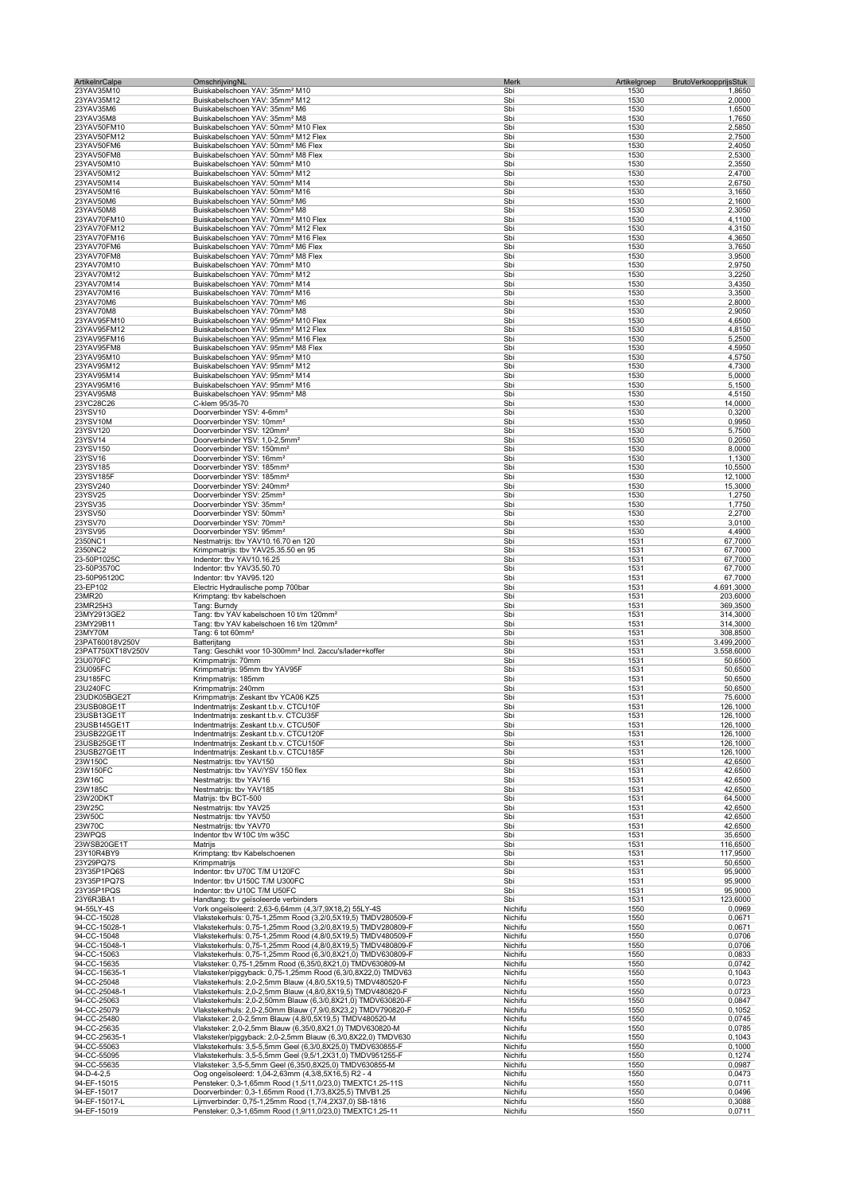| ArtikelnrCalpe | OmschrijvingNL | Merk | Artikelgroep | BrutoVerkoopprijsStuk |
|---|---|---|---|---|
| 23YAV35M10 | Buiskabelschoen YAV: 35mm² M10 | Sbi | 1530 | 1,8650 |
| 23YAV35M12 | Buiskabelschoen YAV: 35mm² M12 | Sbi | 1530 | 2,0000 |
| 23YAV35M6 | Buiskabelschoen YAV: 35mm² M6 | Sbi | 1530 | 1,6500 |
| 23YAV35M8 | Buiskabelschoen YAV: 35mm² M8 | Sbi | 1530 | 1,7650 |
| 23YAV50FM10 | Buiskabelschoen YAV: 50mm² M10 Flex | Sbi | 1530 | 2,5850 |
| 23YAV50FM12 | Buiskabelschoen YAV: 50mm² M12 Flex | Sbi | 1530 | 2,7500 |
| 23YAV50FM6 | Buiskabelschoen YAV: 50mm² M6 Flex | Sbi | 1530 | 2,4050 |
| 23YAV50FM8 | Buiskabelschoen YAV: 50mm² M8 Flex | Sbi | 1530 | 2,5300 |
| 23YAV50M10 | Buiskabelschoen YAV: 50mm² M10 | Sbi | 1530 | 2,3550 |
| 23YAV50M12 | Buiskabelschoen YAV: 50mm² M12 | Sbi | 1530 | 2,4700 |
| 23YAV50M14 | Buiskabelschoen YAV: 50mm² M14 | Sbi | 1530 | 2,6750 |
| 23YAV50M16 | Buiskabelschoen YAV: 50mm² M16 | Sbi | 1530 | 3,1650 |
| 23YAV50M6 | Buiskabelschoen YAV: 50mm² M6 | Sbi | 1530 | 2,1600 |
| 23YAV50M8 | Buiskabelschoen YAV: 50mm² M8 | Sbi | 1530 | 2,3050 |
| 23YAV70FM10 | Buiskabelschoen YAV: 70mm² M10 Flex | Sbi | 1530 | 4,1100 |
| 23YAV70FM12 | Buiskabelschoen YAV: 70mm² M12 Flex | Sbi | 1530 | 4,3150 |
| 23YAV70FM16 | Buiskabelschoen YAV: 70mm² M16 Flex | Sbi | 1530 | 4,3650 |
| 23YAV70FM6 | Buiskabelschoen YAV: 70mm² M6 Flex | Sbi | 1530 | 3,7650 |
| 23YAV70FM8 | Buiskabelschoen YAV: 70mm² M8 Flex | Sbi | 1530 | 3,9500 |
| 23YAV70M10 | Buiskabelschoen YAV: 70mm² M10 | Sbi | 1530 | 2,9750 |
| 23YAV70M12 | Buiskabelschoen YAV: 70mm² M12 | Sbi | 1530 | 3,2250 |
| 23YAV70M14 | Buiskabelschoen YAV: 70mm² M14 | Sbi | 1530 | 3,4350 |
| 23YAV70M16 | Buiskabelschoen YAV: 70mm² M16 | Sbi | 1530 | 3,3500 |
| 23YAV70M6 | Buiskabelschoen YAV: 70mm² M6 | Sbi | 1530 | 2,8000 |
| 23YAV70M8 | Buiskabelschoen YAV: 70mm² M8 | Sbi | 1530 | 2,9050 |
| 23YAV95FM10 | Buiskabelschoen YAV: 95mm² M10 Flex | Sbi | 1530 | 4,6500 |
| 23YAV95FM12 | Buiskabelschoen YAV: 95mm² M12 Flex | Sbi | 1530 | 4,8150 |
| 23YAV95FM16 | Buiskabelschoen YAV: 95mm² M16 Flex | Sbi | 1530 | 5,2500 |
| 23YAV95FM8 | Buiskabelschoen YAV: 95mm² M8 Flex | Sbi | 1530 | 4,5950 |
| 23YAV95M10 | Buiskabelschoen YAV: 95mm² M10 | Sbi | 1530 | 4,5750 |
| 23YAV95M12 | Buiskabelschoen YAV: 95mm² M12 | Sbi | 1530 | 4,7300 |
| 23YAV95M14 | Buiskabelschoen YAV: 95mm² M14 | Sbi | 1530 | 5,0000 |
| 23YAV95M16 | Buiskabelschoen YAV: 95mm² M16 | Sbi | 1530 | 5,1500 |
| 23YAV95M8 | Buiskabelschoen YAV: 95mm² M8 | Sbi | 1530 | 4,5150 |
| 23YC28C26 | C-klem 95/35-70 | Sbi | 1530 | 14,0000 |
| 23YSV10 | Doorverbinder YSV: 4-6mm² | Sbi | 1530 | 0,3200 |
| 23YSV10M | Doorverbinder YSV: 10mm² | Sbi | 1530 | 0,9950 |
| 23YSV120 | Doorverbinder YSV: 120mm² | Sbi | 1530 | 5,7500 |
| 23YSV14 | Doorverbinder YSV: 1,0-2,5mm² | Sbi | 1530 | 0,2050 |
| 23YSV150 | Doorverbinder YSV: 150mm² | Sbi | 1530 | 8,0000 |
| 23YSV16 | Doorverbinder YSV: 16mm² | Sbi | 1530 | 1,1300 |
| 23YSV185 | Doorverbinder YSV: 185mm² | Sbi | 1530 | 10,5500 |
| 23YSV185F | Doorverbinder YSV: 185mm² | Sbi | 1530 | 12,1000 |
| 23YSV240 | Doorverbinder YSV: 240mm² | Sbi | 1530 | 15,3000 |
| 23YSV25 | Doorverbinder YSV: 25mm² | Sbi | 1530 | 1,2750 |
| 23YSV35 | Doorverbinder YSV: 35mm² | Sbi | 1530 | 1,7750 |
| 23YSV50 | Doorverbinder YSV: 50mm² | Sbi | 1530 | 2,2700 |
| 23YSV70 | Doorverbinder YSV: 70mm² | Sbi | 1530 | 3,0100 |
| 23YSV95 | Doorverbinder YSV: 95mm² | Sbi | 1530 | 4,4900 |
| 2350NC1 | Nestmatrijs: tbv YAV10.16.70 en 120 | Sbi | 1531 | 67,7000 |
| 2350NC2 | Krimpmatrijs: tbv YAV25.35.50 en 95 | Sbi | 1531 | 67,7000 |
| 23-50P1025C | Indentor: tbv YAV10.16.25 | Sbi | 1531 | 67,7000 |
| 23-50P3570C | Indentor: tbv YAV35.50.70 | Sbi | 1531 | 67,7000 |
| 23-50P95120C | Indentor: tbv YAV95.120 | Sbi | 1531 | 67,7000 |
| 23-EP102 | Electric Hydraulische pomp 700bar | Sbi | 1531 | 4.691,3000 |
| 23MR20 | Krimptang: tbv kabelschoen | Sbi | 1531 | 203,6000 |
| 23MR25H3 | Tang: Burndy | Sbi | 1531 | 369,3500 |
| 23MY2913GE2 | Tang: tbv YAV kabelschoen 10 t/m 120mm² | Sbi | 1531 | 314,3000 |
| 23MY29B11 | Tang: tbv YAV kabelschoen 16 t/m 120mm² | Sbi | 1531 | 314,3000 |
| 23MY70M | Tang: 6 tot 60mm² | Sbi | 1531 | 308,8500 |
| 23PAT60018V250V | Batterijtang | Sbi | 1531 | 3.499,2000 |
| 23PAT750XT18V250V | Tang: Geschikt voor 10-300mm² Incl. 2accu's/lader+koffer | Sbi | 1531 | 3.558,6000 |
| 23U070FC | Krimpmatrijs: 70mm | Sbi | 1531 | 50,6500 |
| 23U095FC | Krimpmatrijs: 95mm tbv YAV95F | Sbi | 1531 | 50,6500 |
| 23U185FC | Krimpmatrijs: 185mm | Sbi | 1531 | 50,6500 |
| 23U240FC | Krimpmatrijs: 240mm | Sbi | 1531 | 50,6500 |
| 23UDK05BGE2T | Krimpmatrijs: Zeskant tbv YCA06 KZ5 | Sbi | 1531 | 75,6000 |
| 23USB08GE1T | Indentmatrijs: Zeskant t.b.v. CTCU10F | Sbi | 1531 | 126,1000 |
| 23USB13GE1T | Indentmatrijs: zeskant t.b.v. CTCU35F | Sbi | 1531 | 126,1000 |
| 23USB145GE1T | Indentmatrijs: Zeskant t.b.v. CTCU50F | Sbi | 1531 | 126,1000 |
| 23USB22GE1T | Indentmatrijs: Zeskant t.b.v. CTCU120F | Sbi | 1531 | 126,1000 |
| 23USB25GE1T | Indentmatrijs: Zeskant t.b.v. CTCU150F | Sbi | 1531 | 126,1000 |
| 23USB27GE1T | Indentmatrijs: Zeskant t.b.v. CTCU185F | Sbi | 1531 | 126,1000 |
| 23W150C | Nestmatrijs: tbv YAV150 | Sbi | 1531 | 42,6500 |
| 23W150FC | Nestmatrijs: tbv YAV/YSV 150 flex | Sbi | 1531 | 42,6500 |
| 23W16C | Nestmatrijs: tbv YAV16 | Sbi | 1531 | 42,6500 |
| 23W185C | Nestmatrijs: tbv YAV185 | Sbi | 1531 | 42,6500 |
| 23W20DKT | Matrijs: tbv BCT-500 | Sbi | 1531 | 64,5000 |
| 23W25C | Nestmatrijs: tbv YAV25 | Sbi | 1531 | 42,6500 |
| 23W50C | Nestmatrijs: tbv YAV50 | Sbi | 1531 | 42,6500 |
| 23W70C | Nestmatrijs: tbv YAV70 | Sbi | 1531 | 42,6500 |
| 23WPQS | Indentor tbv W10C t/m w35C | Sbi | 1531 | 35,6500 |
| 23WSB20GE1T | Matrijs | Sbi | 1531 | 116,6500 |
| 23Y10R4BY9 | Krimptang: tbv Kabelschoenen | Sbi | 1531 | 117,9500 |
| 23Y29PQ7S | Krimpmatrijs | Sbi | 1531 | 50,6500 |
| 23Y35P1PQ6S | Indentor: tbv U70C T/M U120FC | Sbi | 1531 | 95,9000 |
| 23Y35P1PQ7S | Indentor: tbv U150C T/M U300FC | Sbi | 1531 | 95,9000 |
| 23Y35P1PQS | Indentor: tbv U10C T/M U50FC | Sbi | 1531 | 95,9000 |
| 23Y6R3BA1 | Handtang: tbv geïsoleerde verbinders | Sbi | 1531 | 123,6000 |
| 94-55LY-4S | Vork ongeïsoleerd: 2,63-6,64mm (4,3/7,9X18,2) 55LY-4S | Nichifu | 1550 | 0,0969 |
| 94-CC-15028 | Vlakstekerhuls: 0,75-1,25mm Rood (3,2/0,5X19,5) TMDV280509-F | Nichifu | 1550 | 0,0671 |
| 94-CC-15028-1 | Vlakstekerhuls: 0,75-1,25mm Rood (3,2/0,8X19,5) TMDV280809-F | Nichifu | 1550 | 0,0671 |
| 94-CC-15048 | Vlakstekerhuls: 0,75-1,25mm Rood (4,8/0,5X19,5) TMDV480509-F | Nichifu | 1550 | 0,0706 |
| 94-CC-15048-1 | Vlakstekerhuls: 0,75-1,25mm Rood (4,8/0,8X19,5) TMDV480809-F | Nichifu | 1550 | 0,0706 |
| 94-CC-15063 | Vlakstekerhuls: 0,75-1,25mm Rood (6,3/0,8X21,0) TMDV630809-F | Nichifu | 1550 | 0,0833 |
| 94-CC-15635 | Vlaksteker: 0,75-1,25mm Rood (6,35/0,8X21,0) TMDV630809-M | Nichifu | 1550 | 0,0742 |
| 94-CC-15635-1 | Vlaksteker/piggyback: 0,75-1,25mm Rood (6,3/0,8X22,0) TMDV63 | Nichifu | 1550 | 0,1043 |
| 94-CC-25048 | Vlakstekerhuls: 2,0-2,5mm Blauw (4,8/0,5X19,5) TMDV480520-F | Nichifu | 1550 | 0,0723 |
| 94-CC-25048-1 | Vlakstekerhuls: 2,0-2,5mm Blauw (4,8/0,8X19,5) TMDV480820-F | Nichifu | 1550 | 0,0723 |
| 94-CC-25063 | Vlakstekerhuls: 2,0-2,50mm Blauw (6,3/0,8X21,0) TMDV630820-F | Nichifu | 1550 | 0,0847 |
| 94-CC-25079 | Vlakstekerhuls: 2,0-2,50mm Blauw (7,9/0,8X23,2) TMDV790820-F | Nichifu | 1550 | 0,1052 |
| 94-CC-25480 | Vlaksteker: 2,0-2,5mm Blauw (4,8/0,5X19,5) TMDV480520-M | Nichifu | 1550 | 0,0745 |
| 94-CC-25635 | Vlaksteker: 2,0-2,5mm Blauw (6,35/0,8X21,0) TMDV630820-M | Nichifu | 1550 | 0,0785 |
| 94-CC-25635-1 | Vlaksteker/piggyback: 2,0-2,5mm Blauw (6,3/0,8X22,0) TMDV630 | Nichifu | 1550 | 0,1043 |
| 94-CC-55063 | Vlakstekerhuls: 3,5-5,5mm Geel (6,3/0,8X25,0) TMDV630855-F | Nichifu | 1550 | 0,1000 |
| 94-CC-55095 | Vlakstekerhuls: 3,5-5,5mm Geel (9,5/1,2X31,0) TMDV951255-F | Nichifu | 1550 | 0,1274 |
| 94-CC-55635 | Vlaksteker: 3,5-5,5mm Geel (6,35/0,8X25,0) TMDV630855-M | Nichifu | 1550 | 0,0987 |
| 94-D-4-2,5 | Oog ongeïsoleerd: 1,04-2,63mm (4,3/8,5X16,5) R2 - 4 | Nichifu | 1550 | 0,0473 |
| 94-EF-15015 | Pensteker: 0,3-1,65mm Rood (1,5/11,0/23,0) TMEXTC1.25-11S | Nichifu | 1550 | 0,0711 |
| 94-EF-15017 | Doorverbinder: 0,3-1,65mm Rood (1,7/3,8X25,5) TMVB1.25 | Nichifu | 1550 | 0,0496 |
| 94-EF-15017-L | Lijmverbinder: 0,75-1,25mm Rood (1,7/4,2X37,0) SB-1816 | Nichifu | 1550 | 0,3088 |
| 94-EF-15019 | Pensteker: 0,3-1,65mm Rood (1,9/11,0/23,0) TMEXTC1.25-11 | Nichifu | 1550 | 0,0711 |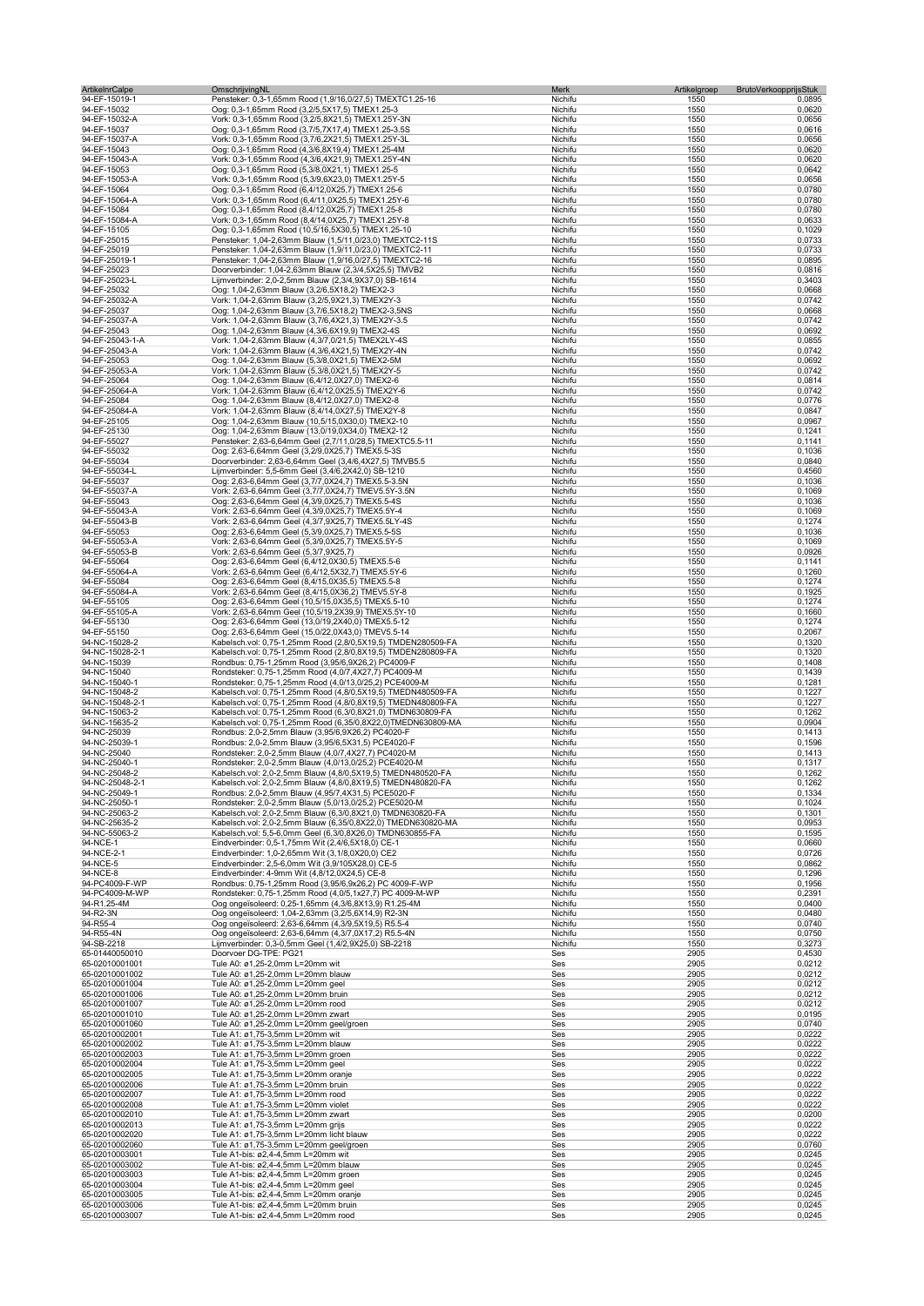| ArtikelnrCalpe | OmschrijvingNL | Merk | Artikelgroep | BrutoVerkoopprijsStuk |
|---|---|---|---|---|
| 94-EF-15019-1 | Pensteker: 0,3-1,65mm Rood (1,9/16,0/27,5) TMEXTC1.25-16 | Nichifu | 1550 | 0,0895 |
| 94-EF-15032 | Oog: 0,3-1,65mm Rood (3,2/5,5X17,5) TMEX1.25-3 | Nichifu | 1550 | 0,0620 |
| 94-EF-15032-A | Vork: 0,3-1,65mm Rood (3,2/5,8X21,5) TMEX1.25Y-3N | Nichifu | 1550 | 0,0656 |
| 94-EF-15037 | Oog: 0,3-1,65mm Rood (3,7/5,7X17,4) TMEX1.25-3.5S | Nichifu | 1550 | 0,0616 |
| 94-EF-15037-A | Vork: 0,3-1,65mm Rood (3,7/6,2X21,5) TMEX1.25Y-3L | Nichifu | 1550 | 0,0656 |
| 94-EF-15043 | Oog: 0,3-1,65mm Rood (4,3/6,8X19,4) TMEX1.25-4M | Nichifu | 1550 | 0,0620 |
| 94-EF-15043-A | Vork: 0,3-1,65mm Rood (4,3/6,4X21,9) TMEX1.25Y-4N | Nichifu | 1550 | 0,0620 |
| 94-EF-15053 | Oog: 0,3-1,65mm Rood (5,3/8,0X21,1) TMEX1.25-5 | Nichifu | 1550 | 0,0642 |
| 94-EF-15053-A | Vork: 0,3-1,65mm Rood (5,3/9,6X23,0) TMEX1.25Y-5 | Nichifu | 1550 | 0,0656 |
| 94-EF-15064 | Oog: 0,3-1,65mm Rood (6,4/12,0X25,7) TMEX1.25-6 | Nichifu | 1550 | 0,0780 |
| 94-EF-15064-A | Vork: 0,3-1,65mm Rood (6,4/11,0X25,5) TMEX1.25Y-6 | Nichifu | 1550 | 0,0780 |
| 94-EF-15084 | Oog: 0,3-1,65mm Rood (8,4/12,0X25,7) TMEX1.25-8 | Nichifu | 1550 | 0,0780 |
| 94-EF-15084-A | Vork: 0,3-1,65mm Rood (8,4/14,0X25,7) TMEX1.25Y-8 | Nichifu | 1550 | 0,0633 |
| 94-EF-15105 | Oog: 0,3-1,65mm Rood (10,5/16,5X30,5) TMEX1.25-10 | Nichifu | 1550 | 0,1029 |
| 94-EF-25015 | Pensteker: 1,04-2,63mm Blauw (1,5/11,0/23,0) TMEXTC2-11S | Nichifu | 1550 | 0,0733 |
| 94-EF-25019 | Pensteker: 1,04-2,63mm Blauw (1,9/11,0/23,0) TMEXTC2-11 | Nichifu | 1550 | 0,0733 |
| 94-EF-25019-1 | Pensteker: 1,04-2,63mm Blauw (1,9/16,0/27,5) TMEXTC2-16 | Nichifu | 1550 | 0,0895 |
| 94-EF-25023 | Doorverbinder: 1,04-2,63mm Blauw (2,3/4,5X25,5) TMVB2 | Nichifu | 1550 | 0,0816 |
| 94-EF-25023-L | Lijmverbinder: 2,0-2,5mm Blauw (2,3/4,9X37,0) SB-1614 | Nichifu | 1550 | 0,3403 |
| 94-EF-25032 | Oog: 1,04-2,63mm Blauw (3,2/6,5X18,2) TMEX2-3 | Nichifu | 1550 | 0,0668 |
| 94-EF-25032-A | Vork: 1,04-2,63mm Blauw (3,2/5,9X21,3) TMEX2Y-3 | Nichifu | 1550 | 0,0742 |
| 94-EF-25037 | Oog: 1,04-2,63mm Blauw (3,7/6,5X18,2) TMEX2-3,5NS | Nichifu | 1550 | 0,0668 |
| 94-EF-25037-A | Vork: 1,04-2,63mm Blauw (3,7/6,4X21,3) TMEX2Y-3.5 | Nichifu | 1550 | 0,0742 |
| 94-EF-25043 | Oog: 1,04-2,63mm Blauw (4,3/6,6X19,9) TMEX2-4S | Nichifu | 1550 | 0,0692 |
| 94-EF-25043-1-A | Vork: 1,04-2,63mm Blauw (4,3/7,0/21,5) TMEX2LY-4S | Nichifu | 1550 | 0,0855 |
| 94-EF-25043-A | Vork: 1,04-2,63mm Blauw (4,3/6,4X21,5) TMEX2Y-4N | Nichifu | 1550 | 0,0742 |
| 94-EF-25053 | Oog: 1,04-2,63mm Blauw (5,3/8,0X21,5) TMEX2-5M | Nichifu | 1550 | 0,0692 |
| 94-EF-25053-A | Vork: 1,04-2,63mm Blauw (5,3/8,0X21,5) TMEX2Y-5 | Nichifu | 1550 | 0,0742 |
| 94-EF-25064 | Oog: 1,04-2,63mm Blauw (6,4/12,0X27,0) TMEX2-6 | Nichifu | 1550 | 0,0814 |
| 94-EF-25064-A | Vork: 1,04-2,63mm Blauw (6,4/12,0X25,5) TMEX2Y-6 | Nichifu | 1550 | 0,0742 |
| 94-EF-25084 | Oog: 1,04-2,63mm Blauw (8,4/12,0X27,0) TMEX2-8 | Nichifu | 1550 | 0,0776 |
| 94-EF-25084-A | Vork: 1,04-2,63mm Blauw (8,4/14,0X27,5) TMEX2Y-8 | Nichifu | 1550 | 0,0847 |
| 94-EF-25105 | Oog: 1,04-2,63mm Blauw (10,5/15,0X30,0) TMEX2-10 | Nichifu | 1550 | 0,0967 |
| 94-EF-25130 | Oog: 1,04-2,63mm Blauw (13,0/19,0X34,0) TMEX2-12 | Nichifu | 1550 | 0,1241 |
| 94-EF-55027 | Pensteker: 2,63-6,64mm Geel (2,7/11,0/28,5) TMEXTC5.5-11 | Nichifu | 1550 | 0,1141 |
| 94-EF-55032 | Oog: 2,63-6,64mm Geel (3,2/9,0X25,7) TMEX5.5-3S | Nichifu | 1550 | 0,1036 |
| 94-EF-55034 | Doorverbinder: 2,63-6,64mm Geel (3,4/6,4X27,5) TMVB5.5 | Nichifu | 1550 | 0,0840 |
| 94-EF-55034-L | Lijmverbinder: 5,5-6mm Geel (3,4/6,2X42,0) SB-1210 | Nichifu | 1550 | 0,4560 |
| 94-EF-55037 | Oog: 2,63-6,64mm Geel (3,7/7,0X24,7) TMEX5.5-3.5N | Nichifu | 1550 | 0,1036 |
| 94-EF-55037-A | Vork: 2,63-6,64mm Geel (3,7/7,0X24,7) TMEV5.5Y-3.5N | Nichifu | 1550 | 0,1069 |
| 94-EF-55043 | Oog: 2,63-6,64mm Geel (4,3/9,0X25,7) TMEX5.5-4S | Nichifu | 1550 | 0,1036 |
| 94-EF-55043-A | Vork: 2,63-6,64mm Geel (4,3/9,0X25,7) TMEX5.5Y-4 | Nichifu | 1550 | 0,1069 |
| 94-EF-55043-B | Vork: 2,63-6,64mm Geel (4,3/7,9X25,7) TMEX5.5LY-4S | Nichifu | 1550 | 0,1274 |
| 94-EF-55053 | Oog: 2,63-6,64mm Geel (5,3/9,0X25,7) TMEX5.5-5S | Nichifu | 1550 | 0,1036 |
| 94-EF-55053-A | Vork: 2,63-6,64mm Geel (5,3/9,0X25,7) TMEX5.5Y-5 | Nichifu | 1550 | 0,1069 |
| 94-EF-55053-B | Vork: 2,63-6,64mm Geel (5,3/7,9X25,7) | Nichifu | 1550 | 0,0926 |
| 94-EF-55064 | Oog: 2,63-6,64mm Geel (6,4/12,0X30,5) TMEX5.5-6 | Nichifu | 1550 | 0,1141 |
| 94-EF-55064-A | Vork: 2,63-6,64mm Geel (6,4/12,5X32,7) TMEX5.5Y-6 | Nichifu | 1550 | 0,1260 |
| 94-EF-55084 | Oog: 2,63-6,64mm Geel (8,4/15,0X35,5) TMEX5.5-8 | Nichifu | 1550 | 0,1274 |
| 94-EF-55084-A | Vork: 2,63-6,64mm Geel (8,4/15,0X36,2) TMEV5.5Y-8 | Nichifu | 1550 | 0,1925 |
| 94-EF-55105 | Oog: 2,63-6,64mm Geel (10,5/15,0X35,5) TMEX5.5-10 | Nichifu | 1550 | 0,1274 |
| 94-EF-55105-A | Vork: 2,63-6,64mm Geel (10,5/19,2X39,9) TMEX5.5Y-10 | Nichifu | 1550 | 0,1660 |
| 94-EF-55130 | Oog: 2,63-6,64mm Geel (13,0/19,2X40,0) TMEX5.5-12 | Nichifu | 1550 | 0,1274 |
| 94-EF-55150 | Oog: 2,63-6,64mm Geel (15,0/22,0X43,0) TMEV5.5-14 | Nichifu | 1550 | 0,2067 |
| 94-NC-15028-2 | Kabelsch.vol: 0,75-1,25mm Rood (2,8/0,5X19,5) TMDEN280509-FA | Nichifu | 1550 | 0,1320 |
| 94-NC-15028-2-1 | Kabelsch.vol: 0,75-1,25mm Rood (2,8/0,8X19,5) TMDEN280809-FA | Nichifu | 1550 | 0,1320 |
| 94-NC-15039 | Rondbus: 0,75-1,25mm Rood (3,95/6,9X26,2) PC4009-F | Nichifu | 1550 | 0,1408 |
| 94-NC-15040 | Rondsteker: 0,75-1,25mm Rood (4,0/7,4X27,7) PC4009-M | Nichifu | 1550 | 0,1439 |
| 94-NC-15040-1 | Rondsteker: 0,75-1,25mm Rood (4,0/13,0/25,2) PCE4009-M | Nichifu | 1550 | 0,1281 |
| 94-NC-15048-2 | Kabelsch.vol: 0,75-1,25mm Rood (4,8/0,5X19,5) TMEDN480509-FA | Nichifu | 1550 | 0,1227 |
| 94-NC-15048-2-1 | Kabelsch.vol: 0,75-1,25mm Rood (4,8/0,8X19,5) TMEDN480809-FA | Nichifu | 1550 | 0,1227 |
| 94-NC-15063-2 | Kabelsch.vol: 0,75-1,25mm Rood (6,3/0,8X21,0) TMDN630809-FA | Nichifu | 1550 | 0,1262 |
| 94-NC-15635-2 | Kabelsch.vol: 0,75-1,25mm Rood (6,35/0,8X22,0)TMEDN630809-MA | Nichifu | 1550 | 0,0904 |
| 94-NC-25039 | Rondbus: 2,0-2,5mm Blauw (3,95/6,9X26,2) PC4020-F | Nichifu | 1550 | 0,1413 |
| 94-NC-25039-1 | Rondbus: 2,0-2,5mm Blauw (3,95/6,5X31,5) PCE4020-F | Nichifu | 1550 | 0,1596 |
| 94-NC-25040 | Rondsteker: 2,0-2,5mm Blauw (4,0/7,4X27,7) PC4020-M | Nichifu | 1550 | 0,1413 |
| 94-NC-25040-1 | Rondsteker: 2,0-2,5mm Blauw (4,0/13,0/25,2) PCE4020-M | Nichifu | 1550 | 0,1317 |
| 94-NC-25048-2 | Kabelsch.vol: 2,0-2,5mm Blauw (4,8/0,5X19,5) TMEDN480520-FA | Nichifu | 1550 | 0,1262 |
| 94-NC-25048-2-1 | Kabelsch.vol: 2,0-2,5mm Blauw (4,8/0,8X19,5) TMEDN480820-FA | Nichifu | 1550 | 0,1262 |
| 94-NC-25049-1 | Rondbus: 2,0-2,5mm Blauw (4,95/7,4X31,5) PCE5020-F | Nichifu | 1550 | 0,1334 |
| 94-NC-25050-1 | Rondsteker: 2,0-2,5mm Blauw (5,0/13,0/25,2) PCE5020-M | Nichifu | 1550 | 0,1024 |
| 94-NC-25063-2 | Kabelsch.vol: 2,0-2,5mm Blauw (6,3/0,8X21,0) TMDN630820-FA | Nichifu | 1550 | 0,1301 |
| 94-NC-25635-2 | Kabelsch.vol: 2,0-2,5mm Blauw (6,35/0,8X22,0) TMEDN630820-MA | Nichifu | 1550 | 0,0953 |
| 94-NC-55063-2 | Kabelsch.vol: 5,5-6,0mm Geel (6,3/0,8X26,0) TMDN630855-FA | Nichifu | 1550 | 0,1595 |
| 94-NCE-1 | Eindverbinder: 0,5-1,75mm Wit (2,4/6,5X18,0) CE-1 | Nichifu | 1550 | 0,0660 |
| 94-NCE-2-1 | Eindverbinder: 1,0-2,65mm Wit (3,1/8,0X20,0) CE2 | Nichifu | 1550 | 0,0726 |
| 94-NCE-5 | Eindverbinder: 2,5-6,0mm Wit (3,9/105X28,0) CE-5 | Nichifu | 1550 | 0,0862 |
| 94-NCE-8 | Eindverbinder: 4-9mm Wit (4,8/12,0X24,5) CE-8 | Nichifu | 1550 | 0,1296 |
| 94-PC4009-F-WP | Rondbus: 0,75-1,25mm Rood (3,95/6,9x26,2) PC 4009-F-WP | Nichifu | 1550 | 0,1956 |
| 94-PC4009-M-WP | Rondsteker: 0,75-1,25mm Rood (4,0/5,1x27,7) PC 4009-M-WP | Nichifu | 1550 | 0,2391 |
| 94-R1.25-4M | Oog ongeïsoleerd: 0,25-1,65mm (4,3/6,8X13,9) R1.25-4M | Nichifu | 1550 | 0,0400 |
| 94-R2-3N | Oog ongeïsoleerd: 1,04-2,63mm (3,2/5,6X14,9) R2-3N | Nichifu | 1550 | 0,0480 |
| 94-R55-4 | Oog ongeïsoleerd: 2,63-6,64mm (4,3/9,5X19,5) R5.5-4 | Nichifu | 1550 | 0,0740 |
| 94-R55-4N | Oog ongeïsoleerd: 2,63-6,64mm (4,3/7,0X17,2) R5.5-4N | Nichifu | 1550 | 0,0750 |
| 94-SB-2218 | Lijmverbinder: 0,3-0,5mm Geel (1,4/2,9X25,0) SB-2218 | Nichifu | 1550 | 0,3273 |
| 65-01440050010 | Doorvoer DG-TPE: PG21 | Ses | 2905 | 0,4530 |
| 65-02010001001 | Tule A0: ø1,25-2,0mm L=20mm wit | Ses | 2905 | 0,0212 |
| 65-02010001002 | Tule A0: ø1,25-2,0mm L=20mm blauw | Ses | 2905 | 0,0212 |
| 65-02010001004 | Tule A0: ø1,25-2,0mm L=20mm geel | Ses | 2905 | 0,0212 |
| 65-02010001006 | Tule A0: ø1,25-2,0mm L=20mm bruin | Ses | 2905 | 0,0212 |
| 65-02010001007 | Tule A0: ø1,25-2,0mm L=20mm rood | Ses | 2905 | 0,0212 |
| 65-02010001010 | Tule A0: ø1,25-2,0mm L=20mm zwart | Ses | 2905 | 0,0195 |
| 65-02010001060 | Tule A0: ø1,25-2,0mm L=20mm geel/groen | Ses | 2905 | 0,0740 |
| 65-02010002001 | Tule A1: ø1,75-3,5mm L=20mm wit | Ses | 2905 | 0,0222 |
| 65-02010002002 | Tule A1: ø1,75-3,5mm L=20mm blauw | Ses | 2905 | 0,0222 |
| 65-02010002003 | Tule A1: ø1,75-3,5mm L=20mm groen | Ses | 2905 | 0,0222 |
| 65-02010002004 | Tule A1: ø1,75-3,5mm L=20mm geel | Ses | 2905 | 0,0222 |
| 65-02010002005 | Tule A1: ø1,75-3,5mm L=20mm oranje | Ses | 2905 | 0,0222 |
| 65-02010002006 | Tule A1: ø1,75-3,5mm L=20mm bruin | Ses | 2905 | 0,0222 |
| 65-02010002007 | Tule A1: ø1,75-3,5mm L=20mm rood | Ses | 2905 | 0,0222 |
| 65-02010002008 | Tule A1: ø1,75-3,5mm L=20mm violet | Ses | 2905 | 0,0222 |
| 65-02010002010 | Tule A1: ø1,75-3,5mm L=20mm zwart | Ses | 2905 | 0,0200 |
| 65-02010002013 | Tule A1: ø1,75-3,5mm L=20mm grijs | Ses | 2905 | 0,0222 |
| 65-02010002020 | Tule A1: ø1,75-3,5mm L=20mm licht blauw | Ses | 2905 | 0,0222 |
| 65-02010002060 | Tule A1: ø1,75-3,5mm L=20mm geel/groen | Ses | 2905 | 0,0760 |
| 65-02010003001 | Tule A1-bis: ø2,4-4,5mm L=20mm wit | Ses | 2905 | 0,0245 |
| 65-02010003002 | Tule A1-bis: ø2,4-4,5mm L=20mm blauw | Ses | 2905 | 0,0245 |
| 65-02010003003 | Tule A1-bis: ø2,4-4,5mm L=20mm groen | Ses | 2905 | 0,0245 |
| 65-02010003004 | Tule A1-bis: ø2,4-4,5mm L=20mm geel | Ses | 2905 | 0,0245 |
| 65-02010003005 | Tule A1-bis: ø2,4-4,5mm L=20mm oranje | Ses | 2905 | 0,0245 |
| 65-02010003006 | Tule A1-bis: ø2,4-4,5mm L=20mm bruin | Ses | 2905 | 0,0245 |
| 65-02010003007 | Tule A1-bis: ø2,4-4,5mm L=20mm rood | Ses | 2905 | 0,0245 |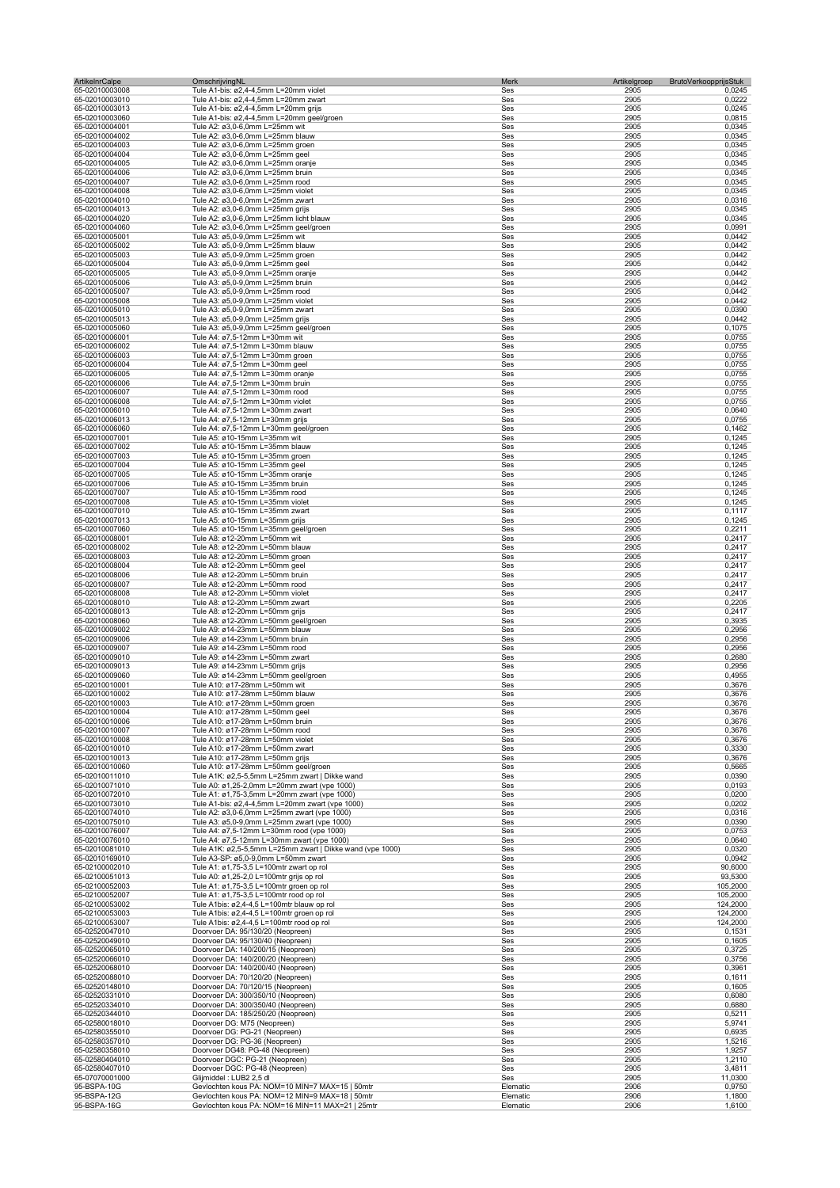| ArtikelnrCalpe | OmschrijvingNL | Merk | Artikelgroep | BrutoVerkoopprijsStuk |
|---|---|---|---|---|
| 65-02010003008 | Tule A1-bis: ø2,4-4,5mm L=20mm violet | Ses | 2905 | 0,0245 |
| 65-02010003010 | Tule A1-bis: ø2,4-4,5mm L=20mm zwart | Ses | 2905 | 0,0222 |
| 65-02010003013 | Tule A1-bis: ø2,4-4,5mm L=20mm grijs | Ses | 2905 | 0,0245 |
| 65-02010003060 | Tule A1-bis: ø2,4-4,5mm L=20mm geel/groen | Ses | 2905 | 0,0815 |
| 65-02010004001 | Tule A2: ø3,0-6,0mm L=25mm wit | Ses | 2905 | 0,0345 |
| 65-02010004002 | Tule A2: ø3,0-6,0mm L=25mm blauw | Ses | 2905 | 0,0345 |
| 65-02010004003 | Tule A2: ø3,0-6,0mm L=25mm groen | Ses | 2905 | 0,0345 |
| 65-02010004004 | Tule A2: ø3,0-6,0mm L=25mm geel | Ses | 2905 | 0,0345 |
| 65-02010004005 | Tule A2: ø3,0-6,0mm L=25mm oranje | Ses | 2905 | 0,0345 |
| 65-02010004006 | Tule A2: ø3,0-6,0mm L=25mm bruin | Ses | 2905 | 0,0345 |
| 65-02010004007 | Tule A2: ø3,0-6,0mm L=25mm rood | Ses | 2905 | 0,0345 |
| 65-02010004008 | Tule A2: ø3,0-6,0mm L=25mm violet | Ses | 2905 | 0,0345 |
| 65-02010004010 | Tule A2: ø3,0-6,0mm L=25mm zwart | Ses | 2905 | 0,0316 |
| 65-02010004013 | Tule A2: ø3,0-6,0mm L=25mm grijs | Ses | 2905 | 0,0345 |
| 65-02010004020 | Tule A2: ø3,0-6,0mm L=25mm licht blauw | Ses | 2905 | 0,0345 |
| 65-02010004060 | Tule A2: ø3,0-6,0mm L=25mm geel/groen | Ses | 2905 | 0,0991 |
| 65-02010005001 | Tule A3: ø5,0-9,0mm L=25mm wit | Ses | 2905 | 0,0442 |
| 65-02010005002 | Tule A3: ø5,0-9,0mm L=25mm blauw | Ses | 2905 | 0,0442 |
| 65-02010005003 | Tule A3: ø5,0-9,0mm L=25mm groen | Ses | 2905 | 0,0442 |
| 65-02010005004 | Tule A3: ø5,0-9,0mm L=25mm geel | Ses | 2905 | 0,0442 |
| 65-02010005005 | Tule A3: ø5,0-9,0mm L=25mm oranje | Ses | 2905 | 0,0442 |
| 65-02010005006 | Tule A3: ø5,0-9,0mm L=25mm bruin | Ses | 2905 | 0,0442 |
| 65-02010005007 | Tule A3: ø5,0-9,0mm L=25mm rood | Ses | 2905 | 0,0442 |
| 65-02010005008 | Tule A3: ø5,0-9,0mm L=25mm violet | Ses | 2905 | 0,0442 |
| 65-02010005010 | Tule A3: ø5,0-9,0mm L=25mm zwart | Ses | 2905 | 0,0390 |
| 65-02010005013 | Tule A3: ø5,0-9,0mm L=25mm grijs | Ses | 2905 | 0,0442 |
| 65-02010005060 | Tule A3: ø5,0-9,0mm L=25mm geel/groen | Ses | 2905 | 0,1075 |
| 65-02010006001 | Tule A4: ø7,5-12mm L=30mm wit | Ses | 2905 | 0,0755 |
| 65-02010006002 | Tule A4: ø7,5-12mm L=30mm blauw | Ses | 2905 | 0,0755 |
| 65-02010006003 | Tule A4: ø7,5-12mm L=30mm groen | Ses | 2905 | 0,0755 |
| 65-02010006004 | Tule A4: ø7,5-12mm L=30mm geel | Ses | 2905 | 0,0755 |
| 65-02010006005 | Tule A4: ø7,5-12mm L=30mm oranje | Ses | 2905 | 0,0755 |
| 65-02010006006 | Tule A4: ø7,5-12mm L=30mm bruin | Ses | 2905 | 0,0755 |
| 65-02010006007 | Tule A4: ø7,5-12mm L=30mm rood | Ses | 2905 | 0,0755 |
| 65-02010006008 | Tule A4: ø7,5-12mm L=30mm violet | Ses | 2905 | 0,0755 |
| 65-02010006010 | Tule A4: ø7,5-12mm L=30mm zwart | Ses | 2905 | 0,0640 |
| 65-02010006013 | Tule A4: ø7,5-12mm L=30mm grijs | Ses | 2905 | 0,0755 |
| 65-02010006060 | Tule A4: ø7,5-12mm L=30mm geel/groen | Ses | 2905 | 0,1462 |
| 65-02010007001 | Tule A5: ø10-15mm L=35mm wit | Ses | 2905 | 0,1245 |
| 65-02010007002 | Tule A5: ø10-15mm L=35mm blauw | Ses | 2905 | 0,1245 |
| 65-02010007003 | Tule A5: ø10-15mm L=35mm groen | Ses | 2905 | 0,1245 |
| 65-02010007004 | Tule A5: ø10-15mm L=35mm geel | Ses | 2905 | 0,1245 |
| 65-02010007005 | Tule A5: ø10-15mm L=35mm oranje | Ses | 2905 | 0,1245 |
| 65-02010007006 | Tule A5: ø10-15mm L=35mm bruin | Ses | 2905 | 0,1245 |
| 65-02010007007 | Tule A5: ø10-15mm L=35mm rood | Ses | 2905 | 0,1245 |
| 65-02010007008 | Tule A5: ø10-15mm L=35mm violet | Ses | 2905 | 0,1245 |
| 65-02010007010 | Tule A5: ø10-15mm L=35mm zwart | Ses | 2905 | 0,1117 |
| 65-02010007013 | Tule A5: ø10-15mm L=35mm grijs | Ses | 2905 | 0,1245 |
| 65-02010007060 | Tule A5: ø10-15mm L=35mm geel/groen | Ses | 2905 | 0,2211 |
| 65-02010008001 | Tule A8: ø12-20mm L=50mm wit | Ses | 2905 | 0,2417 |
| 65-02010008002 | Tule A8: ø12-20mm L=50mm blauw | Ses | 2905 | 0,2417 |
| 65-02010008003 | Tule A8: ø12-20mm L=50mm groen | Ses | 2905 | 0,2417 |
| 65-02010008004 | Tule A8: ø12-20mm L=50mm geel | Ses | 2905 | 0,2417 |
| 65-02010008006 | Tule A8: ø12-20mm L=50mm bruin | Ses | 2905 | 0,2417 |
| 65-02010008007 | Tule A8: ø12-20mm L=50mm rood | Ses | 2905 | 0,2417 |
| 65-02010008008 | Tule A8: ø12-20mm L=50mm violet | Ses | 2905 | 0,2417 |
| 65-02010008010 | Tule A8: ø12-20mm L=50mm zwart | Ses | 2905 | 0,2205 |
| 65-02010008013 | Tule A8: ø12-20mm L=50mm grijs | Ses | 2905 | 0,2417 |
| 65-02010008060 | Tule A8: ø12-20mm L=50mm geel/groen | Ses | 2905 | 0,3935 |
| 65-02010009002 | Tule A9: ø14-23mm L=50mm blauw | Ses | 2905 | 0,2956 |
| 65-02010009006 | Tule A9: ø14-23mm L=50mm bruin | Ses | 2905 | 0,2956 |
| 65-02010009007 | Tule A9: ø14-23mm L=50mm rood | Ses | 2905 | 0,2956 |
| 65-02010009010 | Tule A9: ø14-23mm L=50mm zwart | Ses | 2905 | 0,2680 |
| 65-02010009013 | Tule A9: ø14-23mm L=50mm grijs | Ses | 2905 | 0,2956 |
| 65-02010009060 | Tule A9: ø14-23mm L=50mm geel/groen | Ses | 2905 | 0,4955 |
| 65-02010010001 | Tule A10: ø17-28mm L=50mm wit | Ses | 2905 | 0,3676 |
| 65-02010010002 | Tule A10: ø17-28mm L=50mm blauw | Ses | 2905 | 0,3676 |
| 65-02010010003 | Tule A10: ø17-28mm L=50mm groen | Ses | 2905 | 0,3676 |
| 65-02010010004 | Tule A10: ø17-28mm L=50mm geel | Ses | 2905 | 0,3676 |
| 65-02010010006 | Tule A10: ø17-28mm L=50mm bruin | Ses | 2905 | 0,3676 |
| 65-02010010007 | Tule A10: ø17-28mm L=50mm rood | Ses | 2905 | 0,3676 |
| 65-02010010008 | Tule A10: ø17-28mm L=50mm violet | Ses | 2905 | 0,3676 |
| 65-02010010010 | Tule A10: ø17-28mm L=50mm zwart | Ses | 2905 | 0,3330 |
| 65-02010010013 | Tule A10: ø17-28mm L=50mm grijs | Ses | 2905 | 0,3676 |
| 65-02010010060 | Tule A10: ø17-28mm L=50mm geel/groen | Ses | 2905 | 0,5665 |
| 65-02010011010 | Tule A1K: ø2,5-5,5mm L=25mm zwart \| Dikke wand | Ses | 2905 | 0,0390 |
| 65-02010071010 | Tule A0: ø1,25-2,0mm L=20mm zwart (vpe 1000) | Ses | 2905 | 0,0193 |
| 65-02010072010 | Tule A1: ø1,75-3,5mm L=20mm zwart (vpe 1000) | Ses | 2905 | 0,0200 |
| 65-02010073010 | Tule A1-bis: ø2,4-4,5mm L=20mm zwart (vpe 1000) | Ses | 2905 | 0,0202 |
| 65-02010074010 | Tule A2: ø3,0-6,0mm L=25mm zwart (vpe 1000) | Ses | 2905 | 0,0316 |
| 65-02010075010 | Tule A3: ø5,0-9,0mm L=25mm zwart (vpe 1000) | Ses | 2905 | 0,0390 |
| 65-02010076007 | Tule A4: ø7,5-12mm L=30mm rood (vpe 1000) | Ses | 2905 | 0,0753 |
| 65-02010076010 | Tule A4: ø7,5-12mm L=30mm zwart (vpe 1000) | Ses | 2905 | 0,0640 |
| 65-02010081010 | Tule A1K: ø2,5-5,5mm L=25mm zwart \| Dikke wand (vpe 1000) | Ses | 2905 | 0,0320 |
| 65-02010169010 | Tule A3-SP: ø5,0-9,0mm L=50mm zwart | Ses | 2905 | 0,0942 |
| 65-02100002010 | Tule A1: ø1,75-3,5 L=100mtr zwart op rol | Ses | 2905 | 90,6000 |
| 65-02100051013 | Tule A0: ø1,25-2,0 L=100mtr grijs op rol | Ses | 2905 | 93,5300 |
| 65-02100052003 | Tule A1: ø1,75-3,5 L=100mtr groen op rol | Ses | 2905 | 105,2000 |
| 65-02100052007 | Tule A1: ø1,75-3,5 L=100mtr rood op rol | Ses | 2905 | 105,2000 |
| 65-02100053002 | Tule A1bis: ø2,4-4,5 L=100mtr blauw op rol | Ses | 2905 | 124,2000 |
| 65-02100053003 | Tule A1bis: ø2,4-4,5 L=100mtr groen op rol | Ses | 2905 | 124,2000 |
| 65-02100053007 | Tule A1bis: ø2,4-4,5 L=100mtr rood op rol | Ses | 2905 | 124,2000 |
| 65-02520047010 | Doorvoer DA: 95/130/20 (Neopreen) | Ses | 2905 | 0,1531 |
| 65-02520049010 | Doorvoer DA: 95/130/40 (Neopreen) | Ses | 2905 | 0,1605 |
| 65-02520065010 | Doorvoer DA: 140/200/15 (Neopreen) | Ses | 2905 | 0,3725 |
| 65-02520066010 | Doorvoer DA: 140/200/20 (Neopreen) | Ses | 2905 | 0,3756 |
| 65-02520068010 | Doorvoer DA: 140/200/40 (Neopreen) | Ses | 2905 | 0,3961 |
| 65-02520088010 | Doorvoer DA: 70/120/20 (Neopreen) | Ses | 2905 | 0,1611 |
| 65-02520148010 | Doorvoer DA: 70/120/15 (Neopreen) | Ses | 2905 | 0,1605 |
| 65-02520331010 | Doorvoer DA: 300/350/10 (Neopreen) | Ses | 2905 | 0,6080 |
| 65-02520334010 | Doorvoer DA: 300/350/40 (Neopreen) | Ses | 2905 | 0,6880 |
| 65-02520344010 | Doorvoer DA: 185/250/20 (Neopreen) | Ses | 2905 | 0,5211 |
| 65-02580018010 | Doorvoer DG: M75 (Neopreen) | Ses | 2905 | 5,9741 |
| 65-02580355010 | Doorvoer DG: PG-21 (Neopreen) | Ses | 2905 | 0,6935 |
| 65-02580357010 | Doorvoer DG: PG-36 (Neopreen) | Ses | 2905 | 1,5216 |
| 65-02580358010 | Doorvoer DG48: PG-48 (Neopreen) | Ses | 2905 | 1,9257 |
| 65-02580404010 | Doorvoer DGC: PG-21 (Neopreen) | Ses | 2905 | 1,2110 |
| 65-02580407010 | Doorvoer DGC: PG-48 (Neopreen) | Ses | 2905 | 3,4811 |
| 65-07070001000 | Glijmiddel : LUB2 2,5 dl | Ses | 2905 | 11,0300 |
| 95-BSPA-10G | Gevlochten kous PA: NOM=10 MIN=7 MAX=15 \| 50mtr | Elematic | 2906 | 0,9750 |
| 95-BSPA-12G | Gevlochten kous PA: NOM=12 MIN=9 MAX=18 \| 50mtr | Elematic | 2906 | 1,1800 |
| 95-BSPA-16G | Gevlochten kous PA: NOM=16 MIN=11 MAX=21 \| 25mtr | Elematic | 2906 | 1,6100 |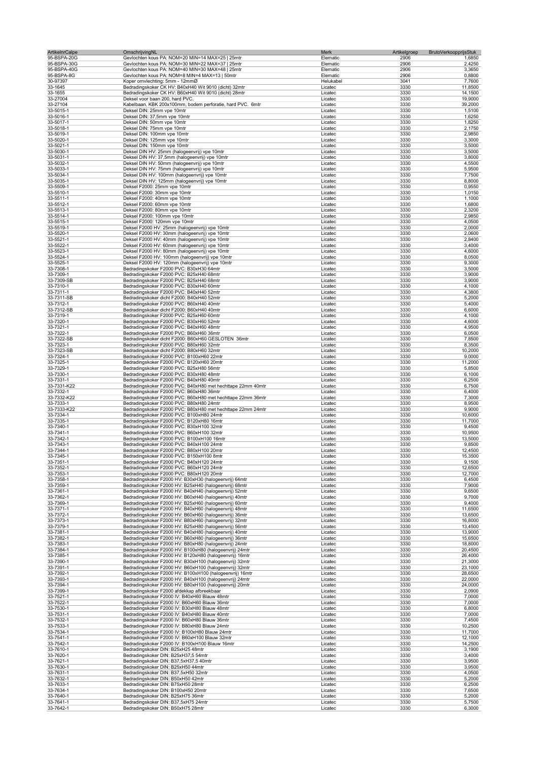| ArtikelnrCalpe | OmschrijvingNL | Merk | Artikelgroep | BrutoVerkoopprijsStuk |
|---|---|---|---|---|
| 95-BSPA-20G | Gevlochten kous PA: NOM=20 MIN=14 MAX=25 \| 25mtr | Elematic | 2906 | 1,6850 |
| 95-BSPA-30G | Gevlochten kous PA: NOM=30 MIN=22 MAX=37 \| 25mtr | Elematic | 2906 | 2,4250 |
| 95-BSPA-40G | Gevlochten kous PA: NOM=40 MIN=30 MAX=48 \| 25mtr | Elematic | 2906 | 3,3650 |
| 95-BSPA-8G | Gevlochten kous PA: NOM=8 MIN=4 MAX=13 \| 50mtr | Elematic | 2906 | 0,8800 |
| 30-97397 | Koper omvlechting: 5mm - 12mmØ | Helukabel | 3041 | 7,7600 |
| 33-1645 | Bedradingskoker CK HV: B40xH40 Wit 9010 (dicht) 32mtr | Licatec | 3330 | 11,8500 |
| 33-1655 | Bedradingskoker CK HV: B60xH40 Wit 9010 (dicht) 28mtr | Licatec | 3330 | 14,1500 |
| 33-27004 | Deksel voor baan 200, hard PVC. | Licatec | 3330 | 19,9000 |
| 33-27104 | Kabelbaan, KBK 200x100mm, bodem perforatie, hard PVC. 6mtr | Licatec | 3330 | 39,2000 |
| 33-5015-1 | Deksel DIN: 25mm vpe 10mtr | Licatec | 3330 | 1,5100 |
| 33-5016-1 | Deksel DIN: 37,5mm vpe 10mtr | Licatec | 3330 | 1,6250 |
| 33-5017-1 | Deksel DIN: 50mm vpe 10mtr | Licatec | 3330 | 1,8250 |
| 33-5018-1 | Deksel DIN: 75mm vpe 10mtr | Licatec | 3330 | 2,1750 |
| 33-5019-1 | Deksel DIN: 100mm vpe 10mtr | Licatec | 3330 | 2,9850 |
| 33-5020-1 | Deksel DIN: 125mm vpe 10mtr | Licatec | 3330 | 3,3000 |
| 33-5021-1 | Deksel DIN: 150mm vpe 10mtr | Licatec | 3330 | 3,5000 |
| 33-5030-1 | Deksel DIN HV: 25mm (halogeenvrij) vpe 10mtr | Licatec | 3330 | 3,5000 |
| 33-5031-1 | Deksel DIN HV: 37,5mm (halogeenvrij) vpe 10mtr | Licatec | 3330 | 3,8000 |
| 33-5032-1 | Deksel DIN HV: 50mm (halogeenvrij) vpe 10mtr | Licatec | 3330 | 4,5500 |
| 33-5033-1 | Deksel DIN HV: 75mm (halogeenvrij) vpe 10mtr | Licatec | 3330 | 5,9500 |
| 33-5034-1 | Deksel DIN HV: 100mm (halogeenvrij) vpe 10mtr | Licatec | 3330 | 7,7500 |
| 33-5035-1 | Deksel DIN HV: 125mm (halogeenvrij) vpe 10mtr | Licatec | 3330 | 8,8000 |
| 33-5509-1 | Deksel F2000: 25mm vpe 10mtr | Licatec | 3330 | 0,9550 |
| 33-5510-1 | Deksel F2000: 30mm vpe 10mtr | Licatec | 3330 | 1,0150 |
| 33-5511-1 | Deksel F2000: 40mm vpe 10mtr | Licatec | 3330 | 1,1000 |
| 33-5512-1 | Deksel F2000: 60mm vpe 10mtr | Licatec | 3330 | 1,6800 |
| 33-5513-1 | Deksel F2000: 80mm vpe 10mtr | Licatec | 3330 | 2,3200 |
| 33-5514-1 | Deksel F2000: 100mm vpe 10mtr | Licatec | 3330 | 2,9850 |
| 33-5515-1 | Deksel F2000: 120mm vpe 10mtr | Licatec | 3330 | 4,0500 |
| 33-5519-1 | Deksel F2000 HV: 25mm (halogeenvrij) vpe 10mtr | Licatec | 3330 | 2,0000 |
| 33-5520-1 | Deksel F2000 HV: 30mm (halogeenvrij) vpe 10mtr | Licatec | 3330 | 2,0600 |
| 33-5521-1 | Deksel F2000 HV: 40mm (halogeenvrij) vpe 10mtr | Licatec | 3330 | 2,8400 |
| 33-5522-1 | Deksel F2000 HV: 60mm (halogeenvrij) vpe 10mtr | Licatec | 3330 | 3,4000 |
| 33-5523-1 | Deksel F2000 HV: 80mm (halogeenvrij) vpe 10mtr | Licatec | 3330 | 4,6000 |
| 33-5524-1 | Deksel F2000 HV: 100mm (halogeenvrij) vpe 10mtr | Licatec | 3330 | 8,0500 |
| 33-5525-1 | Deksel F2000 HV: 120mm (halogeenvrij) vpe 10mtr | Licatec | 3330 | 9,3000 |
| 33-7308-1 | Bedradingskoker F2000 PVC: B30xH30 64mtr | Licatec | 3330 | 3,5000 |
| 33-7309-1 | Bedradingskoker F2000 PVC: B25xH40 68mtr | Licatec | 3330 | 3,9000 |
| 33-7309-SB | Bedradingskoker F2000 PVC: B25xH40 68mtr | Licatec | 3330 | 3,9000 |
| 33-7310-1 | Bedradingskoker F2000 PVC: B30xH40 60mtr | Licatec | 3330 | 4,1000 |
| 33-7311-1 | Bedradingskoker F2000 PVC: B40xH40 52mtr | Licatec | 3330 | 4,3800 |
| 33-7311-SB | Bedradingskoker dicht F2000: B40xH40 52mtr | Licatec | 3330 | 5,2000 |
| 33-7312-1 | Bedradingskoker F2000 PVC: B60xH40 40mtr | Licatec | 3330 | 5,4000 |
| 33-7312-SB | Bedradingskoker dicht F2000: B60xH40 40mtr | Licatec | 3330 | 6,6000 |
| 33-7319-1 | Bedradingskoker F2000 PVC: B25xH60 60mtr | Licatec | 3330 | 4,1000 |
| 33-7320-1 | Bedradingskoker F2000 PVC: B30xH60 52mtr | Licatec | 3330 | 4,6000 |
| 33-7321-1 | Bedradingskoker F2000 PVC: B40xH60 48mtr | Licatec | 3330 | 4,9500 |
| 33-7322-1 | Bedradingskoker F2000 PVC: B60xH60 36mtr | Licatec | 3330 | 6,0500 |
| 33-7322-SB | Bedradingskoker dicht F2000: B60xH60 GESLOTEN 36mtr | Licatec | 3330 | 7,8500 |
| 33-7323-1 | Bedradingskoker F2000 PVC: B80xH60 32mtr | Licatec | 3330 | 8,3500 |
| 33-7323-SB | Bedradingskoker dicht F2000: B80xH60 32mtr | Licatec | 3330 | 10,2000 |
| 33-7324-1 | Bedradingskoker F2000 PVC: B100xH60 22mtr | Licatec | 3330 | 9,0000 |
| 33-7325-1 | Bedradingskoker F2000 PVC: B120xH60 20mtr | Licatec | 3330 | 11,2000 |
| 33-7329-1 | Bedradingskoker F2000 PVC: B25xH80 56mtr | Licatec | 3330 | 5,8500 |
| 33-7330-1 | Bedradingskoker F2000 PVC: B30xH80 48mtr | Licatec | 3330 | 6,1000 |
| 33-7331-1 | Bedradingskoker F2000 PVC: B40xH80 40mtr | Licatec | 3330 | 6,2500 |
| 33-7331-K22 | Bedradingskoker F2000 PVC: B40xH80 met hechttape 22mm 40mtr | Licatec | 3330 | 6,7500 |
| 33-7332-1 | Bedradingskoker F2000 PVC: B60xH80 36mtr | Licatec | 3330 | 6,4000 |
| 33-7332-K22 | Bedradingskoker F2000 PVC: B60xH80 met hechttape 22mm 36mtr | Licatec | 3330 | 7,3000 |
| 33-7333-1 | Bedradingskoker F2000 PVC: B80xH80 24mtr | Licatec | 3330 | 8,9500 |
| 33-7333-K22 | Bedradingskoker F2000 PVC: B80xH80 met hechttape 22mm 24mtr | Licatec | 3330 | 9,9000 |
| 33-7334-1 | Bedradingskoker F2000 PVC: B100xH80 24mtr | Licatec | 3330 | 10,6000 |
| 33-7335-1 | Bedradingskoker F2000 PVC: B120xH80 16mtr | Licatec | 3330 | 11,7000 |
| 33-7340-1 | Bedradingskoker F2000 PVC: B30xH100 32mtr | Licatec | 3330 | 9,4500 |
| 33-7341-1 | Bedradingskoker F2000 PVC: B60xH100 32mtr | Licatec | 3330 | 10,9500 |
| 33-7342-1 | Bedradingskoker F2000 PVC: B100xH100 16mtr | Licatec | 3330 | 13,5000 |
| 33-7343-1 | Bedradingskoker F2000 PVC: B40xH100 24mtr | Licatec | 3330 | 9,8500 |
| 33-7344-1 | Bedradingskoker F2000 PVC: B80xH100 20mtr | Licatec | 3330 | 12,4500 |
| 33-7345-1 | Bedradingskoker F2000 PVC: B150xH100 8mtr | Licatec | 3330 | 15,3500 |
| 33-7351-1 | Bedradingskoker F2000 PVC: B40xH120 24mtr | Licatec | 3330 | 9,1500 |
| 33-7352-1 | Bedradingskoker F2000 PVC: B60xH120 24mtr | Licatec | 3330 | 12,6500 |
| 33-7353-1 | Bedradingskoker F2000 PVC: B80xH120 20mtr | Licatec | 3330 | 12,7000 |
| 33-7358-1 | Bedradingskoker F2000 HV: B30xH30 (halogeenvrij) 64mtr | Licatec | 3330 | 6,4500 |
| 33-7359-1 | Bedradingskoker F2000 HV: B25xH40 (halogeenvrij) 68mtr | Licatec | 3330 | 7,9000 |
| 33-7361-1 | Bedradingskoker F2000 HV: B40xH40 (halogeenvrij) 52mtr | Licatec | 3330 | 9,6500 |
| 33-7362-1 | Bedradingskoker F2000 HV: B60xH40 (halogeenvrij) 40mtr | Licatec | 3330 | 9,7000 |
| 33-7369-1 | Bedradingskoker F2000 HV: B25xH60 (halogeenvrij) 60mtr | Licatec | 3330 | 9,4000 |
| 33-7371-1 | Bedradingskoker F2000 HV: B40xH60 (halogeenvrij) 48mtr | Licatec | 3330 | 11,6500 |
| 33-7372-1 | Bedradingskoker F2000 HV: B60xH60 (halogeenvrij) 36mtr | Licatec | 3330 | 13,6500 |
| 33-7373-1 | Bedradingskoker F2000 HV: B80xH60 (halogeenvrij) 32mtr | Licatec | 3330 | 16,8000 |
| 33-7379-1 | Bedradingskoker F2000 HV: B25xH80 (halogeenvrij) 56mtr | Licatec | 3330 | 13,4500 |
| 33-7381-1 | Bedradingskoker F2000 HV: B40xH80 (halogeenvrij) 40mtr | Licatec | 3330 | 13,9000 |
| 33-7382-1 | Bedradingskoker F2000 HV: B60xH80 (halogeenvrij) 36mtr | Licatec | 3330 | 15,6500 |
| 33-7383-1 | Bedradingskoker F2000 HV: B80xH80 (halogeenvrij) 24mtr | Licatec | 3330 | 18,8000 |
| 33-7384-1 | Bedradingskoker F2000 HV: B100xH80 (halogeenvrij) 24mtr | Licatec | 3330 | 20,4500 |
| 33-7385-1 | Bedradingskoker F2000 HV: B120xH80 (halogeenvrij) 16mtr | Licatec | 3330 | 26,4000 |
| 33-7390-1 | Bedradingskoker F2000 HV: B30xH100 (halogeenvrij) 32mtr | Licatec | 3330 | 21,3000 |
| 33-7391-1 | Bedradingskoker F2000 HV: B60xH100 (halogeenvrij) 32mtr | Licatec | 3330 | 23,1000 |
| 33-7392-1 | Bedradingskoker F2000 HV: B100xH100 (halogeenvrij) 16mtr | Licatec | 3330 | 28,6500 |
| 33-7393-1 | Bedradingskoker F2000 HV: B40xH100 (halogeenvrij) 24mtr | Licatec | 3330 | 22,0000 |
| 33-7394-1 | Bedradingskoker F2000 HV: B80xH100 (halogeenvrij) 20mtr | Licatec | 3330 | 24,0000 |
| 33-7399-1 | Bedradingskoker F2000 afdekkap afbreekbaar | Licatec | 3330 | 2,0900 |
| 33-7521-1 | Bedradingskoker F2000 IV: B40xH60 Blauw 48mtr | Licatec | 3330 | 7,0000 |
| 33-7522-1 | Bedradingskoker F2000 IV: B60xH60 Blauw 36mtr | Licatec | 3330 | 7,0000 |
| 33-7530-1 | Bedradingskoker F2000 IV: B30xH80 Blauw 48mtr | Licatec | 3330 | 6,8000 |
| 33-7531-1 | Bedradingskoker F2000 IV: B40xH80 Blauw 40mtr | Licatec | 3330 | 7,0000 |
| 33-7532-1 | Bedradingskoker F2000 IV: B60xH80 Blauw 36mtr | Licatec | 3330 | 7,4500 |
| 33-7533-1 | Bedradingskoker F2000 IV: B80xH80 Blauw 24mtr | Licatec | 3330 | 10,2500 |
| 33-7534-1 | Bedradingskoker F2000 IV: B100xH80 Blauw 24mtr | Licatec | 3330 | 11,7000 |
| 33-7541-1 | Bedradingskoker F2000 IV: B60xH100 Blauw 32mtr | Licatec | 3330 | 12,1000 |
| 33-7542-1 | Bedradingskoker F2000 IV: B100xH100 Blauw 16mtr | Licatec | 3330 | 14,2500 |
| 33-7610-1 | Bedradingskoker DIN: B25xH25 48mtr | Licatec | 3330 | 3,1900 |
| 33-7620-1 | Bedradingskoker DIN: B25xH37,5 54mtr | Licatec | 3330 | 3,4000 |
| 33-7621-1 | Bedradingskoker DIN: B37,5xH37,5 40mtr | Licatec | 3330 | 3,9500 |
| 33-7630-1 | Bedradingskoker DIN: B25xH50 44mtr | Licatec | 3330 | 3,9500 |
| 33-7631-1 | Bedradingskoker DIN: B37,5xH50 32mtr | Licatec | 3330 | 4,0500 |
| 33-7632-1 | Bedradingskoker DIN: B50xH50 42mtr | Licatec | 3330 | 5,2000 |
| 33-7633-1 | Bedradingskoker DIN: B75xH50 28mtr | Licatec | 3330 | 6,2500 |
| 33-7634-1 | Bedradingskoker DIN: B100xH50 20mtr | Licatec | 3330 | 7,6500 |
| 33-7640-1 | Bedradingskoker DIN: B25xH75 36mtr | Licatec | 3330 | 5,2000 |
| 33-7641-1 | Bedradingskoker DIN: B37,5xH75 24mtr | Licatec | 3330 | 5,7500 |
| 33-7642-1 | Bedradingskoker DIN: B50xH75 28mtr | Licatec | 3330 | 6,3000 |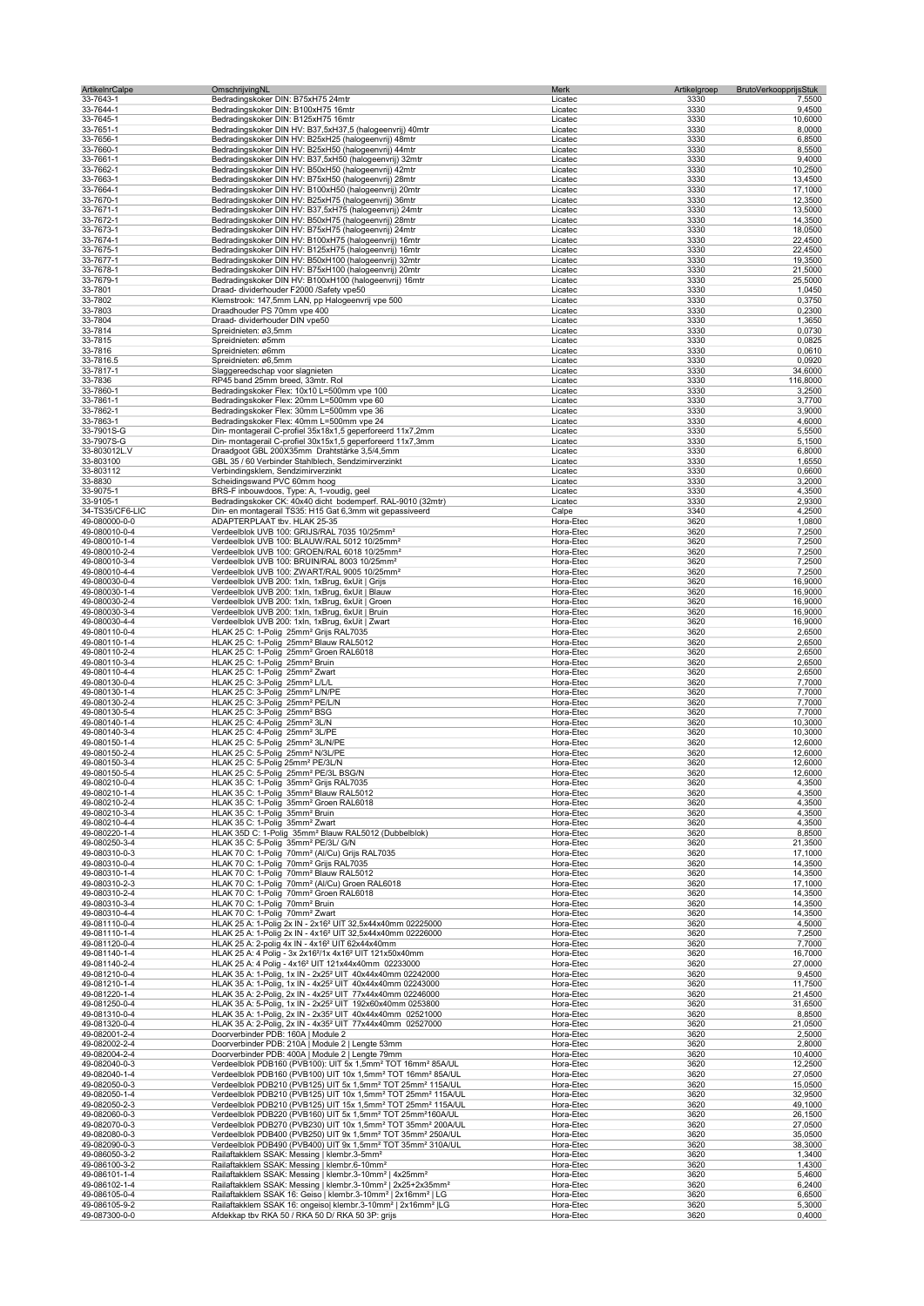| ArtikelnrCalpe | OmschrijvingNL | Merk | Artikelgroep | BrutoVerkoopprijsStuk |
|---|---|---|---|---|
| 33-7643-1 | Bedradingskoker DIN: B75xH75 24mtr | Licatec | 3330 | 7,5500 |
| 33-7644-1 | Bedradingskoker DIN: B100xH75 16mtr | Licatec | 3330 | 9,4500 |
| 33-7645-1 | Bedradingskoker DIN: B125xH75 16mtr | Licatec | 3330 | 10,6000 |
| 33-7651-1 | Bedradingskoker DIN HV: B37,5xH37,5 (halogeenvrij) 40mtr | Licatec | 3330 | 8,0000 |
| 33-7656-1 | Bedradingskoker DIN HV: B25xH25 (halogeenvrij) 48mtr | Licatec | 3330 | 6,8500 |
| 33-7660-1 | Bedradingskoker DIN HV: B25xH50 (halogeenvrij) 44mtr | Licatec | 3330 | 8,5500 |
| 33-7661-1 | Bedradingskoker DIN HV: B37,5xH50 (halogeenvrij) 32mtr | Licatec | 3330 | 9,4000 |
| 33-7662-1 | Bedradingskoker DIN HV: B50xH50 (halogeenvrij) 42mtr | Licatec | 3330 | 10,2500 |
| 33-7663-1 | Bedradingskoker DIN HV: B75xH50 (halogeenvrij) 28mtr | Licatec | 3330 | 13,4500 |
| 33-7664-1 | Bedradingskoker DIN HV: B100xH50 (halogeenvrij) 20mtr | Licatec | 3330 | 17,1000 |
| 33-7670-1 | Bedradingskoker DIN HV: B25xH75 (halogeenvrij) 36mtr | Licatec | 3330 | 12,3500 |
| 33-7671-1 | Bedradingskoker DIN HV: B37,5xH75 (halogeenvrij) 24mtr | Licatec | 3330 | 13,5000 |
| 33-7672-1 | Bedradingskoker DIN HV: B50xH75 (halogeenvrij) 28mtr | Licatec | 3330 | 14,3500 |
| 33-7673-1 | Bedradingskoker DIN HV: B75xH75 (halogeenvrij) 24mtr | Licatec | 3330 | 18,0500 |
| 33-7674-1 | Bedradingskoker DIN HV: B100xH75 (halogeenvrij) 16mtr | Licatec | 3330 | 22,4500 |
| 33-7675-1 | Bedradingskoker DIN HV: B125xH75 (halogeenvrij) 16mtr | Licatec | 3330 | 22,4500 |
| 33-7677-1 | Bedradingskoker DIN HV: B50xH100 (halogeenvrij) 32mtr | Licatec | 3330 | 19,3500 |
| 33-7678-1 | Bedradingskoker DIN HV: B75xH100 (halogeenvrij) 20mtr | Licatec | 3330 | 21,5000 |
| 33-7679-1 | Bedradingskoker DIN HV: B100xH100 (halogeenvrij) 16mtr | Licatec | 3330 | 25,5000 |
| 33-7801 | Draad- dividerhouder F2000 /Safety vpe50 | Licatec | 3330 | 1,0450 |
| 33-7802 | Klemstrook: 147,5mm LAN, pp Halogeenvrij vpe 500 | Licatec | 3330 | 0,3750 |
| 33-7803 | Draadhouder PS 70mm vpe 400 | Licatec | 3330 | 0,2300 |
| 33-7804 | Draad- dividerhouder DIN vpe50 | Licatec | 3330 | 1,3650 |
| 33-7814 | Spreidnieten: ø3,5mm | Licatec | 3330 | 0,0730 |
| 33-7815 | Spreidnieten: ø5mm | Licatec | 3330 | 0,0825 |
| 33-7816 | Spreidnieten: ø6mm | Licatec | 3330 | 0,0610 |
| 33-7816.5 | Spreidnieten: ø6,5mm | Licatec | 3330 | 0,0920 |
| 33-7817-1 | Slaggereedschap voor slagnieten | Licatec | 3330 | 34,6000 |
| 33-7836 | RP45 band 25mm breed, 33mtr. Rol | Licatec | 3330 | 116,8000 |
| 33-7860-1 | Bedradingskoker Flex: 10x10 L=500mm vpe 100 | Licatec | 3330 | 3,2500 |
| 33-7861-1 | Bedradingskoker Flex: 20mm L=500mm vpe 60 | Licatec | 3330 | 3,7700 |
| 33-7862-1 | Bedradingskoker Flex: 30mm L=500mm vpe 36 | Licatec | 3330 | 3,9000 |
| 33-7863-1 | Bedradingskoker Flex: 40mm L=500mm vpe 24 | Licatec | 3330 | 4,6000 |
| 33-7901S-G | Din- montagerail C-profiel 35x18x1,5 geperforeerd 11x7,2mm | Licatec | 3330 | 5,5500 |
| 33-7907S-G | Din- montagerail C-profiel 30x15x1,5 geperforeerd 11x7,3mm | Licatec | 3330 | 5,1500 |
| 33-803012L.V | Draadgoot GBL 200X35mm Drahtstärke 3,5/4,5mm | Licatec | 3330 | 6,8000 |
| 33-803100 | GBL 35 / 60 Verbinder Stahlblech, Sendzimirverzinkt | Licatec | 3330 | 1,6550 |
| 33-803112 | Verbindingsklem, Sendzimirverzinkt | Licatec | 3330 | 0,6600 |
| 33-8830 | Scheidingswand PVC 60mm hoog | Licatec | 3330 | 3,2000 |
| 33-9075-1 | BRS-F inbouwdoos, Type: A, 1-voudig, geel | Licatec | 3330 | 4,3500 |
| 33-9105-1 | Bedradingskoker CK: 40x40 dicht bodemperf. RAL-9010 (32mtr) | Licatec | 3330 | 2,9300 |
| 34-TS35/CF6-LIC | Din- en montagerail TS35: H15 Gat 6,3mm wit gepassiveerd | Calpe | 3340 | 4,2500 |
| 49-080000-0-0 | ADAPTERPLAAT tbv. HLAK 25-35 | Hora-Etec | 3620 | 1,0800 |
| 49-080010-0-4 | Verdeelblok UVB 100: GRIJS/RAL 7035 10/25mm² | Hora-Etec | 3620 | 7,2500 |
| 49-080010-1-4 | Verdeelblok UVB 100: BLAUW/RAL 5012 10/25mm² | Hora-Etec | 3620 | 7,2500 |
| 49-080010-2-4 | Verdeelblok UVB 100: GROEN/RAL 6018 10/25mm² | Hora-Etec | 3620 | 7,2500 |
| 49-080010-3-4 | Verdeelblok UVB 100: BRUIN/RAL 8003 10/25mm² | Hora-Etec | 3620 | 7,2500 |
| 49-080010-4-4 | Verdeelblok UVB 100: ZWART/RAL 9005 10/25mm² | Hora-Etec | 3620 | 7,2500 |
| 49-080030-0-4 | Verdeelblok UVB 200: 1xIn, 1xBrug, 6xUit \| Grijs | Hora-Etec | 3620 | 16,9000 |
| 49-080030-1-4 | Verdeelblok UVB 200: 1xIn, 1xBrug, 6xUit \| Blauw | Hora-Etec | 3620 | 16,9000 |
| 49-080030-2-4 | Verdeelblok UVB 200: 1xIn, 1xBrug, 6xUit \| Groen | Hora-Etec | 3620 | 16,9000 |
| 49-080030-3-4 | Verdeelblok UVB 200: 1xIn, 1xBrug, 6xUit \| Bruin | Hora-Etec | 3620 | 16,9000 |
| 49-080030-4-4 | Verdeelblok UVB 200: 1xIn, 1xBrug, 6xUit \| Zwart | Hora-Etec | 3620 | 16,9000 |
| 49-080110-0-4 | HLAK 25 C: 1-Polig 25mm² Grijs RAL7035 | Hora-Etec | 3620 | 2,6500 |
| 49-080110-1-4 | HLAK 25 C: 1-Polig 25mm² Blauw RAL5012 | Hora-Etec | 3620 | 2,6500 |
| 49-080110-2-4 | HLAK 25 C: 1-Polig 25mm² Groen RAL6018 | Hora-Etec | 3620 | 2,6500 |
| 49-080110-3-4 | HLAK 25 C: 1-Polig 25mm² Bruin | Hora-Etec | 3620 | 2,6500 |
| 49-080110-4-4 | HLAK 25 C: 1-Polig 25mm² Zwart | Hora-Etec | 3620 | 2,6500 |
| 49-080130-0-4 | HLAK 25 C: 3-Polig 25mm² L/L/L | Hora-Etec | 3620 | 7,7000 |
| 49-080130-1-4 | HLAK 25 C: 3-Polig 25mm² L/N/PE | Hora-Etec | 3620 | 7,7000 |
| 49-080130-2-4 | HLAK 25 C: 3-Polig 25mm² PE/L/N | Hora-Etec | 3620 | 7,7000 |
| 49-080130-5-4 | HLAK 25 C: 3-Polig 25mm² BSG | Hora-Etec | 3620 | 7,7000 |
| 49-080140-1-4 | HLAK 25 C: 4-Polig 25mm² 3L/N | Hora-Etec | 3620 | 10,3000 |
| 49-080140-3-4 | HLAK 25 C: 4-Polig 25mm² 3L/PE | Hora-Etec | 3620 | 10,3000 |
| 49-080150-1-4 | HLAK 25 C: 5-Polig 25mm² 3L/N/PE | Hora-Etec | 3620 | 12,6000 |
| 49-080150-2-4 | HLAK 25 C: 5-Polig 25mm² N/3L/PE | Hora-Etec | 3620 | 12,6000 |
| 49-080150-3-4 | HLAK 25 C: 5-Polig 25mm² PE/3L/N | Hora-Etec | 3620 | 12,6000 |
| 49-080150-5-4 | HLAK 25 C: 5-Polig 25mm² PE/3L BSG/N | Hora-Etec | 3620 | 12,6000 |
| 49-080210-0-4 | HLAK 35 C: 1-Polig 35mm² Grijs RAL7035 | Hora-Etec | 3620 | 4,3500 |
| 49-080210-1-4 | HLAK 35 C: 1-Polig 35mm² Blauw RAL5012 | Hora-Etec | 3620 | 4,3500 |
| 49-080210-2-4 | HLAK 35 C: 1-Polig 35mm² Groen RAL6018 | Hora-Etec | 3620 | 4,3500 |
| 49-080210-3-4 | HLAK 35 C: 1-Polig 35mm² Bruin | Hora-Etec | 3620 | 4,3500 |
| 49-080210-4-4 | HLAK 35 C: 1-Polig 35mm² Zwart | Hora-Etec | 3620 | 4,3500 |
| 49-080220-1-4 | HLAK 35D C: 1-Polig 35mm² Blauw RAL5012 (Dubbelblok) | Hora-Etec | 3620 | 8,8500 |
| 49-080250-3-4 | HLAK 35 C: 5-Polig 35mm² PE/3L/ G/N | Hora-Etec | 3620 | 21,3500 |
| 49-080310-0-3 | HLAK 70 C: 1-Polig 70mm² (Al/Cu) Grijs RAL7035 | Hora-Etec | 3620 | 17,1000 |
| 49-080310-0-4 | HLAK 70 C: 1-Polig 70mm² Grijs RAL7035 | Hora-Etec | 3620 | 14,3500 |
| 49-080310-1-4 | HLAK 70 C: 1-Polig 70mm² Blauw RAL5012 | Hora-Etec | 3620 | 14,3500 |
| 49-080310-2-3 | HLAK 70 C: 1-Polig 70mm² (Al/Cu) Groen RAL6018 | Hora-Etec | 3620 | 17,1000 |
| 49-080310-2-4 | HLAK 70 C: 1-Polig 70mm² Groen RAL6018 | Hora-Etec | 3620 | 14,3500 |
| 49-080310-3-4 | HLAK 70 C: 1-Polig 70mm² Bruin | Hora-Etec | 3620 | 14,3500 |
| 49-080310-4-4 | HLAK 70 C: 1-Polig 70mm² Zwart | Hora-Etec | 3620 | 14,3500 |
| 49-081110-0-4 | HLAK 25 A: 1-Polig 2x IN - 2x16² UIT 32,5x44x40mm 02225000 | Hora-Etec | 3620 | 4,5000 |
| 49-081110-1-4 | HLAK 25 A: 1-Polig 2x IN - 4x16² UIT 32,5x44x40mm 02226000 | Hora-Etec | 3620 | 7,2500 |
| 49-081120-0-4 | HLAK 25 A: 2-polig 4x IN - 4x16² UIT 62x44x40mm | Hora-Etec | 3620 | 7,7000 |
| 49-081140-1-4 | HLAK 25 A: 4 Polig - 3x 2x16²/1x 4x16² UIT 121x50x40mm | Hora-Etec | 3620 | 16,7000 |
| 49-081140-2-4 | HLAK 25 A: 4 Polig - 4x16² UIT 121x44x40mm 02233000 | Hora-Etec | 3620 | 27,0000 |
| 49-081210-0-4 | HLAK 35 A: 1-Polig, 1x IN - 2x25² UIT 40x44x40mm 02242000 | Hora-Etec | 3620 | 9,4500 |
| 49-081210-1-4 | HLAK 35 A: 1-Polig, 1x IN - 4x25² UIT 40x44x40mm 02243000 | Hora-Etec | 3620 | 11,7500 |
| 49-081220-1-4 | HLAK 35 A: 2-Polig, 2x IN - 4x25² UIT 77x44x40mm 02246000 | Hora-Etec | 3620 | 21,4500 |
| 49-081250-0-4 | HLAK 35 A: 5-Polig, 1x IN - 2x25² UIT 192x60x40mm 0253800 | Hora-Etec | 3620 | 31,6500 |
| 49-081310-0-4 | HLAK 35 A: 1-Polig, 2x IN - 2x35² UIT 40x44x40mm 02521000 | Hora-Etec | 3620 | 8,8500 |
| 49-081320-0-4 | HLAK 35 A: 2-Polig, 2x IN - 4x35² UIT 77x44x40mm 02527000 | Hora-Etec | 3620 | 21,0500 |
| 49-082001-2-4 | Doorverbinder PDB: 160A \| Module 2 | Hora-Etec | 3620 | 2,5000 |
| 49-082002-2-4 | Doorverbinder PDB: 210A \| Module 2 \| Lengte 53mm | Hora-Etec | 3620 | 2,8000 |
| 49-082004-2-4 | Doorverbinder PDB: 400A \| Module 2 \| Lengte 79mm | Hora-Etec | 3620 | 10,4000 |
| 49-082040-0-3 | Verdeelblok PDB160 (PVB100): UIT 5x 1,5mm² TOT 16mm² 85A/UL | Hora-Etec | 3620 | 12,2500 |
| 49-082040-1-4 | Verdeelblok PDB160 (PVB100) UIT 10x 1,5mm² TOT 16mm² 85A/UL | Hora-Etec | 3620 | 27,0500 |
| 49-082050-0-3 | Verdeelblok PDB210 (PVB125) UIT 5x 1,5mm² TOT 25mm² 115A/UL | Hora-Etec | 3620 | 15,0500 |
| 49-082050-1-4 | Verdeelblok PDB210 (PVB125) UIT 10x 1,5mm² TOT 25mm² 115A/UL | Hora-Etec | 3620 | 32,9500 |
| 49-082050-2-3 | Verdeelblok PDB210 (PVB125) UIT 15x 1,5mm² TOT 25mm² 115A/UL | Hora-Etec | 3620 | 49,1000 |
| 49-082060-0-3 | Verdeelblok PDB220 (PVB160) UIT 5x 1,5mm² TOT 25mm²160A/UL | Hora-Etec | 3620 | 26,1500 |
| 49-082070-0-3 | Verdeelblok PDB270 (PVB230) UIT 10x 1,5mm² TOT 35mm² 200A/UL | Hora-Etec | 3620 | 27,0500 |
| 49-082080-0-3 | Verdeelblok PDB400 (PVB250) UIT 9x 1,5mm² TOT 35mm² 250A/UL | Hora-Etec | 3620 | 35,0500 |
| 49-082090-0-3 | Verdeelblok PDB490 (PVB400) UIT 9x 1,5mm² TOT 35mm² 310A/UL | Hora-Etec | 3620 | 38,3000 |
| 49-086050-3-2 | Railaftakklem SSAK: Messing \| klembr.3-5mm² | Hora-Etec | 3620 | 1,3400 |
| 49-086100-3-2 | Railaftakklem SSAK: Messing \| klembr.6-10mm² | Hora-Etec | 3620 | 1,4300 |
| 49-086101-1-4 | Railaftakklem SSAK: Messing \| klembr.3-10mm² \| 4x25mm² | Hora-Etec | 3620 | 5,4600 |
| 49-086102-1-4 | Railaftakklem SSAK: Messing \| klembr.3-10mm² \| 2x25+2x35mm² | Hora-Etec | 3620 | 6,2400 |
| 49-086105-0-4 | Railaftakklem SSAK 16: Geiso \| klembr.3-10mm² \| 2x16mm² \| LG | Hora-Etec | 3620 | 6,6500 |
| 49-086105-9-2 | Railaftakklem SSAK 16: ongeisol klembr.3-10mm² \| 2x16mm² \|LG | Hora-Etec | 3620 | 5,3000 |
| 49-087300-0-0 | Afdekkap tbv RKA 50 / RKA 50 D/ RKA 50 3P: grijs | Hora-Etec | 3620 | 0,4000 |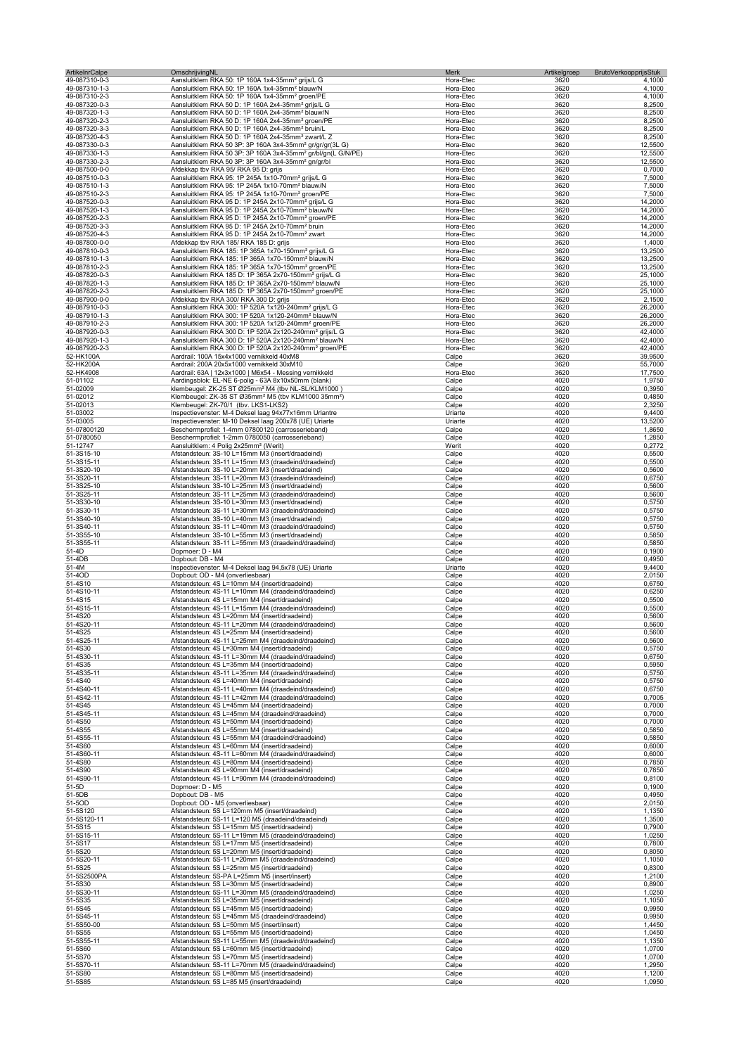| ArtikelnrCalpe | OmschrijvingNL | Merk | Artikelgroep | BrutoVerkoopprijsStuk |
|---|---|---|---|---|
| 49-087310-0-3 | Aansluitklem RKA 50: 1P 160A 1x4-35mm² grijs/L G | Hora-Etec | 3620 | 4,1000 |
| 49-087310-1-3 | Aansluitklem RKA 50: 1P 160A 1x4-35mm² blauw/N | Hora-Etec | 3620 | 4,1000 |
| 49-087310-2-3 | Aansluitklem RKA 50: 1P 160A 1x4-35mm² groen/PE | Hora-Etec | 3620 | 4,1000 |
| 49-087320-0-3 | Aansluitklem RKA 50 D: 1P 160A 2x4-35mm² grijs/L G | Hora-Etec | 3620 | 8,2500 |
| 49-087320-1-3 | Aansluitklem RKA 50 D: 1P 160A 2x4-35mm² blauw/N | Hora-Etec | 3620 | 8,2500 |
| 49-087320-2-3 | Aansluitklem RKA 50 D: 1P 160A 2x4-35mm² groen/PE | Hora-Etec | 3620 | 8,2500 |
| 49-087320-3-3 | Aansluitklem RKA 50 D: 1P 160A 2x4-35mm² bruin/L | Hora-Etec | 3620 | 8,2500 |
| 49-087320-4-3 | Aansluitklem RKA 50 D: 1P 160A 2x4-35mm² zwart/L Z | Hora-Etec | 3620 | 8,2500 |
| 49-087330-0-3 | Aansluitklem RKA 50 3P: 3P 160A 3x4-35mm² gr/gr/gr(3L G) | Hora-Etec | 3620 | 12,5500 |
| 49-087330-1-3 | Aansluitklem RKA 50 3P: 3P 160A 3x4-35mm² gr/bl/gn(L G/N/PE) | Hora-Etec | 3620 | 12,5500 |
| 49-087330-2-3 | Aansluitklem RKA 50 3P: 3P 160A 3x4-35mm² gn/gr/bl | Hora-Etec | 3620 | 12,5500 |
| 49-087500-0-0 | Afdekkap tbv RKA 95/ RKA 95 D: grijs | Hora-Etec | 3620 | 0,7000 |
| 49-087510-0-3 | Aansluitklem RKA 95: 1P 245A 1x10-70mm² grijs/L G | Hora-Etec | 3620 | 7,5000 |
| 49-087510-1-3 | Aansluitklem RKA 95: 1P 245A 1x10-70mm² blauw/N | Hora-Etec | 3620 | 7,5000 |
| 49-087510-2-3 | Aansluitklem RKA 95: 1P 245A 1x10-70mm² groen/PE | Hora-Etec | 3620 | 7,5000 |
| 49-087520-0-3 | Aansluitklem RKA 95 D: 1P 245A 2x10-70mm² grijs/L G | Hora-Etec | 3620 | 14,2000 |
| 49-087520-1-3 | Aansluitklem RKA 95 D: 1P 245A 2x10-70mm² blauw/N | Hora-Etec | 3620 | 14,2000 |
| 49-087520-2-3 | Aansluitklem RKA 95 D: 1P 245A 2x10-70mm² groen/PE | Hora-Etec | 3620 | 14,2000 |
| 49-087520-3-3 | Aansluitklem RKA 95 D: 1P 245A 2x10-70mm² bruin | Hora-Etec | 3620 | 14,2000 |
| 49-087520-4-3 | Aansluitklem RKA 95 D: 1P 245A 2x10-70mm² zwart | Hora-Etec | 3620 | 14,2000 |
| 49-087800-0-0 | Afdekkap tbv RKA 185/ RKA 185 D: grijs | Hora-Etec | 3620 | 1,4000 |
| 49-087810-0-3 | Aansluitklem RKA 185: 1P 365A 1x70-150mm² grijs/L G | Hora-Etec | 3620 | 13,2500 |
| 49-087810-1-3 | Aansluitklem RKA 185: 1P 365A 1x70-150mm² blauw/N | Hora-Etec | 3620 | 13,2500 |
| 49-087810-2-3 | Aansluitklem RKA 185: 1P 365A 1x70-150mm² groen/PE | Hora-Etec | 3620 | 13,2500 |
| 49-087820-0-3 | Aansluitklem RKA 185 D: 1P 365A 2x70-150mm² grijs/L G | Hora-Etec | 3620 | 25,1000 |
| 49-087820-1-3 | Aansluitklem RKA 185 D: 1P 365A 2x70-150mm² blauw/N | Hora-Etec | 3620 | 25,1000 |
| 49-087820-2-3 | Aansluitklem RKA 185 D: 1P 365A 2x70-150mm² groen/PE | Hora-Etec | 3620 | 25,1000 |
| 49-087900-0-0 | Afdekkap tbv RKA 300/ RKA 300 D: grijs | Hora-Etec | 3620 | 2,1500 |
| 49-087910-0-3 | Aansluitklem RKA 300: 1P 520A 1x120-240mm² grijs/L G | Hora-Etec | 3620 | 26,2000 |
| 49-087910-1-3 | Aansluitklem RKA 300: 1P 520A 1x120-240mm² blauw/N | Hora-Etec | 3620 | 26,2000 |
| 49-087910-2-3 | Aansluitklem RKA 300: 1P 520A 1x120-240mm² groen/PE | Hora-Etec | 3620 | 26,2000 |
| 49-087920-0-3 | Aansluitklem RKA 300 D: 1P 520A 2x120-240mm² grijs/L G | Hora-Etec | 3620 | 42,4000 |
| 49-087920-1-3 | Aansluitklem RKA 300 D: 1P 520A 2x120-240mm² blauw/N | Hora-Etec | 3620 | 42,4000 |
| 49-087920-2-3 | Aansluitklem RKA 300 D: 1P 520A 2x120-240mm² groen/PE | Hora-Etec | 3620 | 42,4000 |
| 52-HK100A | Aardrail: 100A 15x4x1000 vernikkeld 40xM8 | Calpe | 3620 | 39,9500 |
| 52-HK200A | Aardrail: 200A 20x5x1000 vernikkeld 30xM10 | Calpe | 3620 | 55,7000 |
| 52-HK4908 | Aardrail: 63A \| 12x3x1000 \| M6x54 - Messing vernikkeld | Hora-Etec | 3620 | 17,7500 |
| 51-01102 | Aardingsblok: EL-NE 6-polig - 63A 8x10x50mm (blank) | Calpe | 4020 | 1,9750 |
| 51-02009 | klembeugel: ZK-25 ST Ø25mm² M4 (tbv NL-SL/KLM1000 ) | Calpe | 4020 | 0,3950 |
| 51-02012 | Klembeugel: ZK-35 ST Ø35mm² M5 (tbv KLM1000 35mm²) | Calpe | 4020 | 0,4850 |
| 51-02013 | Klembeugel: ZK-70/1 (tbv. LKS1-LKS2) | Calpe | 4020 | 2,3250 |
| 51-03002 | Inspectievenster: M-4 Deksel laag 94x77x16mm Uriarte | Uriarte | 4020 | 9,4400 |
| 51-03005 | Inspectievenster: M-10 Deksel laag 200x78 (UE) Uriarte | Uriarte | 4020 | 13,5200 |
| 51-07800120 | Beschermprofiel: 1-4mm 07800120 (carrosserieband) | Calpe | 4020 | 1,8650 |
| 51-0780050 | Beschermprofiel: 1-2mm 0780050 (carrosserieband) | Calpe | 4020 | 1,2850 |
| 51-12747 | Aansluitklem: 4 Polig 2x25mm² (Werit) | Werit | 4020 | 0,2772 |
| 51-3S15-10 | Afstandsteun: 3S-10 L=15mm M3 (insert/draadeind) | Calpe | 4020 | 0,5500 |
| 51-3S15-11 | Afstandsteun: 3S-11 L=15mm M3 (draadeind/draadeind) | Calpe | 4020 | 0,5500 |
| 51-3S20-10 | Afstandsteun: 3S-10 L=20mm M3 (insert/draadeind) | Calpe | 4020 | 0,5600 |
| 51-3S20-11 | Afstandsteun: 3S-11 L=20mm M3 (draadeind/draadeind) | Calpe | 4020 | 0,6750 |
| 51-3S25-10 | Afstandsteun: 3S-10 L=25mm M3 (insert/draadeind) | Calpe | 4020 | 0,5600 |
| 51-3S25-11 | Afstandsteun: 3S-11 L=25mm M3 (draadeind/draadeind) | Calpe | 4020 | 0,5600 |
| 51-3S30-10 | Afstandsteun: 3S-10 L=30mm M3 (insert/draadeind) | Calpe | 4020 | 0,5750 |
| 51-3S30-11 | Afstandsteun: 3S-11 L=30mm M3 (draadeind/draadeind) | Calpe | 4020 | 0,5750 |
| 51-3S40-10 | Afstandsteun: 3S-10 L=40mm M3 (insert/draadeind) | Calpe | 4020 | 0,5750 |
| 51-3S40-11 | Afstandsteun: 3S-11 L=40mm M3 (draadeind/draadeind) | Calpe | 4020 | 0,5750 |
| 51-3S55-10 | Afstandsteun: 3S-10 L=55mm M3 (insert/draadeind) | Calpe | 4020 | 0,5850 |
| 51-3S55-11 | Afstandsteun: 3S-11 L=55mm M3 (draadeind/draadeind) | Calpe | 4020 | 0,5850 |
| 51-4D | Dopmoer: D - M4 | Calpe | 4020 | 0,1900 |
| 51-4DB | Dopbout: DB - M4 | Calpe | 4020 | 0,4950 |
| 51-4M | Inspectievenster: M-4 Deksel laag 94,5x78 (UE) Uriarte | Uriarte | 4020 | 9,4400 |
| 51-4OD | Dopbout: OD - M4 (onverliesbaar) | Calpe | 4020 | 2,0150 |
| 51-4S10 | Afstandsteun: 4S L=10mm M4 (insert/draadeind) | Calpe | 4020 | 0,6750 |
| 51-4S10-11 | Afstandsteun: 4S-11 L=10mm M4 (draadeind/draadeind) | Calpe | 4020 | 0,6250 |
| 51-4S15 | Afstandsteun: 4S L=15mm M4 (insert/draadeind) | Calpe | 4020 | 0,5500 |
| 51-4S15-11 | Afstandsteun: 4S-11 L=15mm M4 (draadeind/draadeind) | Calpe | 4020 | 0,5500 |
| 51-4S20 | Afstandsteun: 4S L=20mm M4 (insert/draadeind) | Calpe | 4020 | 0,5600 |
| 51-4S20-11 | Afstandsteun: 4S-11 L=20mm M4 (draadeind/draadeind) | Calpe | 4020 | 0,5600 |
| 51-4S25 | Afstandsteun: 4S L=25mm M4 (insert/draadeind) | Calpe | 4020 | 0,5600 |
| 51-4S25-11 | Afstandsteun: 4S-11 L=25mm M4 (draadeind/draadeind) | Calpe | 4020 | 0,5600 |
| 51-4S30 | Afstandsteun: 4S L=30mm M4 (insert/draadeind) | Calpe | 4020 | 0,5750 |
| 51-4S30-11 | Afstandsteun: 4S-11 L=30mm M4 (draadeind/draadeind) | Calpe | 4020 | 0,6750 |
| 51-4S35 | Afstandsteun: 4S L=35mm M4 (insert/draadeind) | Calpe | 4020 | 0,5950 |
| 51-4S35-11 | Afstandsteun: 4S-11 L=35mm M4 (draadeind/draadeind) | Calpe | 4020 | 0,5750 |
| 51-4S40 | Afstandsteun: 4S L=40mm M4 (insert/draadeind) | Calpe | 4020 | 0,5750 |
| 51-4S40-11 | Afstandsteun: 4S-11 L=40mm M4 (draadeind/draadeind) | Calpe | 4020 | 0,6750 |
| 51-4S42-11 | Afstandsteun: 4S-11 L=42mm M4 (draadeind/draadeind) | Calpe | 4020 | 0,7005 |
| 51-4S45 | Afstandsteun: 4S L=45mm M4 (insert/draadeind) | Calpe | 4020 | 0,7000 |
| 51-4S45-11 | Afstandsteun: 4S-11 L=45mm M4 (draadeind/draadeind) | Calpe | 4020 | 0,7000 |
| 51-4S50 | Afstandsteun: 4S L=50mm M4 (insert/draadeind) | Calpe | 4020 | 0,7000 |
| 51-4S55 | Afstandsteun: 4S L=55mm M4 (insert/draadeind) | Calpe | 4020 | 0,5850 |
| 51-4S55-11 | Afstandsteun: 4S-11 L=55mm M4 (draadeind/draadeind) | Calpe | 4020 | 0,5850 |
| 51-4S60 | Afstandsteun: 4S L=60mm M4 (insert/draadeind) | Calpe | 4020 | 0,6000 |
| 51-4S60-11 | Afstandsteun: 4S-11 L=60mm M4 (draadeind/draadeind) | Calpe | 4020 | 0,6000 |
| 51-4S80 | Afstandsteun: 4S L=80mm M4 (insert/draadeind) | Calpe | 4020 | 0,7850 |
| 51-4S90 | Afstandsteun: 4S L=90mm M4 (insert/draadeind) | Calpe | 4020 | 0,7850 |
| 51-4S90-11 | Afstandsteun: 4S-11 L=90mm M4 (draadeind/draadeind) | Calpe | 4020 | 0,8100 |
| 51-5D | Dopmoer: D - M5 | Calpe | 4020 | 0,1900 |
| 51-5DB | Dopbout: DB - M5 | Calpe | 4020 | 0,4950 |
| 51-5OD | Dopbout: OD - M5 (onverliesbaar) | Calpe | 4020 | 2,0150 |
| 51-5S120 | Afstandsteun: 5S L=120mm M5 (insert/draadeind) | Calpe | 4020 | 1,1350 |
| 51-5S120-11 | Afstandsteun: 5S-11 L=120 M5 (draadeind/draadeind) | Calpe | 4020 | 1,3500 |
| 51-5S15 | Afstandsteun: 5S L=15mm M5 (insert/draadeind) | Calpe | 4020 | 0,7900 |
| 51-5S15-11 | Afstandsteun: 5S-11 L=19mm M5 (draadeind/draadeind) | Calpe | 4020 | 1,0250 |
| 51-5S17 | Afstandsteun: 5S L=17mm M5 (insert/draadeind) | Calpe | 4020 | 0,7800 |
| 51-5S20 | Afstandsteun: 5S L=20mm M5 (insert/draadeind) | Calpe | 4020 | 0,8050 |
| 51-5S20-11 | Afstandsteun: 5S-11 L=20mm M5 (draadeind/draadeind) | Calpe | 4020 | 1,1050 |
| 51-5S25 | Afstandsteun: 5S L=25mm M5 (insert/draadeind) | Calpe | 4020 | 0,8300 |
| 51-5S2500PA | Afstandsteun: 5S-PA L=25mm M5 (insert/insert) | Calpe | 4020 | 1,2100 |
| 51-5S30 | Afstandsteun: 5S L=30mm M5 (insert/draadeind) | Calpe | 4020 | 0,8900 |
| 51-5S30-11 | Afstandsteun: 5S-11 L=30mm M5 (draadeind/draadeind) | Calpe | 4020 | 1,0250 |
| 51-5S35 | Afstandsteun: 5S L=35mm M5 (insert/draadeind) | Calpe | 4020 | 1,1050 |
| 51-5S45 | Afstandsteun: 5S L=45mm M5 (insert/draadeind) | Calpe | 4020 | 0,9950 |
| 51-5S45-11 | Afstandsteun: 5S L=45mm M5 (draadeind/draadeind) | Calpe | 4020 | 0,9950 |
| 51-5S50-00 | Afstandsteun: 5S L=50mm M5 (insert/insert) | Calpe | 4020 | 1,4450 |
| 51-5S55 | Afstandsteun: 5S L=55mm M5 (insert/draadeind) | Calpe | 4020 | 1,0450 |
| 51-5S55-11 | Afstandsteun: 5S-11 L=55mm M5 (draadeind/draadeind) | Calpe | 4020 | 1,1350 |
| 51-5S60 | Afstandsteun: 5S L=60mm M5 (insert/draadeind) | Calpe | 4020 | 1,0700 |
| 51-5S70 | Afstandsteun: 5S L=70mm M5 (insert/draadeind) | Calpe | 4020 | 1,0700 |
| 51-5S70-11 | Afstandsteun: 5S-11 L=70mm M5 (draadeind/draadeind) | Calpe | 4020 | 1,2950 |
| 51-5S80 | Afstandsteun: 5S L=80mm M5 (insert/draadeind) | Calpe | 4020 | 1,1200 |
| 51-5S85 | Afstandsteun: 5S L=85 M5 (insert/draadeind) | Calpe | 4020 | 1,0950 |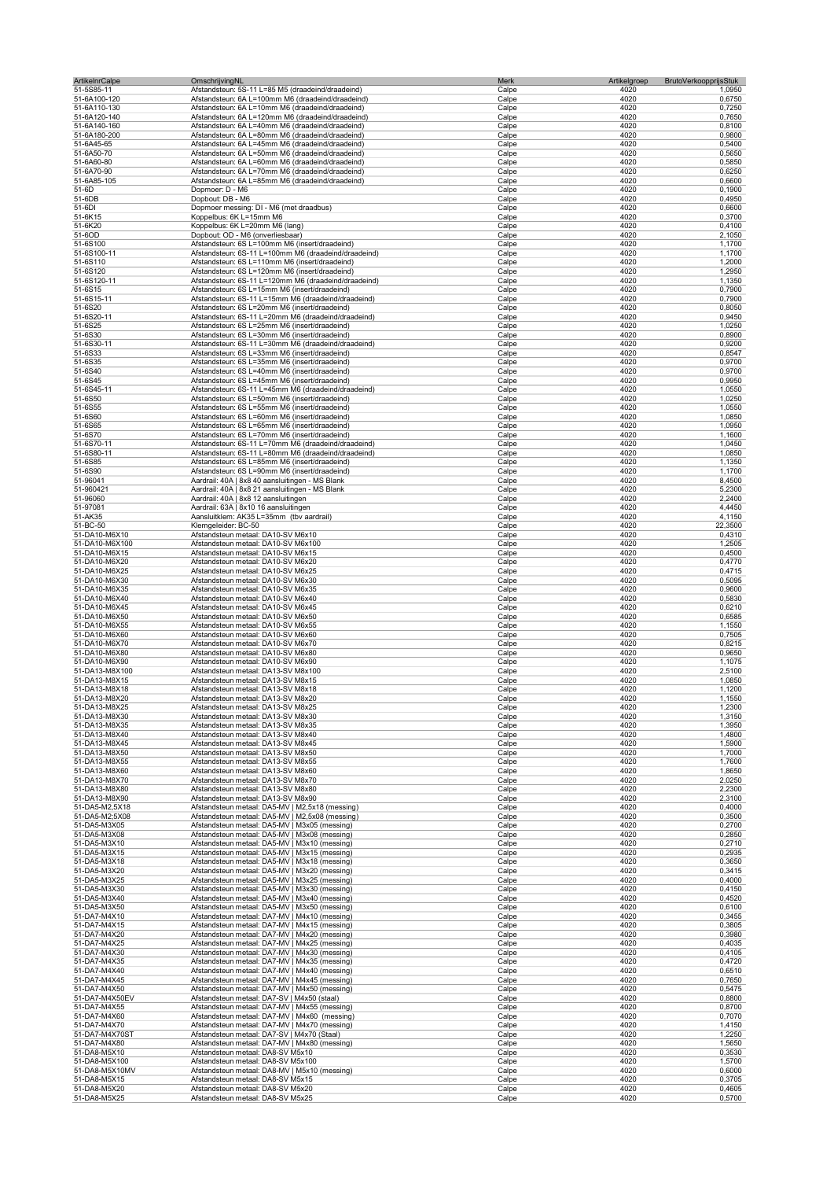| ArtikelnrCalpe | OmschrijvingNL | Merk | Artikelgroep | BrutoVerkoopprijsStuk |
|---|---|---|---|---|
| 51-5S85-11 | Afstandsteun: 5S-11 L=85 M5 (draadeind/draadeind) | Calpe | 4020 | 1,0950 |
| 51-6A100-120 | Afstandsteun: 6A L=100mm M6 (draadeind/draadeind) | Calpe | 4020 | 0,6750 |
| 51-6A110-130 | Afstandsteun: 6A L=10mm M6 (draadeind/draadeind) | Calpe | 4020 | 0,7250 |
| 51-6A120-140 | Afstandsteun: 6A L=120mm M6 (draadeind/draadeind) | Calpe | 4020 | 0,7650 |
| 51-6A140-160 | Afstandsteun: 6A L=40mm M6 (draadeind/draadeind) | Calpe | 4020 | 0,8100 |
| 51-6A180-200 | Afstandsteun: 6A L=80mm M6 (draadeind/draadeind) | Calpe | 4020 | 0,9800 |
| 51-6A45-65 | Afstandsteun: 6A L=45mm M6 (draadeind/draadeind) | Calpe | 4020 | 0,5400 |
| 51-6A50-70 | Afstandsteun: 6A L=50mm M6 (draadeind/draadeind) | Calpe | 4020 | 0,5650 |
| 51-6A60-80 | Afstandsteun: 6A L=60mm M6 (draadeind/draadeind) | Calpe | 4020 | 0,5850 |
| 51-6A70-90 | Afstandsteun: 6A L=70mm M6 (draadeind/draadeind) | Calpe | 4020 | 0,6250 |
| 51-6A85-105 | Afstandsteun: 6A L=85mm M6 (draadeind/draadeind) | Calpe | 4020 | 0,6600 |
| 51-6D | Dopmoer: D - M6 | Calpe | 4020 | 0,1900 |
| 51-6DB | Dopbout: DB - M6 | Calpe | 4020 | 0,4950 |
| 51-6DI | Dopmoer messing: DI - M6 (met draadbus) | Calpe | 4020 | 0,6600 |
| 51-6K15 | Koppelbus: 6K L=15mm M6 | Calpe | 4020 | 0,3700 |
| 51-6K20 | Koppelbus: 6K L=20mm M6 (lang) | Calpe | 4020 | 0,4100 |
| 51-6OD | Dopbout: OD - M6 (onverliesbaar) | Calpe | 4020 | 2,1050 |
| 51-6S100 | Afstandsteun: 6S L=100mm M6 (insert/draadeind) | Calpe | 4020 | 1,1700 |
| 51-6S100-11 | Afstandsteun: 6S-11 L=100mm M6 (draadeind/draadeind) | Calpe | 4020 | 1,1700 |
| 51-6S110 | Afstandsteun: 6S L=110mm M6 (insert/draadeind) | Calpe | 4020 | 1,2000 |
| 51-6S120 | Afstandsteun: 6S L=120mm M6 (insert/draadeind) | Calpe | 4020 | 1,2950 |
| 51-6S120-11 | Afstandsteun: 6S-11 L=120mm M6 (draadeind/draadeind) | Calpe | 4020 | 1,1350 |
| 51-6S15 | Afstandsteun: 6S L=15mm M6 (insert/draadeind) | Calpe | 4020 | 0,7900 |
| 51-6S15-11 | Afstandsteun: 6S-11 L=15mm M6 (draadeind/draadeind) | Calpe | 4020 | 0,7900 |
| 51-6S20 | Afstandsteun: 6S L=20mm M6 (insert/draadeind) | Calpe | 4020 | 0,8050 |
| 51-6S20-11 | Afstandsteun: 6S-11 L=20mm M6 (draadeind/draadeind) | Calpe | 4020 | 0,9450 |
| 51-6S25 | Afstandsteun: 6S L=25mm M6 (insert/draadeind) | Calpe | 4020 | 1,0250 |
| 51-6S30 | Afstandsteun: 6S L=30mm M6 (insert/draadeind) | Calpe | 4020 | 0,8900 |
| 51-6S30-11 | Afstandsteun: 6S-11 L=30mm M6 (draadeind/draadeind) | Calpe | 4020 | 0,9200 |
| 51-6S33 | Afstandsteun: 6S L=33mm M6 (insert/draadeind) | Calpe | 4020 | 0,8547 |
| 51-6S35 | Afstandsteun: 6S L=35mm M6 (insert/draadeind) | Calpe | 4020 | 0,9700 |
| 51-6S40 | Afstandsteun: 6S L=40mm M6 (insert/draadeind) | Calpe | 4020 | 0,9700 |
| 51-6S45 | Afstandsteun: 6S L=45mm M6 (insert/draadeind) | Calpe | 4020 | 0,9950 |
| 51-6S45-11 | Afstandsteun: 6S-11 L=45mm M6 (draadeind/draadeind) | Calpe | 4020 | 1,0550 |
| 51-6S50 | Afstandsteun: 6S L=50mm M6 (insert/draadeind) | Calpe | 4020 | 1,0250 |
| 51-6S55 | Afstandsteun: 6S L=55mm M6 (insert/draadeind) | Calpe | 4020 | 1,0550 |
| 51-6S60 | Afstandsteun: 6S L=60mm M6 (insert/draadeind) | Calpe | 4020 | 1,0850 |
| 51-6S65 | Afstandsteun: 6S L=65mm M6 (insert/draadeind) | Calpe | 4020 | 1,0950 |
| 51-6S70 | Afstandsteun: 6S L=70mm M6 (insert/draadeind) | Calpe | 4020 | 1,1600 |
| 51-6S70-11 | Afstandsteun: 6S-11 L=70mm M6 (draadeind/draadeind) | Calpe | 4020 | 1,0450 |
| 51-6S80-11 | Afstandsteun: 6S-11 L=80mm M6 (draadeind/draadeind) | Calpe | 4020 | 1,0850 |
| 51-6S85 | Afstandsteun: 6S L=85mm M6 (insert/draadeind) | Calpe | 4020 | 1,1350 |
| 51-6S90 | Afstandsteun: 6S L=90mm M6 (insert/draadeind) | Calpe | 4020 | 1,1700 |
| 51-96041 | Aardrail: 40A \| 8x8 40 aansluitingen - MS Blank | Calpe | 4020 | 8,4500 |
| 51-960421 | Aardrail: 40A \| 8x8 21 aansluitingen - MS Blank | Calpe | 4020 | 5,2300 |
| 51-96060 | Aardrail: 40A \| 8x8 12 aansluitingen | Calpe | 4020 | 2,2400 |
| 51-97081 | Aardrail: 63A \| 8x10 16 aansluitingen | Calpe | 4020 | 4,4450 |
| 51-AK35 | Aansluitklem: AK35 L=35mm (tbv aardrail) | Calpe | 4020 | 4,1150 |
| 51-BC-50 | Klemgeleider: BC-50 | Calpe | 4020 | 22,3500 |
| 51-DA10-M6X10 | Afstandsteun metaal: DA10-SV M6x10 | Calpe | 4020 | 0,4310 |
| 51-DA10-M6X100 | Afstandsteun metaal: DA10-SV M6x100 | Calpe | 4020 | 1,2505 |
| 51-DA10-M6X15 | Afstandsteun metaal: DA10-SV M6x15 | Calpe | 4020 | 0,4500 |
| 51-DA10-M6X20 | Afstandsteun metaal: DA10-SV M6x20 | Calpe | 4020 | 0,4770 |
| 51-DA10-M6X25 | Afstandsteun metaal: DA10-SV M6x25 | Calpe | 4020 | 0,4715 |
| 51-DA10-M6X30 | Afstandsteun metaal: DA10-SV M6x30 | Calpe | 4020 | 0,5095 |
| 51-DA10-M6X35 | Afstandsteun metaal: DA10-SV M6x35 | Calpe | 4020 | 0,9600 |
| 51-DA10-M6X40 | Afstandsteun metaal: DA10-SV M6x40 | Calpe | 4020 | 0,5830 |
| 51-DA10-M6X45 | Afstandsteun metaal: DA10-SV M6x45 | Calpe | 4020 | 0,6210 |
| 51-DA10-M6X50 | Afstandsteun metaal: DA10-SV M6x50 | Calpe | 4020 | 0,6585 |
| 51-DA10-M6X55 | Afstandsteun metaal: DA10-SV M6x55 | Calpe | 4020 | 1,1550 |
| 51-DA10-M6X60 | Afstandsteun metaal: DA10-SV M6x60 | Calpe | 4020 | 0,7505 |
| 51-DA10-M6X70 | Afstandsteun metaal: DA10-SV M6x70 | Calpe | 4020 | 0,8215 |
| 51-DA10-M6X80 | Afstandsteun metaal: DA10-SV M6x80 | Calpe | 4020 | 0,9650 |
| 51-DA10-M6X90 | Afstandsteun metaal: DA10-SV M6x90 | Calpe | 4020 | 1,1075 |
| 51-DA13-M8X100 | Afstandsteun metaal: DA13-SV M8x100 | Calpe | 4020 | 2,5100 |
| 51-DA13-M8X15 | Afstandsteun metaal: DA13-SV M8x15 | Calpe | 4020 | 1,0850 |
| 51-DA13-M8X18 | Afstandsteun metaal: DA13-SV M8x18 | Calpe | 4020 | 1,1200 |
| 51-DA13-M8X20 | Afstandsteun metaal: DA13-SV M8x20 | Calpe | 4020 | 1,1550 |
| 51-DA13-M8X25 | Afstandsteun metaal: DA13-SV M8x25 | Calpe | 4020 | 1,2300 |
| 51-DA13-M8X30 | Afstandsteun metaal: DA13-SV M8x30 | Calpe | 4020 | 1,3150 |
| 51-DA13-M8X35 | Afstandsteun metaal: DA13-SV M8x35 | Calpe | 4020 | 1,3950 |
| 51-DA13-M8X40 | Afstandsteun metaal: DA13-SV M8x40 | Calpe | 4020 | 1,4800 |
| 51-DA13-M8X45 | Afstandsteun metaal: DA13-SV M8x45 | Calpe | 4020 | 1,5900 |
| 51-DA13-M8X50 | Afstandsteun metaal: DA13-SV M8x50 | Calpe | 4020 | 1,7000 |
| 51-DA13-M8X55 | Afstandsteun metaal: DA13-SV M8x55 | Calpe | 4020 | 1,7600 |
| 51-DA13-M8X60 | Afstandsteun metaal: DA13-SV M8x60 | Calpe | 4020 | 1,8650 |
| 51-DA13-M8X70 | Afstandsteun metaal: DA13-SV M8x70 | Calpe | 4020 | 2,0250 |
| 51-DA13-M8X80 | Afstandsteun metaal: DA13-SV M8x80 | Calpe | 4020 | 2,2300 |
| 51-DA13-M8X90 | Afstandsteun metaal: DA13-SV M8x90 | Calpe | 4020 | 2,3100 |
| 51-DA5-M2,5X18 | Afstandsteun metaal: DA5-MV \| M2,5x18 (messing) | Calpe | 4020 | 0,4000 |
| 51-DA5-M2,5X08 | Afstandsteun metaal: DA5-MV \| M2,5x08 (messing) | Calpe | 4020 | 0,3500 |
| 51-DA5-M3X05 | Afstandsteun metaal: DA5-MV \| M3x05 (messing) | Calpe | 4020 | 0,2700 |
| 51-DA5-M3X08 | Afstandsteun metaal: DA5-MV \| M3x08 (messing) | Calpe | 4020 | 0,2850 |
| 51-DA5-M3X10 | Afstandsteun metaal: DA5-MV \| M3x10 (messing) | Calpe | 4020 | 0,2710 |
| 51-DA5-M3X15 | Afstandsteun metaal: DA5-MV \| M3x15 (messing) | Calpe | 4020 | 0,2935 |
| 51-DA5-M3X18 | Afstandsteun metaal: DA5-MV \| M3x18 (messing) | Calpe | 4020 | 0,3650 |
| 51-DA5-M3X20 | Afstandsteun metaal: DA5-MV \| M3x20 (messing) | Calpe | 4020 | 0,3415 |
| 51-DA5-M3X25 | Afstandsteun metaal: DA5-MV \| M3x25 (messing) | Calpe | 4020 | 0,4000 |
| 51-DA5-M3X30 | Afstandsteun metaal: DA5-MV \| M3x30 (messing) | Calpe | 4020 | 0,4150 |
| 51-DA5-M3X40 | Afstandsteun metaal: DA5-MV \| M3x40 (messing) | Calpe | 4020 | 0,4520 |
| 51-DA5-M3X50 | Afstandsteun metaal: DA5-MV \| M3x50 (messing) | Calpe | 4020 | 0,6100 |
| 51-DA7-M4X10 | Afstandsteun metaal: DA7-MV \| M4x10 (messing) | Calpe | 4020 | 0,3455 |
| 51-DA7-M4X15 | Afstandsteun metaal: DA7-MV \| M4x15 (messing) | Calpe | 4020 | 0,3805 |
| 51-DA7-M4X20 | Afstandsteun metaal: DA7-MV \| M4x20 (messing) | Calpe | 4020 | 0,3980 |
| 51-DA7-M4X25 | Afstandsteun metaal: DA7-MV \| M4x25 (messing) | Calpe | 4020 | 0,4035 |
| 51-DA7-M4X30 | Afstandsteun metaal: DA7-MV \| M4x30 (messing) | Calpe | 4020 | 0,4105 |
| 51-DA7-M4X35 | Afstandsteun metaal: DA7-MV \| M4x35 (messing) | Calpe | 4020 | 0,4720 |
| 51-DA7-M4X40 | Afstandsteun metaal: DA7-MV \| M4x40 (messing) | Calpe | 4020 | 0,6510 |
| 51-DA7-M4X45 | Afstandsteun metaal: DA7-MV \| M4x45 (messing) | Calpe | 4020 | 0,7650 |
| 51-DA7-M4X50 | Afstandsteun metaal: DA7-MV \| M4x50 (messing) | Calpe | 4020 | 0,5475 |
| 51-DA7-M4X50EV | Afstandsteun metaal: DA7-SV \| M4x50 (staal) | Calpe | 4020 | 0,8800 |
| 51-DA7-M4X55 | Afstandsteun metaal: DA7-MV \| M4x55 (messing) | Calpe | 4020 | 0,8700 |
| 51-DA7-M4X60 | Afstandsteun metaal: DA7-MV \| M4x60 (messing) | Calpe | 4020 | 0,7070 |
| 51-DA7-M4X70 | Afstandsteun metaal: DA7-MV \| M4x70 (messing) | Calpe | 4020 | 1,4150 |
| 51-DA7-M4X70ST | Afstandsteun metaal: DA7-SV \| M4x70 (Staal) | Calpe | 4020 | 1,2250 |
| 51-DA7-M4X80 | Afstandsteun metaal: DA7-MV \| M4x80 (messing) | Calpe | 4020 | 1,5650 |
| 51-DA8-M5X10 | Afstandsteun metaal: DA8-SV M5x10 | Calpe | 4020 | 0,3530 |
| 51-DA8-M5X100 | Afstandsteun metaal: DA8-SV M5x100 | Calpe | 4020 | 1,5700 |
| 51-DA8-M5X10MV | Afstandsteun metaal: DA8-MV \| M5x10 (messing) | Calpe | 4020 | 0,6000 |
| 51-DA8-M5X15 | Afstandsteun metaal: DA8-SV M5x15 | Calpe | 4020 | 0,3705 |
| 51-DA8-M5X20 | Afstandsteun metaal: DA8-SV M5x20 | Calpe | 4020 | 0,4605 |
| 51-DA8-M5X25 | Afstandsteun metaal: DA8-SV M5x25 | Calpe | 4020 | 0,5700 |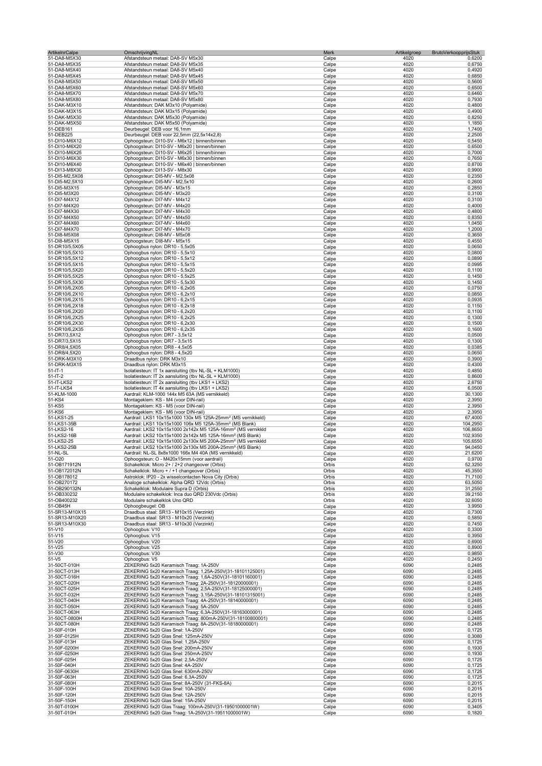| ArtikelnrCalpe | OmschrijvingNL | Merk | Artikelgroep | BrutoVerkoopprijsStuk |
|---|---|---|---|---|
| 51-DA8-M5X30 | Afstandsteun metaal: DA8-SV M5x30 | Calpe | 4020 | 0,6200 |
| 51-DA8-M5X35 | Afstandsteun metaal: DA8-SV M5x35 | Calpe | 4020 | 0,6750 |
| 51-DA8-M5X40 | Afstandsteun metaal: DA8-SV M5x40 | Calpe | 4020 | 0,4920 |
| 51-DA8-M5X45 | Afstandsteun metaal: DA8-SV M5x45 | Calpe | 4020 | 0,6850 |
| 51-DA8-M5X50 | Afstandsteun metaal: DA8-SV M5x50 | Calpe | 4020 | 0,5600 |
| 51-DA8-M5X60 | Afstandsteun metaal: DA8-SV M5x60 | Calpe | 4020 | 0,6500 |
| 51-DA8-M5X70 | Afstandsteun metaal: DA8-SV M5x70 | Calpe | 4020 | 0,6460 |
| 51-DA8-M5X80 | Afstandsteun metaal: DA8-SV M5x80 | Calpe | 4020 | 0,7930 |
| 51-DAK-M3X10 | Afstandsteun: DAK M3x10 (Polyamide) | Calpe | 4020 | 0,4800 |
| 51-DAK-M3X15 | Afstandsteun: DAK M3x15 (Polyamide) | Calpe | 4020 | 0,4900 |
| 51-DAK-M5X30 | Afstandsteun: DAK M5x30 (Polyamide) | Calpe | 4020 | 0,8250 |
| 51-DAK-M5X50 | Afstandsteun: DAK M5x50 (Polyamide) | Calpe | 4020 | 1,1850 |
| 51-DEB161 | Deurbeugel: DEB voor 16,1mm | Calpe | 4020 | 1,7400 |
| 51-DEB225 | Deurbeugel: DEB voor 22,5mm (22,5x14x2,8) | Calpe | 4020 | 2,2500 |
| 51-DI10-M6X12 | Ophoogsteun: DI10-SV - M6x12 \| binnen/binnen | Calpe | 4020 | 0,5450 |
| 51-DI10-M6X20 | Ophoogsteun: DI10-SV - M6x20 \| binnen/binnen | Calpe | 4020 | 0,6500 |
| 51-DI10-M6X25 | Ophoogsteun: DI10-SV - M6x25 \| binnen/binnen | Calpe | 4020 | 0,7000 |
| 51-DI10-M6X30 | Ophoogsteun: DI10-SV - M6x30 \| binnen/binnen | Calpe | 4020 | 0,7650 |
| 51-DI10-M6X40 | Ophoogsteun: DI10-SV - M6x40 \| binnen/binnen | Calpe | 4020 | 0,8700 |
| 51-DI13-M8X30 | Ophoogsteun: DI13-SV - M8x30 | Calpe | 4020 | 0,9900 |
| 51-DI5-M2,5X08 | Ophoogsteun: DI5-MV - M2,5x08 | Calpe | 4020 | 0,2350 |
| 51-DI5-M2,5X10 | Ophoogsteun: DI5-MV - M2,5x10 | Calpe | 4020 | 0,2600 |
| 51-DI5-M3X15 | Ophoogsteun: DI5-MV - M3x15 | Calpe | 4020 | 0,2850 |
| 51-DI5-M3X20 | Ophoogsteun: DI5-MV - M3x20 | Calpe | 4020 | 0,3100 |
| 51-DI7-M4X12 | Ophoogsteun: DI7-MV - M4x12 | Calpe | 4020 | 0,3100 |
| 51-DI7-M4X20 | Ophoogsteun: DI7-MV - M4x20 | Calpe | 4020 | 0,4000 |
| 51-DI7-M4X30 | Ophoogsteun: DI7-MV - M4x30 | Calpe | 4020 | 0,4800 |
| 51-DI7-M4X50 | Ophoogsteun: DI7-MV - M4x50 | Calpe | 4020 | 0,8350 |
| 51-DI7-M4X60 | Ophoogsteun: DI7-MV - M4x60 | Calpe | 4020 | 1,0450 |
| 51-DI7-M4X70 | Ophoogsteun: DI7-MV - M4x70 | Calpe | 4020 | 1,2000 |
| 51-DI8-M5X08 | Ophoogsteun: DI8-MV - M5x08 | Calpe | 4020 | 0,3650 |
| 51-DI8-M5X15 | Ophoogsteun: DI8-MV - M5x15 | Calpe | 4020 | 0,4550 |
| 51-DR10/5,5X05 | Ophoogbus nylon: DR10 - 5,5x05 | Calpe | 4020 | 0,0650 |
| 51-DR10/5,5X10 | Ophoogbus nylon: DR10 - 5,5x10 | Calpe | 4020 | 0,0800 |
| 51-DR10/5,5X12 | Ophoogbus nylon: DR10 - 5,5x12 | Calpe | 4020 | 0,0890 |
| 51-DR10/5,5X15 | Ophoogbus nylon: DR10 - 5,5x15 | Calpe | 4020 | 0,0995 |
| 51-DR10/5,5X20 | Ophoogbus nylon: DR10 - 5,5x20 | Calpe | 4020 | 0,1100 |
| 51-DR10/5,5X25 | Ophoogbus nylon: DR10 - 5,5x25 | Calpe | 4020 | 0,1450 |
| 51-DR10/5,5X30 | Ophoogbus nylon: DR10 - 5,5x30 | Calpe | 4020 | 0,1450 |
| 51-DR10/6,2X05 | Ophoogbus nylon: DR10 - 6,2x05 | Calpe | 4020 | 0,0750 |
| 51-DR10/6,2X10 | Ophoogbus nylon: DR10 - 6,2x10 | Calpe | 4020 | 0,0850 |
| 51-DR10/6,2X15 | Ophoogbus nylon: DR10 - 6,2x15 | Calpe | 4020 | 0,0935 |
| 51-DR10/6,2X18 | Ophoogbus nylon: DR10 - 6,2x18 | Calpe | 4020 | 0,1150 |
| 51-DR10/6,2X20 | Ophoogbus nylon: DR10 - 6,2x20 | Calpe | 4020 | 0,1100 |
| 51-DR10/6,2X25 | Ophoogbus nylon: DR10 - 6,2x25 | Calpe | 4020 | 0,1300 |
| 51-DR10/6,2X30 | Ophoogbus nylon: DR10 - 6,2x30 | Calpe | 4020 | 0,1500 |
| 51-DR10/6,2X35 | Ophoogbus nylon: DR10 - 6,2x35 | Calpe | 4020 | 0,1600 |
| 51-DR7/3,5X12 | Ophoogbus nylon: DR7 - 3,5x12 | Calpe | 4020 | 0,0500 |
| 51-DR7/3,5X15 | Ophoogbus nylon: DR7 - 3,5x15 | Calpe | 4020 | 0,1300 |
| 51-DR8/4,5X05 | Ophoogbus nylon: DR8 - 4,5x05 | Calpe | 4020 | 0,0385 |
| 51-DR8/4,5X20 | Ophoogbus nylon: DR8 - 4,5x20 | Calpe | 4020 | 0,0650 |
| 51-DRK-M3X10 | Draadbus nylon: DRK M3x10 | Calpe | 4020 | 0,3900 |
| 51-DRK-M3X15 | Draadbus nylon: DRK M3x15 | Calpe | 4020 | 0,4300 |
| 51-IT-1 | Isolatiesteun: IT 1x aansluiting (tbv NL-SL + KLM1000) | Calpe | 4020 | 0,4850 |
| 51-IT-2 | Isolatiesteun: IT 2x aansluiting (tbv NL-SL + KLM1000) | Calpe | 4020 | 0,8600 |
| 51-IT-LKS2 | Isolatiesteun: IT 2x aansluiting (tbv LKS1 + LKS2) | Calpe | 4020 | 2,6750 |
| 51-IT-LKS4 | Isolatiesteun: IT 4x aansluiting (tbv LKS1 + LKS2) | Calpe | 4020 | 6,0500 |
| 51-KLM-1000 | Aardrail: KLM-1000 144x M5 63A (MS vernikkeld) | Calpe | 4020 | 30,1300 |
| 51-KS4 | Montageklem: KS - M4 (voor DIN-rail) | Calpe | 4020 | 2,3950 |
| 51-KS5 | Montageklem: KS - M5 (voor DIN-rail) | Calpe | 4020 | 2,3950 |
| 51-KS6 | Montageklem: KS - M6 (voor DIN-rail) | Calpe | 4020 | 2,3950 |
| 51-LKS1-25 | Aardrail: LKS1 10x15x1000 130x M5 125A-25mm² (MS vernikkeld) | Calpe | 4020 | 67,4000 |
| 51-LKS1-35B | Aardrail: LKS1 10x15x1000 106x M5 125A-35mm² (MS Blank) | Calpe | 4020 | 104,2950 |
| 51-LKS2-16 | Aardrail: LKS2 10x15x1000 2x142x M5 125A-16mm² (MS vernikkld | Calpe | 4020 | 106,8650 |
| 51-LKS2-16B | Aardrail: LKS2 10x15x1000 2x142x M5 125A-16mm² (MS Blank) | Calpe | 4020 | 102,9350 |
| 51-LKS2-25 | Aardrail: LKS2 10x15x1000 2x130x M5 200A-25mm² (MS vernikkld | Calpe | 4020 | 105,6550 |
| 51-LKS2-25B | Aardrail: LKS2 10x15x1000 2x130x M5 200A-25mm² (MS Blank) | Calpe | 4020 | 94,0450 |
| 51-NL-SL | Aardrail: NL-SL 8x8x1000 166x M4 40A (MS vernikkeld) | Calpe | 4020 | 21,6200 |
| 51-O20 | Ophoogsteun: O - M420x15mm (voor aardrail) | Calpe | 4020 | 0,9700 |
| 51-OB171912N | Schakelklok: Micro 2+ / 2+2 changeover (Orbis) | Orbis | 4020 | 52,3250 |
| 51-OB172012N | Schakelklok: Micro + / +1 changeover (Orbis) | Orbis | 4020 | 45,3550 |
| 51-OB178012 | Astroklok: IP20 - 2x wisselcontacten Nova City (Orbis) | Orbis | 4020 | 71,7100 |
| 51-OB270172 | Analoge schakelklok: Alpha QRD 12Vdc (Orbis) | Orbis | 4020 | 63,5050 |
| 51-OB290132N | Schakelklok: Modulaire Supra D (Orbis) | Orbis | 4020 | 31,2550 |
| 51-OB330232 | Modulaire schakelklok: Inca duo QRD 230Vdc (Orbis) | Orbis | 4020 | 39,2150 |
| 51-OB400232 | Modulaire schakelklok Uno QRD | Orbis | 4020 | 32,6050 |
| 51-OB45H | Ophoogbeugel: OB | Calpe | 4020 | 3,9950 |
| 51-SR13-M10X15 | Draadbus staal: SR13 - M10x15 (Verzinkt) | Calpe | 4020 | 0,7300 |
| 51-SR13-M10X20 | Draadbus staal: SR13 - M10x20 (Verzinkt) | Calpe | 4020 | 0,5850 |
| 51-SR13-M10X30 | Draadbus staal: SR13 - M10x30 (Verzinkt) | Calpe | 4020 | 0,7450 |
| 51-V10 | Ophoogbus: V10 | Calpe | 4020 | 0,3300 |
| 51-V15 | Ophoogbus: V15 | Calpe | 4020 | 0,3950 |
| 51-V20 | Ophoogbus: V20 | Calpe | 4020 | 0,6900 |
| 51-V25 | Ophoogbus: V25 | Calpe | 4020 | 0,8900 |
| 51-V30 | Ophoogbus: V30 | Calpe | 4020 | 0,9850 |
| 51-V5 | Ophoogbus: V5 | Calpe | 4020 | 0,2450 |
| 31-50CT-010H | ZEKERING 5x20 Keramisch Traag: 1A-250V | Calpe | 6090 | 0,2485 |
| 31-50CT-013H | ZEKERING 5x20 Keramisch Traag: 1,25A-250V(31-18101125001) | Calpe | 6090 | 0,2485 |
| 31-50CT-016H | ZEKERING 5x20 Keramisch Traag: 1,6A-250V(31-18101160001) | Calpe | 6090 | 0,2485 |
| 31-50CT-020H | ZEKERING 5x20 Keramisch Traag: 2A-250V(31-18120000001) | Calpe | 6090 | 0,2485 |
| 31-50CT-025H | ZEKERING 5x20 Keramisch Traag: 2,5A-250V(31-18125000001) | Calpe | 6090 | 0,2485 |
| 31-50CT-032H | ZEKERING 5x20 Keramisch Traag: 3,15A-250V(31-18101315001) | Calpe | 6090 | 0,2485 |
| 31-50CT-040H | ZEKERING 5x20 Keramisch Traag: 4A-250V(31-18140000001) | Calpe | 6090 | 0,2485 |
| 31-50CT-050H | ZEKERING 5x20 Keramisch Traag: 5A-250V | Calpe | 6090 | 0,2485 |
| 31-50CT-063H | ZEKERING 5x20 Keramisch Traag: 6,3A-250V(31-18163000001) | Calpe | 6090 | 0,2485 |
| 31-50CT-0800H | ZEKERING 5x20 Keramisch Traag: 800mA-250V(31-18100800001) | Calpe | 6090 | 0,2485 |
| 31-50CT-080H | ZEKERING 5x20 Keramisch Traag: 8A-250V(31-18180000001) | Calpe | 6090 | 0,2485 |
| 31-50F-010H | ZEKERING 5x20 Glas Snel: 1A-250V | Calpe | 6090 | 0,1725 |
| 31-50F-0125H | ZEKERING 5x20 Glas Snel: 125mA-250V | Calpe | 6090 | 0,3080 |
| 31-50F-013H | ZEKERING 5x20 Glas Snel: 1,25A-250V | Calpe | 6090 | 0,1725 |
| 31-50F-0200H | ZEKERING 5x20 Glas Snel: 200mA-250V | Calpe | 6090 | 0,1930 |
| 31-50F-0250H | ZEKERING 5x20 Glas Snel: 250mA-250V | Calpe | 6090 | 0,1930 |
| 31-50F-025H | ZEKERING 5x20 Glas Snel: 2,5A-250V | Calpe | 6090 | 0,1725 |
| 31-50F-040H | ZEKERING 5x20 Glas Snel: 4A-250V | Calpe | 6090 | 0,1725 |
| 31-50F-0630H | ZEKERING 5x20 Glas Snel: 630mA-250V | Calpe | 6090 | 0,1725 |
| 31-50F-063H | ZEKERING 5x20 Glas Snel: 6,3A-250V | Calpe | 6090 | 0,1725 |
| 31-50F-080H | ZEKERING 5x20 Glas Snel: 8A-250V (31-FKS-8A) | Calpe | 6090 | 0,2015 |
| 31-50F-100H | ZEKERING 5x20 Glas Snel: 10A-250V | Calpe | 6090 | 0,2015 |
| 31-50F-120H | ZEKERING 5x20 Glas Snel: 12A-250V | Calpe | 6090 | 0,2015 |
| 31-50F-150H | ZEKERING 5x20 Glas Snel: 15A-250V | Calpe | 6090 | 0,2015 |
| 31-50T-0100H | ZEKERING 5x20 Glas Traag: 100mA-250V(31-19501000001W) | Calpe | 6090 | 0,3405 |
| 31-50T-010H | ZEKERING 5x20 Glas Traag: 1A-250V(31-19511000001W) | Calpe | 6090 | 0,1820 |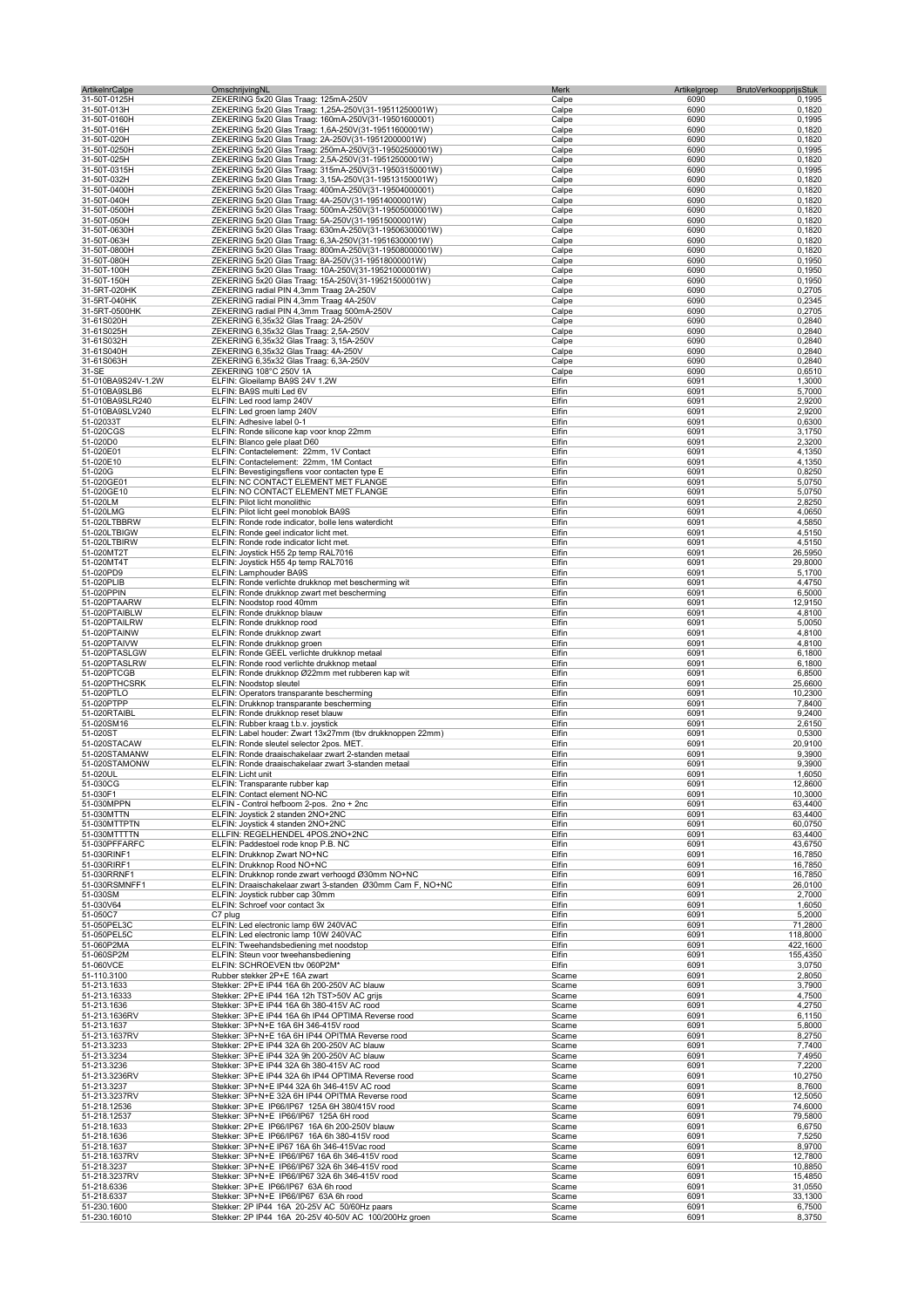| ArtikelnrCalpe | OmschrijvingNL | Merk | Artikelgroep | BrutoVerkoopprijsStuk |
|---|---|---|---|---|
| 31-50T-0125H | ZEKERING 5x20 Glas Traag: 125mA-250V | Calpe | 6090 | 0,1995 |
| 31-50T-013H | ZEKERING 5x20 Glas Traag: 1,25A-250V(31-19511250001W) | Calpe | 6090 | 0,1820 |
| 31-50T-0160H | ZEKERING 5x20 Glas Traag: 160mA-250V(31-19501600001) | Calpe | 6090 | 0,1995 |
| 31-50T-016H | ZEKERING 5x20 Glas Traag: 1,6A-250V(31-19511600001W) | Calpe | 6090 | 0,1820 |
| 31-50T-020H | ZEKERING 5x20 Glas Traag: 2A-250V(31-19512000001W) | Calpe | 6090 | 0,1820 |
| 31-50T-0250H | ZEKERING 5x20 Glas Traag: 250mA-250V(31-19502500001W) | Calpe | 6090 | 0,1995 |
| 31-50T-025H | ZEKERING 5x20 Glas Traag: 2,5A-250V(31-19512500001W) | Calpe | 6090 | 0,1820 |
| 31-50T-0315H | ZEKERING 5x20 Glas Traag: 315mA-250V(31-19503150001W) | Calpe | 6090 | 0,1995 |
| 31-50T-032H | ZEKERING 5x20 Glas Traag: 3,15A-250V(31-19513150001W) | Calpe | 6090 | 0,1820 |
| 31-50T-0400H | ZEKERING 5x20 Glas Traag: 400mA-250V(31-19504000001) | Calpe | 6090 | 0,1820 |
| 31-50T-040H | ZEKERING 5x20 Glas Traag: 4A-250V(31-19514000001W) | Calpe | 6090 | 0,1820 |
| 31-50T-0500H | ZEKERING 5x20 Glas Traag: 500mA-250V(31-19505000001W) | Calpe | 6090 | 0,1820 |
| 31-50T-050H | ZEKERING 5x20 Glas Traag: 5A-250V(31-19515000001W) | Calpe | 6090 | 0,1820 |
| 31-50T-0630H | ZEKERING 5x20 Glas Traag: 630mA-250V(31-19506300001W) | Calpe | 6090 | 0,1820 |
| 31-50T-063H | ZEKERING 5x20 Glas Traag: 6,3A-250V(31-19516300001W) | Calpe | 6090 | 0,1820 |
| 31-50T-0800H | ZEKERING 5x20 Glas Traag: 800mA-250V(31-19508000001W) | Calpe | 6090 | 0,1820 |
| 31-50T-080H | ZEKERING 5x20 Glas Traag: 8A-250V(31-19518000001W) | Calpe | 6090 | 0,1950 |
| 31-50T-100H | ZEKERING 5x20 Glas Traag: 10A-250V(31-19521000001W) | Calpe | 6090 | 0,1950 |
| 31-50T-150H | ZEKERING 5x20 Glas Traag: 15A-250V(31-19521500001W) | Calpe | 6090 | 0,1950 |
| 31-5RT-020HK | ZEKERING radial PIN 4,3mm Traag 2A-250V | Calpe | 6090 | 0,2705 |
| 31-5RT-040HK | ZEKERING radial PIN 4,3mm Traag 4A-250V | Calpe | 6090 | 0,2345 |
| 31-5RT-0500HK | ZEKERING radial PIN 4,3mm Traag 500mA-250V | Calpe | 6090 | 0,2705 |
| 31-61S020H | ZEKERING 6,35x32 Glas Traag: 2A-250V | Calpe | 6090 | 0,2840 |
| 31-61S025H | ZEKERING 6,35x32 Glas Traag: 2,5A-250V | Calpe | 6090 | 0,2840 |
| 31-61S032H | ZEKERING 6,35x32 Glas Traag: 3,15A-250V | Calpe | 6090 | 0,2840 |
| 31-61S040H | ZEKERING 6,35x32 Glas Traag: 4A-250V | Calpe | 6090 | 0,2840 |
| 31-61S063H | ZEKERING 6,35x32 Glas Traag: 6,3A-250V | Calpe | 6090 | 0,2840 |
| 31-SE | ZEKERING 108°C 250V 1A | Calpe | 6090 | 0,6510 |
| 51-010BA9S24V-1.2W | ELFIN: Gloeilamp BA9S 24V 1.2W | Elfin | 6091 | 1,3000 |
| 51-010BA9SLB6 | ELFIN: BA9S multi Led 6V | Elfin | 6091 | 5,7000 |
| 51-010BA9SLR240 | ELFIN: Led rood lamp 240V | Elfin | 6091 | 2,9200 |
| 51-010BA9SLV240 | ELFIN: Led groen lamp 240V | Elfin | 6091 | 2,9200 |
| 51-02033T | ELFIN: Adhesive label 0-1 | Elfin | 6091 | 0,6300 |
| 51-020CGS | ELFIN: Ronde silicone kap voor knop 22mm | Elfin | 6091 | 3,1750 |
| 51-020D0 | ELFIN: Blanco gele plaat D60 | Elfin | 6091 | 2,3200 |
| 51-020E01 | ELFIN: Contactelement: 22mm, 1V Contact | Elfin | 6091 | 4,1350 |
| 51-020E10 | ELFIN: Contactelement: 22mm, 1M Contact | Elfin | 6091 | 4,1350 |
| 51-020G | ELFIN: Bevestigingsflens voor contacten type E | Elfin | 6091 | 0,8250 |
| 51-020GE01 | ELFIN: NC CONTACT ELEMENT MET FLANGE | Elfin | 6091 | 5,0750 |
| 51-020GE10 | ELFIN: NO CONTACT ELEMENT MET FLANGE | Elfin | 6091 | 5,0750 |
| 51-020LM | ELFIN: Pilot licht monolithic | Elfin | 6091 | 2,8250 |
| 51-020LMG | ELFIN: Pilot licht geel monoblok BA9S | Elfin | 6091 | 4,0650 |
| 51-020LTBBRW | ELFIN: Ronde rode indicator, bolle lens waterdicht | Elfin | 6091 | 4,5850 |
| 51-020LTBIGW | ELFIN: Ronde geel indicator licht met. | Elfin | 6091 | 4,5150 |
| 51-020LTBIRW | ELFIN: Ronde rode indicator licht met. | Elfin | 6091 | 4,5150 |
| 51-020MT2T | ELFIN: Joystick H55 2p temp RAL7016 | Elfin | 6091 | 26,5950 |
| 51-020MT4T | ELFIN: Joystick H55 4p temp RAL7016 | Elfin | 6091 | 29,8000 |
| 51-020PD9 | ELFIN: Lamphouder BA9S | Elfin | 6091 | 5,1700 |
| 51-020PLIB | ELFIN: Ronde verlichte drukknop met bescherming wit | Elfin | 6091 | 4,4750 |
| 51-020PPIN | ELFIN: Ronde drukknop zwart met bescherming | Elfin | 6091 | 6,5000 |
| 51-020PTAARW | ELFIN: Noodstop rood 40mm | Elfin | 6091 | 12,9150 |
| 51-020PTAIBLW | ELFIN: Ronde drukknop blauw | Elfin | 6091 | 4,8100 |
| 51-020PTAILRW | ELFIN: Ronde drukknop rood | Elfin | 6091 | 5,0050 |
| 51-020PTAINW | ELFIN: Ronde drukknop zwart | Elfin | 6091 | 4,8100 |
| 51-020PTAIVW | ELFIN: Ronde drukknop groen | Elfin | 6091 | 4,8100 |
| 51-020PTASLGW | ELFIN: Ronde GEEL verlichte drukknop metaal | Elfin | 6091 | 6,1800 |
| 51-020PTASLRW | ELFIN: Ronde rood verlichte drukknop metaal | Elfin | 6091 | 6,1800 |
| 51-020PTCGB | ELFIN: Ronde drukknop Ø22mm met rubberen kap wit | Elfin | 6091 | 6,8500 |
| 51-020PTHCSRK | ELFIN: Noodstop sleutel | Elfin | 6091 | 25,6600 |
| 51-020PTLO | ELFIN: Operators transparante bescherming | Elfin | 6091 | 10,2300 |
| 51-020PTPP | ELFIN: Drukknop transparante bescherming | Elfin | 6091 | 7,8400 |
| 51-020RTAIBL | ELFIN: Ronde drukknop reset blauw | Elfin | 6091 | 9,2400 |
| 51-020SM16 | ELFIN: Rubber kraag t.b.v. joystick | Elfin | 6091 | 2,6150 |
| 51-020ST | ELFIN: Label houder: Zwart 13x27mm (tbv drukknoppen 22mm) | Elfin | 6091 | 0,5300 |
| 51-020STACAW | ELFIN: Ronde sleutel selector 2pos. MET. | Elfin | 6091 | 20,9100 |
| 51-020STAMANW | ELFIN: Ronde draaischakelaar zwart 2-standen metaal | Elfin | 6091 | 9,3900 |
| 51-020STAMONW | ELFIN: Ronde draaischakelaar zwart 3-standen metaal | Elfin | 6091 | 9,3900 |
| 51-020UL | ELFIN: Licht unit | Elfin | 6091 | 1,6050 |
| 51-030CG | ELFIN: Transparante rubber kap | Elfin | 6091 | 12,8600 |
| 51-030F1 | ELFIN: Contact element NO-NC | Elfin | 6091 | 10,3000 |
| 51-030MPPN | ELFIN - Control hefboom 2-pos. 2no + 2nc | Elfin | 6091 | 63,4400 |
| 51-030MTTN | ELFIN: Joystick 2 standen 2NO+2NC | Elfin | 6091 | 63,4400 |
| 51-030MTTPTN | ELFIN: Joystick 4 standen 2NO+2NC | Elfin | 6091 | 60,0750 |
| 51-030MTTTTN | ELLFIN: REGELHENDEL 4POS.2NO+2NC | Elfin | 6091 | 63,4400 |
| 51-030PFFARFC | ELFIN: Paddestoel rode knop P.B. NC | Elfin | 6091 | 43,6750 |
| 51-030RINF1 | ELFIN: Drukknop Zwart NO+NC | Elfin | 6091 | 16,7850 |
| 51-030RIRF1 | ELFIN: Drukknop Rood NO+NC | Elfin | 6091 | 16,7850 |
| 51-030RRNF1 | ELFIN: Drukknop ronde zwart verhoogd Ø30mm NO+NC | Elfin | 6091 | 16,7850 |
| 51-030RSMNFF1 | ELFIN: Draaischakelaar zwart 3-standen Ø30mm Cam F, NO+NC | Elfin | 6091 | 26,0100 |
| 51-030SM | ELFIN: Joystick rubber cap 30mm | Elfin | 6091 | 2,7000 |
| 51-030V64 | ELFIN: Schroef voor contact 3x | Elfin | 6091 | 1,6050 |
| 51-050C7 | C7 plug | Elfin | 6091 | 5,2000 |
| 51-050PEL3C | ELFIN: Led electronic lamp 6W 240VAC | Elfin | 6091 | 71,2800 |
| 51-050PEL5C | ELFIN: Led electronic lamp 10W 240VAC | Elfin | 6091 | 118,8000 |
| 51-060P2MA | ELFIN: Tweehandsbediening met noodstop | Elfin | 6091 | 422,1600 |
| 51-060SP2M | ELFIN: Steun voor tweehandsbediening | Elfin | 6091 | 155,4350 |
| 51-060VCE | ELFIN: SCHROEVEN tbv 060P2M* | Elfin | 6091 | 3,0750 |
| 51-110.3100 | Rubber stekker 2P+E 16A zwart | Scame | 6091 | 2,8050 |
| 51-213.1633 | Stekker: 2P+E IP44 16A 6h 200-250V AC blauw | Scame | 6091 | 3,7900 |
| 51-213.16333 | Stekker: 2P+E IP44 16A 12h TST>50V AC grijs | Scame | 6091 | 4,7500 |
| 51-213.1636 | Stekker: 3P+E IP44 16A 6h 380-415V AC rood | Scame | 6091 | 4,2750 |
| 51-213.1636RV | Stekker: 3P+E IP44 16A 6h IP44 OPTIMA Reverse rood | Scame | 6091 | 6,1150 |
| 51-213.1637 | Stekker: 3P+N+E 16A 6H 346-415V rood | Scame | 6091 | 5,8000 |
| 51-213.1637RV | Stekker: 3P+N+E 16A 6H IP44 OPITMA Reverse rood | Scame | 6091 | 8,2750 |
| 51-213.3233 | Stekker: 2P+E IP44 32A 6h 200-250V AC blauw | Scame | 6091 | 7,7400 |
| 51-213.3234 | Stekker: 2P+E IP44 32A 9h 200-250V AC blauw | Scame | 6091 | 7,4950 |
| 51-213.3236 | Stekker: 3P+E IP44 32A 6h 380-415V AC rood | Scame | 6091 | 7,2200 |
| 51-213.3236RV | Stekker: 3P+E IP44 32A 6h IP44 OPTIMA Reverse rood | Scame | 6091 | 10,2750 |
| 51-213.3237 | Stekker: 3P+N+E IP44 32A 6h 346-415V AC rood | Scame | 6091 | 8,7600 |
| 51-213.3237RV | Stekker: 3P+N+E 32A 6H IP44 OPITMA Reverse rood | Scame | 6091 | 12,5050 |
| 51-218.12536 | Stekker: 3P+E IP66/IP67 125A 6H 380/415V rood | Scame | 6091 | 74,6000 |
| 51-218.12537 | Stekker: 3P+N+E IP66/IP67 125A 6H rood | Scame | 6091 | 79,5800 |
| 51-218.1633 | Stekker: 2P+E IP66/IP67 16A 6h 200-250V blauw | Scame | 6091 | 6,6750 |
| 51-218.1636 | Stekker: 3P+E IP66/IP67 16A 6h 380-415V rood | Scame | 6091 | 7,5250 |
| 51-218.1637 | Stekker: 3P+N+E IP67 16A 6h 346-415Vac rood | Scame | 6091 | 8,9700 |
| 51-218.1637RV | Stekker: 3P+N+E IP66/IP67 16A 6h 346-415V rood | Scame | 6091 | 12,7800 |
| 51-218.3237 | Stekker: 3P+N+E IP66/IP67 32A 6h 346-415V rood | Scame | 6091 | 10,8850 |
| 51-218.3237RV | Stekker: 3P+N+E IP66/IP67 32A 6h 346-415V rood | Scame | 6091 | 15,4850 |
| 51-218.6336 | Stekker: 3P+E IP66/IP67 63A 6h rood | Scame | 6091 | 31,0550 |
| 51-218.6337 | Stekker: 3P+N+E IP66/IP67 63A 6h rood | Scame | 6091 | 33,1300 |
| 51-230.1600 | Stekker: 2P IP44 16A 20-25V AC 50/60Hz paars | Scame | 6091 | 6,7500 |
| 51-230.16010 | Stekker: 2P IP44 16A 20-25V 40-50V AC 100/200Hz groen | Scame | 6091 | 8,3750 |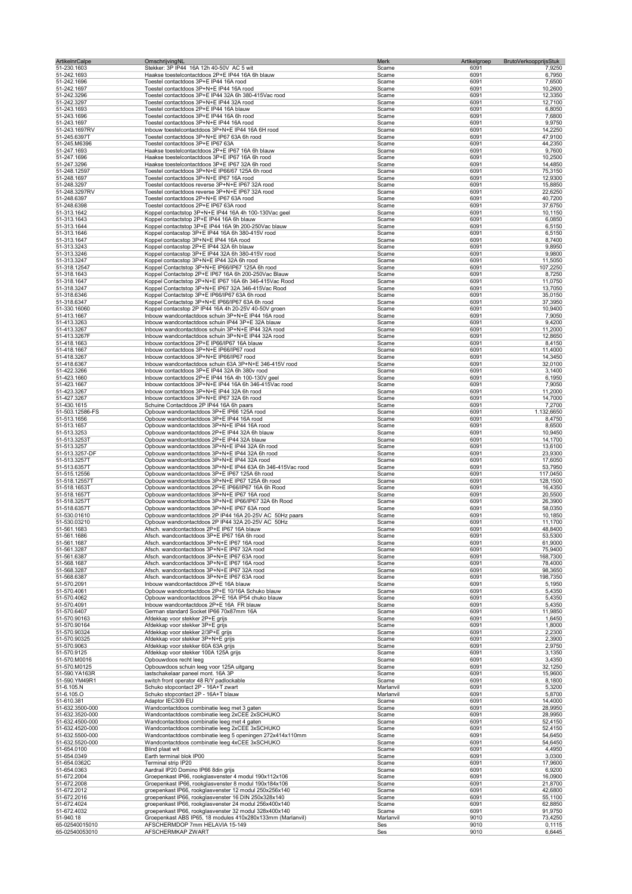| ArtikelnrCalpe | OmschrijvingNL | Merk | Artikelgroep | BrutoVerkoopprijsStuk |
|---|---|---|---|---|
| 51-230.1603 | Stekker: 3P IP44 16A 12h 40-50V AC 5 wit | Scame | 6091 | 7,9250 |
| 51-242.1693 | Haakse toestelcontactdoos 2P+E IP44 16A 6h blauw | Scame | 6091 | 6,7950 |
| 51-242.1696 | Toestel contactdoos 3P+E IP44 16A rood | Scame | 6091 | 7,6500 |
| 51-242.1697 | Toestel contactdoos 3P+N+E IP44 16A rood | Scame | 6091 | 10,2600 |
| 51-242.3296 | Toestel contactdoos 3P+E IP44 32A 6h 380-415Vac rood | Scame | 6091 | 12,3350 |
| 51-242.3297 | Toestel contactdoos 3P+N+E IP44 32A rood | Scame | 6091 | 12,7100 |
| 51-243.1693 | Toestel contactdoos 2P+E IP44 16A blauw | Scame | 6091 | 6,8050 |
| 51-243.1696 | Toestel contactdoos 3P+E IP44 16A 6h rood | Scame | 6091 | 7,6800 |
| 51-243.1697 | Toestel contactdoos 3P+N+E IP44 16A rood | Scame | 6091 | 9,9750 |
| 51-243.1697RV | Inbouw toestelcontactdoos 3P+N+E IP44 16A 6H rood | Scame | 6091 | 14,2250 |
| 51-245.6397T | Toestel contactdoos 3P+N+E IP67 63A 6h rood | Scame | 6091 | 47,9100 |
| 51-245.M6396 | Toestel contactdoos 3P+E IP67 63A | Scame | 6091 | 44,2350 |
| 51-247.1693 | Haakse toestelcontactdoos 2P+E IP67 16A 6h blauw | Scame | 6091 | 9,7600 |
| 51-247.1696 | Haakse toestelcontactdoos 3P+E IP67 16A 6h rood | Scame | 6091 | 10,2500 |
| 51-247.3296 | Haakse toestelcontactdoos 3P+E IP67 32A 6h rood | Scame | 6091 | 14,4850 |
| 51-248.12597 | Toestel contactdoos 3P+N+E IP66/67 125A 6h rood | Scame | 6091 | 75,3150 |
| 51-248.1697 | Toestel contactdoos 3P+N+E IP67 16A rood | Scame | 6091 | 12,9300 |
| 51-248.3297 | Toestel contactdoos reverse 3P+N+E IP67 32A rood | Scame | 6091 | 15,8850 |
| 51-248.3297RV | Toestel contactdoos reverse 3P+N+E IP67 32A rood | Scame | 6091 | 22,6250 |
| 51-248.6397 | Toestel contactdoos 2P+N+E IP67 63A rood | Scame | 6091 | 40,7200 |
| 51-248.6398 | Toestel contactdoos 2P+E IP67 63A rood | Scame | 6091 | 37,6750 |
| 51-313.1642 | Koppel contactstop 3P+N+E IP44 16A 4h 100-130Vac geel | Scame | 6091 | 10,1150 |
| 51-313.1643 | Koppel contactstop 2P+E IP44 16A 6h blauw | Scame | 6091 | 6,0850 |
| 51-313.1644 | Koppel contactstop 3P+E IP44 16A 9h 200-250Vac blauw | Scame | 6091 | 6,5150 |
| 51-313.1646 | Koppel contactstop 3P+E IP44 16A 6h 380-415V rood | Scame | 6091 | 6,5150 |
| 51-313.1647 | Koppel contacstop 3P+N+E IP44 16A rood | Scame | 6091 | 8,7400 |
| 51-313.3243 | Koppel contacstop 2P+E IP44 32A 6h blauw | Scame | 6091 | 9,8950 |
| 51-313.3246 | Koppel contacstop 3P+E IP44 32A 6h 380-415V rood | Scame | 6091 | 9,9800 |
| 51-313.3247 | Koppel contacstop 3P+N+E IP44 32A 6h rood | Scame | 6091 | 11,5050 |
| 51-318.12547 | Koppel Contactstop 3P+N+E IP66/IP67 125A 6h rood | Scame | 6091 | 107,2250 |
| 51-318.1643 | Koppel Contactstop 2P+E IP67 16A 6h 200-250Vac Blauw | Scame | 6091 | 8,7250 |
| 51-318.1647 | Koppel Contactstop 2P+N+E IP67 16A 6h 346-415Vac Rood | Scame | 6091 | 11,0750 |
| 51-318.3247 | Koppel Contactstop 3P+N+E IP67 32A 346-415Vac Rood | Scame | 6091 | 13,7050 |
| 51-318.6346 | Koppel Contactstop 3P+E IP66/IP67 63A 6h rood | Scame | 6091 | 35,0150 |
| 51-318.6347 | Koppel Contactstop 3P+N+E IP66/IP67 63A 6h rood | Scame | 6091 | 37,3950 |
| 51-330.16060 | Koppel contacstop 2P IP44 16A 4h 20-25V 40-50V groen | Scame | 6091 | 10,9400 |
| 51-413.1667 | Inbouw wandcontactdoos schuin 3P+N+E IP44 16A rood | Scame | 6091 | 7,9050 |
| 51-413.3263 | Inbouw wandcontactdoos schuin IP44 3P+E 32A blauw | Scame | 6091 | 9,4200 |
| 51-413.3267 | Inbouw wandcontactdoos schuin 3P+N+E IP44 32A rood | Scame | 6091 | 11,2000 |
| 51-413.3267F | Inbouw wandcontactdoos schuin 3P+N+E IP44 32A rood | Scame | 6091 | 12,8650 |
| 51-418.1663 | Inbouw contactdoos 2P+E IP66/IP67 16A blauw | Scame | 6091 | 8,4150 |
| 51-418.1667 | Inbouw contactdoos 3P+N+E IP66/IP67 rood | Scame | 6091 | 11,4000 |
| 51-418.3267 | Inbouw contactdoos 3P+N+E IP66/IP67 rood | Scame | 6091 | 14,3450 |
| 51-418.6367 | Inbouw wandcontactdoos schuin 63A 3P+N+E 346-415V rood | Scame | 6091 | 32,0100 |
| 51-422.3266 | Inbouw contactdoos 3P+E IP44 32A 6h 380v rood | Scame | 6091 | 3,1400 |
| 51-423.1660 | Inbouw contactdoos 2P+E IP44 16A 4h 100-130V geel | Scame | 6091 | 6,1950 |
| 51-423.1667 | Inbouw contactdoos 3P+N+E IP44 16A 6h 346-415Vac rood | Scame | 6091 | 7,9050 |
| 51-423.3267 | Inbouw contactdoos 3P+N+E IP44 32A 6h rood | Scame | 6091 | 11,2000 |
| 51-427.3267 | Inbouw contactdoos 3P+N+E IP67 32A 6h rood | Scame | 6091 | 14,7000 |
| 51-430.1615 | Schuine Contactdoos 2P IP44 16A 6h paars | Scame | 6091 | 7,2700 |
| 51-503.12586-FS | Opbouw wandcontactdoos 3P+E IP66 125A rood | Scame | 6091 | 1.132,6650 |
| 51-513.1656 | Opbouw wandcontactdoos 3P+E IP44 16A rood | Scame | 6091 | 8,4750 |
| 51-513.1657 | Opbouw wandcontactdoos 3P+N+E IP44 16A rood | Scame | 6091 | 8,6500 |
| 51-513.3253 | Opbouw wandcontactdoos 2P+E IP44 32A 6h blauw | Scame | 6091 | 10,9450 |
| 51-513.3253T | Opbouw wandcontactdoos 2P+E IP44 32A blauw | Scame | 6091 | 14,1700 |
| 51-513.3257 | Opbouw wandcontactdoos 3P+N+E IP44 32A 6h rood | Scame | 6091 | 13,6100 |
| 51-513.3257-DF | Opbouw wandcontactdoos 3P+N+E IP44 32A 6h rood | Scame | 6091 | 23,9300 |
| 51-513.3257T | Opbouw wandcontactdoos 3P+N+E IP44 32A rood | Scame | 6091 | 17,6050 |
| 51-513.6357T | Opbouw wandcontactdoos 3P+N+E IP44 63A 6h 346-415Vac rood | Scame | 6091 | 53,7950 |
| 51-515.12556 | Opbouw wandcontactdoos 3P+E IP67 125A 6h rood | Scame | 6091 | 117,0450 |
| 51-518.12557T | Opbouw wandcontactdoos 3P+N+E IP67 125A 6h rood | Scame | 6091 | 128,1500 |
| 51-518.1653T | Opbouw wandcontactdoos 2P+E IP66/IP67 16A 6h Rood | Scame | 6091 | 16,4350 |
| 51-518.1657T | Opbouw wandcontactdoos 3P+N+E IP67 16A rood | Scame | 6091 | 20,5500 |
| 51-518.3257T | Opbouw wandcontactdoos 3P+N+E IP66/IP67 32A 6h Rood | Scame | 6091 | 26,3900 |
| 51-518.6357T | Opbouw wandcontactdoos 3P+N+E IP67 63A rood | Scame | 6091 | 58,0350 |
| 51-530.01610 | Opbouw wandcontactdoos 2P IP44 16A 20-25V AC 50Hz paars | Scame | 6091 | 10,1850 |
| 51-530.03210 | Opbouw wandcontactdoos 2P IP44 32A 20-25V AC 50Hz | Scame | 6091 | 11,1700 |
| 51-561.1683 | Afsch. wandcontactdoos 2P+E IP67 16A blauw | Scame | 6091 | 48,8400 |
| 51-561.1686 | Afsch. wandcontactdoos 3P+E IP67 16A 6h rood | Scame | 6091 | 53,5300 |
| 51-561.1687 | Afsch. wandcontactdoos 3P+N+E IP67 16A rood | Scame | 6091 | 61,9000 |
| 51-561.3287 | Afsch. wandcontactdoos 3P+N+E IP67 32A rood | Scame | 6091 | 75,9400 |
| 51-561.6387 | Afsch. wandcontactdoos 3P+N+E IP67 63A rood | Scame | 6091 | 168,7300 |
| 51-568.1687 | Afsch. wandcontactdoos 3P+N+E IP67 16A rood | Scame | 6091 | 78,4000 |
| 51-568.3287 | Afsch. wandcontactdoos 3P+N+E IP67 32A rood | Scame | 6091 | 98,3650 |
| 51-568.6387 | Afsch. wandcontactdoos 3P+N+E IP67 63A rood | Scame | 6091 | 198,7350 |
| 51-570.2091 | Inbouw wandcontactdoos 2P+E 16A blauw | Scame | 6091 | 5,1950 |
| 51-570.4061 | Opbouw wandcontactdoos 2P+E 10/16A Schuko blauw | Scame | 6091 | 5,4350 |
| 51-570.4062 | Opbouw wandcontactdoos 2P+E 16A IP54 chuko blauw | Scame | 6091 | 5,4350 |
| 51-570.4091 | Inbouw wandcontactdoos 2P+E 16A FR blauw | Scame | 6091 | 5,4350 |
| 51-570.6407 | German standard Socket IP66 70x87mm 16A | Scame | 6091 | 11,9850 |
| 51-570.90163 | Afdekkap voor stekker 2P+E grijs | Scame | 6091 | 1,6450 |
| 51-570.90164 | Afdekkap voor stekker 3P+E grijs | Scame | 6091 | 1,8000 |
| 51-570.90324 | Afdekkap voor stekker 2/3P+E grijs | Scame | 6091 | 2,2300 |
| 51-570.90325 | Afdekkap voor stekker 3P+N+E grijs | Scame | 6091 | 2,3900 |
| 51-570.9063 | Afdekkap voor stekker 60A 63A grijs | Scame | 6091 | 2,9750 |
| 51-570.9125 | Afdekkap voor stekker 100A 125A grijs | Scame | 6091 | 3,1350 |
| 51-570.M0016 | Opbouwdoos recht leeg | Scame | 6091 | 3,4350 |
| 51-570.M0125 | Opbouwdoos schuin leeg voor 125A uitgang | Scame | 6091 | 32,1250 |
| 51-590.YA163R | lastschakelaar paneel mont. 16A 3P | Scame | 6091 | 15,9600 |
| 51-590.YM49R1 | switch front operator 48 R/Y padlockable | Scame | 6091 | 8,1800 |
| 51-6.105.N | Schuko stopcontact 2P - 16A+T zwart | Marlanvil | 6091 | 5,3200 |
| 51-6.105.O | Schuko stopcontact 2P - 16A+T blauw | Marlanvil | 6091 | 5,8700 |
| 51-610.381 | Adaptor IEC309 EU | Scame | 6091 | 14,4000 |
| 51-632.3500-000 | Wandcontactdoos combinatie leeg met 3 gaten | Scame | 6091 | 28,9950 |
| 51-632.3520-000 | Wandcontactdoos combinatie leeg 2xCEE 2xSCHUKO | Scame | 6091 | 28,9950 |
| 51-632.4500-000 | Wandcontactdoos combinatie leeg met 4 gaten | Scame | 6091 | 52,4150 |
| 51-632.4520-000 | Wandcontactdoos combinatie leeg 2xCEE 3xSCHUKO | Scame | 6091 | 52,4150 |
| 51-632.5500-000 | Wandcontactdoos combinatie leeg 5 openingen 272x414x110mm | Scame | 6091 | 54,6450 |
| 51-632.5520-000 | Wandcontactdoos combinatie leeg 4xCEE 3xSCHUKO | Scame | 6091 | 54,6450 |
| 51-654.0100 | Blind plaat wit | Scame | 6091 | 4,4950 |
| 51-654.0349 | Earth terminal blok IP00 | Scame | 6091 | 3,0300 |
| 51-654.0362C | Terminal strip IP20 | Scame | 6091 | 17,9600 |
| 51-654.0363 | Aardrail IP20 Domino IP66 8din grijs | Scame | 6091 | 6,9200 |
| 51-672.2004 | Groepenkast IP66, rookglasvenster 4 modul 190x112x106 | Scame | 6091 | 16,0900 |
| 51-672.2008 | Groepenkast IP66, rookglasvenster 8 modul 190x184x106 | Scame | 6091 | 21,8700 |
| 51-672.2012 | groepenkast IP66, rookglasvenster 12 modul 250x256x140 | Scame | 6091 | 42,6800 |
| 51-672.2016 | groepenkast IP66, rookglasvenster 16 DIN 250x328x140 | Scame | 6091 | 55,1100 |
| 51-672.4024 | groepenkast IP66, rookglasvenster 24 modul 256x400x140 | Scame | 6091 | 62,8850 |
| 51-672.4032 | groepenkast IP66, rookglasvenster 32 modul 328x400x140 | Scame | 6091 | 91,9750 |
| 51-940.18 | Groepenkast ABS IP65, 18 modules 410x280x133mm (Marlanvil) | Marlanvil | 9010 | 73,4250 |
| 65-02540015010 | AFSCHERMDOP 7mm HELAVIA 15-149 | Ses | 9010 | 0,1115 |
| 65-02540053010 | AFSCHERMKAP ZWART | Ses | 9010 | 6,6445 |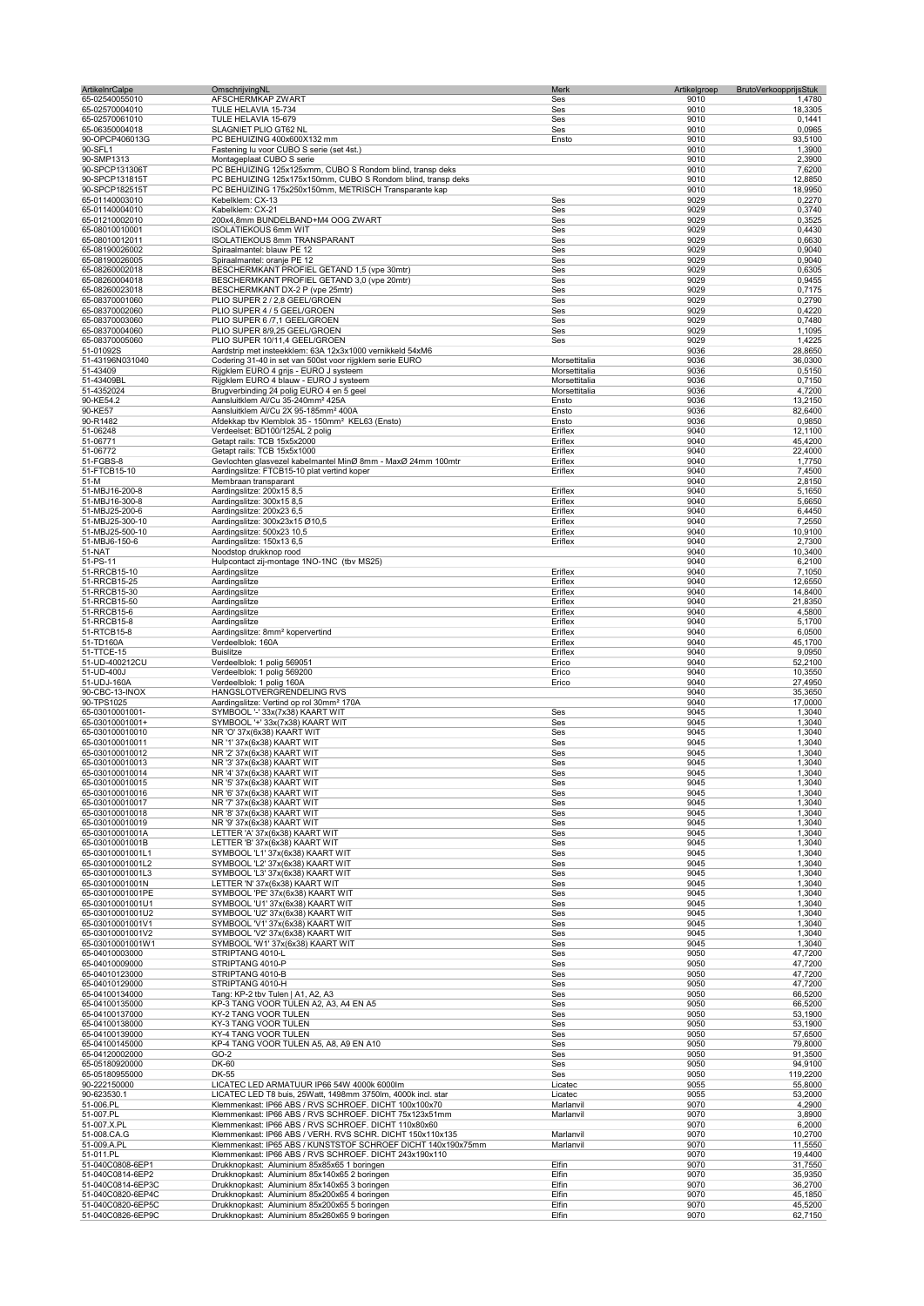| ArtikelnrCalpe | OmschrijvingNL | Merk | Artikelgroep | BrutoVerkoopprijsStuk |
|---|---|---|---|---|
| 65-02540055010 | AFSCHERMKAP ZWART | Ses | 9010 | 1,4780 |
| 65-02570004010 | TULE HELAVIA 15-734 | Ses | 9010 | 18,3305 |
| 65-02570061010 | TULE HELAVIA 15-679 | Ses | 9010 | 0,1441 |
| 65-06350004018 | SLAGNIET PLIO GT62 NL | Ses | 9010 | 0,0965 |
| 90-OPCP406013G | PC BEHUIZING 400x600X132 mm | Ensto | 9010 | 93,5100 |
| 90-SFL1 | Fastening lu voor CUBO S serie (set 4st.) | | 9010 | 1,3900 |
| 90-SMP1313 | Montageplaat CUBO S serie | | 9010 | 2,3900 |
| 90-SPCP131306T | PC BEHUIZING 125x125xmm, CUBO S Rondom blind, transp deks | | 9010 | 7,6200 |
| 90-SPCP131815T | PC BEHUIZING 125x175x150mm, CUBO S Rondom blind, transp deks | | 9010 | 12,8850 |
| 90-SPCP182515T | PC BEHUIZING 175x250x150mm, METRISCH Transparante kap | | 9010 | 18,9950 |
| 65-01140003010 | Kebelklem: CX-13 | Ses | 9029 | 0,2270 |
| 65-01140004010 | Kabelklem: CX-21 | Ses | 9029 | 0,3740 |
| 65-01210002010 | 200x4,8mm BUNDELBAND+M4 OOG ZWART | Ses | 9029 | 0,3525 |
| 65-08010010001 | ISOLATIEKOUS 6mm WIT | Ses | 9029 | 0,4430 |
| 65-08010012011 | ISOLATIEKOUS 8mm TRANSPARANT | Ses | 9029 | 0,6630 |
| 65-08190026002 | Spiraalmantel: blauw PE 12 | Ses | 9029 | 0,9040 |
| 65-08190026005 | Spiraalmantel: oranje PE 12 | Ses | 9029 | 0,9040 |
| 65-08260002018 | BESCHERMKANT PROFIEL GETAND 1,5 (vpe 30mtr) | Ses | 9029 | 0,6305 |
| 65-08260004018 | BESCHERMKANT PROFIEL GETAND 3,0 (vpe 20mtr) | Ses | 9029 | 0,9455 |
| 65-08260023018 | BESCHERMKANT DX-2 P (vpe 25mtr) | Ses | 9029 | 0,7175 |
| 65-08370001060 | PLIO SUPER 2 / 2,8 GEEL/GROEN | Ses | 9029 | 0,2790 |
| 65-08370002060 | PLIO SUPER 4 / 5 GEEL/GROEN | Ses | 9029 | 0,4220 |
| 65-08370003060 | PLIO SUPER 6 /7,1 GEEL/GROEN | Ses | 9029 | 0,7480 |
| 65-08370004060 | PLIO SUPER 8/9,25 GEEL/GROEN | Ses | 9029 | 1,1095 |
| 65-08370005060 | PLIO SUPER 10/11,4 GEEL/GROEN | Ses | 9029 | 1,4225 |
| 51-01092S | Aardstrip met insteekklem: 63A 12x3x1000 vernikkeld 54xM6 | | 9036 | 28,8650 |
| 51-43196N031040 | Codering 31-40 in set van 500st voor rijgklem serie EURO | Morsettitalia | 9036 | 36,0300 |
| 51-43409 | Rijgklem EURO 4 grijs - EURO J systeem | Morsettitalia | 9036 | 0,5150 |
| 51-43409BL | Rijgklem EURO 4 blauw - EURO J systeem | Morsettitalia | 9036 | 0,7150 |
| 51-4352024 | Brugverbinding 24 polig EURO 4 en 5 geel | Morsettitalia | 9036 | 4,7200 |
| 90-KE54.2 | Aansluitklem Al/Cu 35-240mm² 425A | Ensto | 9036 | 13,2150 |
| 90-KE57 | Aansluitklem Al/Cu 2X 95-185mm² 400A | Ensto | 9036 | 82,6400 |
| 90-R1482 | Afdekkap tbv Klemblok 35 - 150mm² KEL63 (Ensto) | Ensto | 9036 | 0,9850 |
| 51-06248 | Verdeelset: BD100/125AL 2 polig | Eriflex | 9040 | 12,1100 |
| 51-06771 | Getapt rails: TCB 15x5x2000 | Eriflex | 9040 | 45,4200 |
| 51-06772 | Getapt rails: TCB 15x5x1000 | Eriflex | 9040 | 22,4000 |
| 51-FGBS-8 | Gevlochten glasvezel kabelmantel MinØ 8mm - MaxØ 24mm 100mtr | Eriflex | 9040 | 1,7750 |
| 51-FTCB15-10 | Aardingslitze: FTCB15-10 plat vertind koper | Eriflex | 9040 | 7,4500 |
| 51-M | Membraan transparant | | 9040 | 2,8150 |
| 51-MBJ16-200-8 | Aardingslitze: 200x15 8,5 | Eriflex | 9040 | 5,1650 |
| 51-MBJ16-300-8 | Aardingslitze: 300x15 8,5 | Eriflex | 9040 | 5,6650 |
| 51-MBJ25-200-6 | Aardingslitze: 200x23 6,5 | Eriflex | 9040 | 6,4450 |
| 51-MBJ25-300-10 | Aardingslitze: 300x23x15 Ø10,5 | Eriflex | 9040 | 7,2550 |
| 51-MBJ25-500-10 | Aardingslitze: 500x23 10,5 | Eriflex | 9040 | 10,9100 |
| 51-MBJ6-150-6 | Aardingslitze: 150x13 6,5 | Eriflex | 9040 | 2,7300 |
| 51-NAT | Noodstop drukknop rood | | 9040 | 10,3400 |
| 51-PS-11 | Hulpcontact zij-montage 1NO-1NC (tbv MS25) | | 9040 | 6,2100 |
| 51-RRCB15-10 | Aardingslitze | Eriflex | 9040 | 7,1050 |
| 51-RRCB15-25 | Aardingslitze | Eriflex | 9040 | 12,6550 |
| 51-RRCB15-30 | Aardingslitze | Eriflex | 9040 | 14,8400 |
| 51-RRCB15-50 | Aardingslitze | Eriflex | 9040 | 21,8350 |
| 51-RRCB15-6 | Aardingslitze | Eriflex | 9040 | 4,5800 |
| 51-RRCB15-8 | Aardingslitze | Eriflex | 9040 | 5,1700 |
| 51-RTCB15-8 | Aardingslitze: 8mm² kopervertind | Eriflex | 9040 | 6,0500 |
| 51-TD160A | Verdeelblok: 160A | Eriflex | 9040 | 45,1700 |
| 51-TTCE-15 | Buislitze | Eriflex | 9040 | 9,0950 |
| 51-UD-400212CU | Verdeelblok: 1 polig 569051 | Erico | 9040 | 52,2100 |
| 51-UD-400J | Verdeelblok: 1 polig 569200 | Erico | 9040 | 10,3550 |
| 51-UDJ-160A | Verdeelblok: 1 polig 160A | Erico | 9040 | 27,4950 |
| 90-CBC-13-INOX | HANGSLOTVERGRENDELING RVS | | 9040 | 35,3650 |
| 90-TPS1025 | Aardingslitze: Vertind op rol 30mm² 170A | | 9040 | 17,0000 |
| 65-03010001001- | SYMBOOL '-' 33x(7x38) KAART WIT | Ses | 9045 | 1,3040 |
| 65-03010001001+ | SYMBOOL '+' 33x(7x38) KAART WIT | Ses | 9045 | 1,3040 |
| 65-030100010010 | NR 'O' 37x(6x38) KAART WIT | Ses | 9045 | 1,3040 |
| 65-030100010011 | NR '1' 37x(6x38) KAART WIT | Ses | 9045 | 1,3040 |
| 65-030100010012 | NR '2' 37x(6x38) KAART WIT | Ses | 9045 | 1,3040 |
| 65-030100010013 | NR '3' 37x(6x38) KAART WIT | Ses | 9045 | 1,3040 |
| 65-030100010014 | NR '4' 37x(6x38) KAART WIT | Ses | 9045 | 1,3040 |
| 65-030100010015 | NR '5' 37x(6x38) KAART WIT | Ses | 9045 | 1,3040 |
| 65-030100010016 | NR '6' 37x(6x38) KAART WIT | Ses | 9045 | 1,3040 |
| 65-030100010017 | NR '7' 37x(6x38) KAART WIT | Ses | 9045 | 1,3040 |
| 65-030100010018 | NR '8' 37x(6x38) KAART WIT | Ses | 9045 | 1,3040 |
| 65-030100010019 | NR '9' 37x(6x38) KAART WIT | Ses | 9045 | 1,3040 |
| 65-03010001001A | LETTER 'A' 37x(6x38) KAART WIT | Ses | 9045 | 1,3040 |
| 65-03010001001B | LETTER 'B' 37x(6x38) KAART WIT | Ses | 9045 | 1,3040 |
| 65-03010001001L1 | SYMBOOL 'L1' 37x(6x38) KAART WIT | Ses | 9045 | 1,3040 |
| 65-03010001001L2 | SYMBOOL 'L2' 37x(6x38) KAART WIT | Ses | 9045 | 1,3040 |
| 65-03010001001L3 | SYMBOOL 'L3' 37x(6x38) KAART WIT | Ses | 9045 | 1,3040 |
| 65-03010001001N | LETTER 'N' 37x(6x38) KAART WIT | Ses | 9045 | 1,3040 |
| 65-03010001001PE | SYMBOOL 'PE' 37x(6x38) KAART WIT | Ses | 9045 | 1,3040 |
| 65-03010001001U1 | SYMBOOL 'U1' 37x(6x38) KAART WIT | Ses | 9045 | 1,3040 |
| 65-03010001001U2 | SYMBOOL 'U2' 37x(6x38) KAART WIT | Ses | 9045 | 1,3040 |
| 65-03010001001V1 | SYMBOOL 'V1' 37x(6x38) KAART WIT | Ses | 9045 | 1,3040 |
| 65-03010001001V2 | SYMBOOL 'V2' 37x(6x38) KAART WIT | Ses | 9045 | 1,3040 |
| 65-03010001001W1 | SYMBOOL 'W1' 37x(6x38) KAART WIT | Ses | 9045 | 1,3040 |
| 65-04010003000 | STRIPTANG 4010-L | Ses | 9050 | 47,7200 |
| 65-04010009000 | STRIPTANG 4010-P | Ses | 9050 | 47,7200 |
| 65-04010123000 | STRIPTANG 4010-B | Ses | 9050 | 47,7200 |
| 65-04010129000 | STRIPTANG 4010-H | Ses | 9050 | 47,7200 |
| 65-04100134000 | Tang: KP-2 tbv Tulen \| A1, A2, A3 | Ses | 9050 | 66,5200 |
| 65-04100135000 | KP-3 TANG VOOR TULEN A2, A3, A4 EN A5 | Ses | 9050 | 66,5200 |
| 65-04100137000 | KY-2 TANG VOOR TULEN | Ses | 9050 | 53,1900 |
| 65-04100138000 | KY-3 TANG VOOR TULEN | Ses | 9050 | 53,1900 |
| 65-04100139000 | KY-4 TANG VOOR TULEN | Ses | 9050 | 57,6500 |
| 65-04100145000 | KP-4 TANG VOOR TULEN A5, A8, A9 EN A10 | Ses | 9050 | 79,8000 |
| 65-04120002000 | GO-2 | Ses | 9050 | 91,3500 |
| 65-05180920000 | DK-60 | Ses | 9050 | 94,9100 |
| 65-05180955000 | DK-55 | Ses | 9050 | 119,2200 |
| 90-222150000 | LICATEC LED ARMATUUR IP66 54W 4000K 6000lm | Licatec | 9055 | 55,8000 |
| 90-623530.1 | LICATEC LED T8 buis, 25Watt, 1498mm 3750lm, 4000k incl. star | Licatec | 9055 | 53,2000 |
| 51-006.PL | Klemmenkast: IP66 ABS / RVS SCHROEF. DICHT 100x100x70 | Marlanvil | 9070 | 4,2900 |
| 51-007.PL | Klemmenkast: IP66 ABS / RVS SCHROEF. DICHT 75x123x51mm | Marlanvil | 9070 | 3,8900 |
| 51-007.X.PL | Klemmenkast: IP66 ABS / RVS SCHROEF. DICHT 110x80x60 | | 9070 | 6,2000 |
| 51-008.CA.G | Klemmenkast: IP66 ABS / VERH. RVS SCHR. DICHT 150x110x135 | Marlanvil | 9070 | 10,2700 |
| 51-009.A.PL | Klemmenkast: IP65 ABS / KUNSTSTOF SCHROEF DICHT 140x190x75mm | Marlanvil | 9070 | 11,5550 |
| 51-011.PL | Klemmenkast: IP66 ABS / RVS SCHROEF. DICHT 243x190x110 | | 9070 | 19,4400 |
| 51-040C0808-6EP1 | Drukknopkast: Aluminium 85x85x65 1 boringen | Elfin | 9070 | 31,7550 |
| 51-040C0814-6EP2 | Drukknopkast: Aluminium 85x140x65 2 boringen | Elfin | 9070 | 35,9350 |
| 51-040C0814-6EP3C | Drukknopkast: Aluminium 85x140x65 3 boringen | Elfin | 9070 | 36,2700 |
| 51-040C0820-6EP4C | Drukknopkast: Aluminium 85x200x65 4 boringen | Elfin | 9070 | 45,1850 |
| 51-040C0820-6EP5C | Drukknopkast: Aluminium 85x200x65 5 boringen | Elfin | 9070 | 45,5200 |
| 51-040C0826-6EP9C | Drukknopkast: Aluminium 85x260x65 9 boringen | Elfin | 9070 | 62,7150 |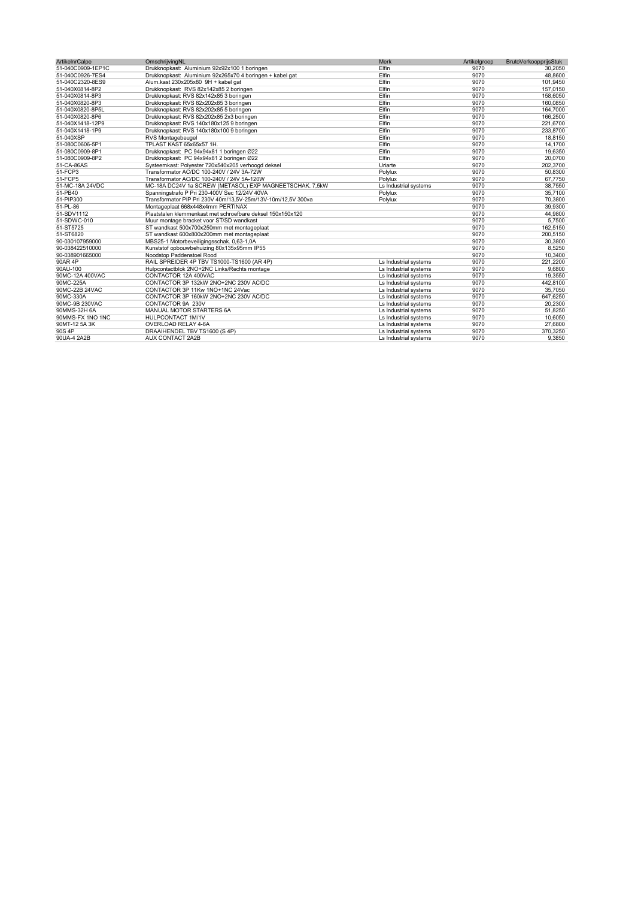| ArtikelnrCalpe | OmschrijvingNL | Merk | Artikelgroep | BrutoVerkoopprijsStuk |
|---|---|---|---|---|
| 51-040C0909-1EP1C | Drukknopkast: Aluminium 92x92x100 1 boringen | Elfin | 9070 | 30,2050 |
| 51-040C0926-7ES4 | Drukknopkast: Aluminium 92x265x70 4 boringen + kabel gat | Elfin | 9070 | 48,8600 |
| 51-040C2320-8ES9 | Alum.kast 230x205x80 9H + kabel gat | Elfin | 9070 | 101,9450 |
| 51-040X0814-8P2 | Drukknopkast: RVS 82x142x85 2 boringen | Elfin | 9070 | 157,0150 |
| 51-040X0814-8P3 | Drukknopkast: RVS 82x142x85 3 boringen | Elfin | 9070 | 158,6050 |
| 51-040X0820-8P3 | Drukknopkast: RVS 82x202x85 3 boringen | Elfin | 9070 | 160,0850 |
| 51-040X0820-8P5L | Drukknopkast: RVS 82x202x85 5 boringen | Elfin | 9070 | 164,7000 |
| 51-040X0820-8P6 | Drukknopkast: RVS 82x202x85 2x3 boringen | Elfin | 9070 | 166,2500 |
| 51-040X1418-12P9 | Drukknopkast: RVS 140x180x125 9 boringen | Elfin | 9070 | 221,6700 |
| 51-040X1418-1P9 | Drukknopkast: RVS 140x180x100 9 boringen | Elfin | 9070 | 233,8700 |
| 51-040XSP | RVS Montagebeugel | Elfin | 9070 | 18,8150 |
| 51-080C0606-5P1 | TPLAST KAST 65x65x57 1H. | Elfin | 9070 | 14,1700 |
| 51-080C0909-8P1 | Drukknopkast: PC 94x94x81 1 boringen Ø22 | Elfin | 9070 | 19,6350 |
| 51-080C0909-8P2 | Drukknopkast: PC 94x94x81 2 boringen Ø22 | Elfin | 9070 | 20,0700 |
| 51-CA-86AS | Systeemkast: Polyester 720x540x205 verhoogd deksel | Uriarte | 9070 | 202,3700 |
| 51-FCP3 | Transformator AC/DC 100-240V / 24V 3A-72W | Polylux | 9070 | 50,8300 |
| 51-FCP5 | Transformator AC/DC 100-240V / 24V 5A-120W | Polylux | 9070 | 67,7750 |
| 51-MC-18A 24VDC | MC-18A DC24V 1a SCREW (METASOL) EXP MAGNEETSCHAK. 7,5kW | Ls Industrial systems | 9070 | 38,7550 |
| 51-PB40 | Spanningstrafo P Pri 230-400V Sec 12/24V 40VA | Polylux | 9070 | 35,7100 |
| 51-PIP300 | Transformator PIP Pri 230V 40m/13,5V-25m/13V-10m/12,5V 300va | Polylux | 9070 | 70,3800 |
| 51-PL-86 | Montageplaat 668x448x4mm PERTINAX | | 9070 | 39,9300 |
| 51-SDV1112 | Plaatstalen klemmenkast met schroefbare deksel 150x150x120 | | 9070 | 44,9800 |
| 51-SDWC-010 | Muur montage bracket voor ST/SD wandkast | | 9070 | 5,7500 |
| 51-ST5725 | ST wandkast 500x700x250mm met montageplaat | | 9070 | 162,5150 |
| 51-ST6820 | ST wandkast 600x800x200mm met montageplaat | | 9070 | 200,5150 |
| 90-030107959000 | MBS25-1 Motorbeveiligingsschak. 0,63-1,0A | | 9070 | 30,3800 |
| 90-038422510000 | Kunststof opbouwbehuizing 80x135x95mm IP55 | | 9070 | 8,5250 |
| 90-038901665000 | Noodstop Paddenstoel Rood | | 9070 | 10,3400 |
| 90AR 4P | RAIL SPREIDER 4P TBV TS1000-TS1600 (AR 4P) | Ls Industrial systems | 9070 | 221,2200 |
| 90AU-100 | Hulpcontactblok 2NO+2NC Links/Rechts montage | Ls Industrial systems | 9070 | 9,6800 |
| 90MC-12A 400VAC | CONTACTOR 12A 400VAC | Ls Industrial systems | 9070 | 19,3550 |
| 90MC-225A | CONTACTOR 3P 132kW 2NO+2NC 230V AC/DC | Ls Industrial systems | 9070 | 442,8100 |
| 90MC-22B 24VAC | CONTACTOR 3P 11Kw 1NO+1NC 24Vac | Ls Industrial systems | 9070 | 35,7050 |
| 90MC-330A | CONTACTOR 3P 160kW 2NO+2NC 230V AC/DC | Ls Industrial systems | 9070 | 647,6250 |
| 90MC-9B 230VAC | CONTACTOR 9A 230V | Ls Industrial systems | 9070 | 20,2300 |
| 90MMS-32H 6A | MANUAL MOTOR STARTERS 6A | Ls Industrial systems | 9070 | 51,8250 |
| 90MMS-FX 1NO 1NC | HULPCONTACT 1M/1V | Ls Industrial systems | 9070 | 10,6050 |
| 90MT-12 5A 3K | OVERLOAD RELAY 4-6A | Ls Industrial systems | 9070 | 27,6800 |
| 90S 4P | DRAAIHENDEL TBV TS1600 (S 4P) | Ls Industrial systems | 9070 | 370,3250 |
| 90UA-4 2A2B | AUX CONTACT 2A2B | Ls Industrial systems | 9070 | 9,3850 |